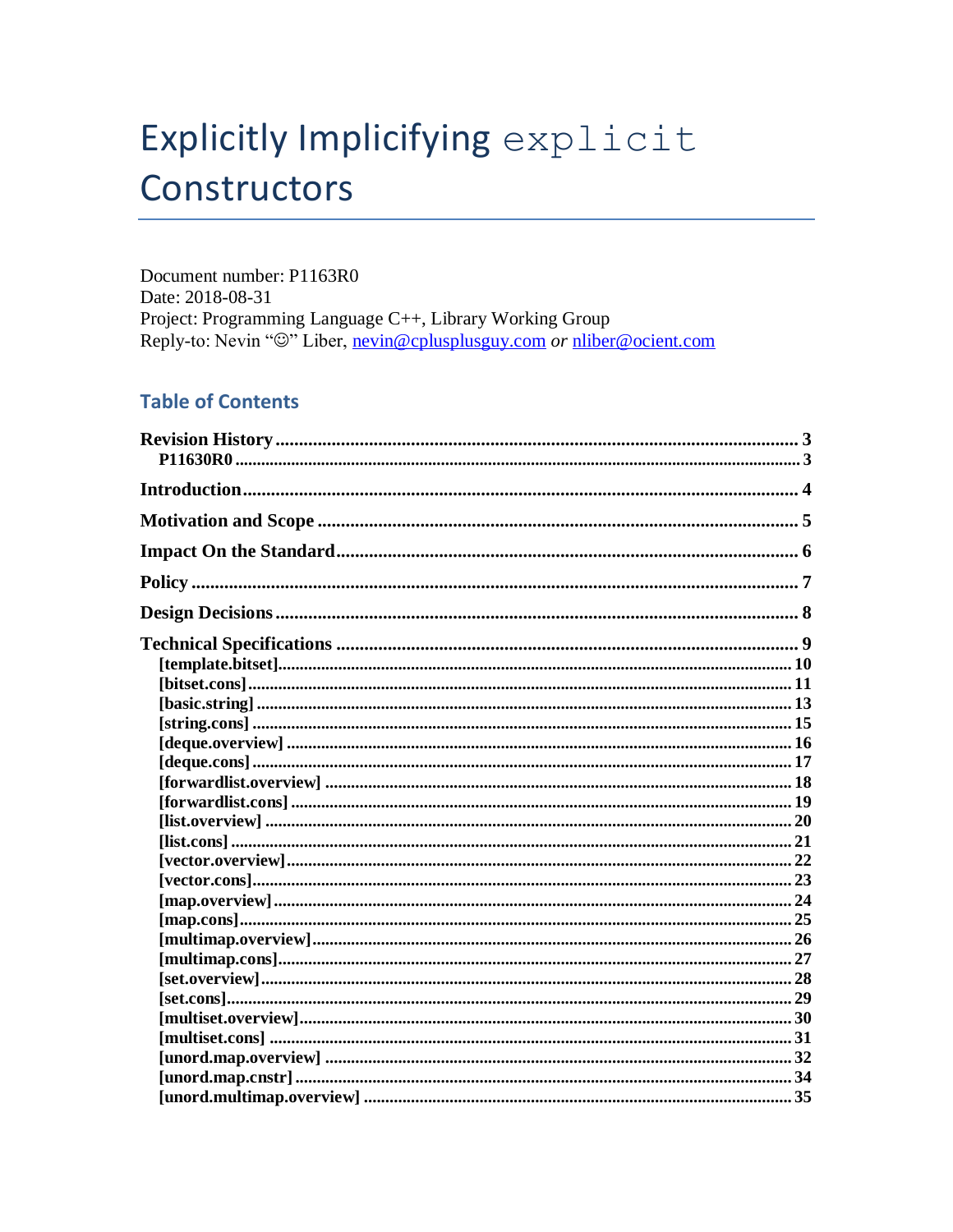# Explicitly Implicifying `explicit` Constructors

Document number: P1163R0
Date: 2018-08-31
Project: Programming Language C++, Library Working Group
Reply-to: Nevin "☺" Liber, nevin@cplusplusguy.com *or* nliber@ocient.com

## Table of Contents

**Revision History** .......... 3
  **P11630R0** .......... 3
**Introduction** .......... 4
**Motivation and Scope** .......... 5
**Impact On the Standard** .......... 6
**Policy** .......... 7
**Design Decisions** .......... 8
**Technical Specifications** .......... 9
  **[template.bitset]** .......... 10
  **[bitset.cons]** .......... 11
  **[basic.string]** .......... 13
  **[string.cons]** .......... 15
  **[deque.overview]** .......... 16
  **[deque.cons]** .......... 17
  **[forwardlist.overview]** .......... 18
  **[forwardlist.cons]** .......... 19
  **[list.overview]** .......... 20
  **[list.cons]** .......... 21
  **[vector.overview]** .......... 22
  **[vector.cons]** .......... 23
  **[map.overview]** .......... 24
  **[map.cons]** .......... 25
  **[multimap.overview]** .......... 26
  **[multimap.cons]** .......... 27
  **[set.overview]** .......... 28
  **[set.cons]** .......... 29
  **[multiset.overview]** .......... 30
  **[multiset.cons]** .......... 31
  **[unord.map.overview]** .......... 32
  **[unord.map.cnstr]** .......... 34
  **[unord.multimap.overview]** .......... 35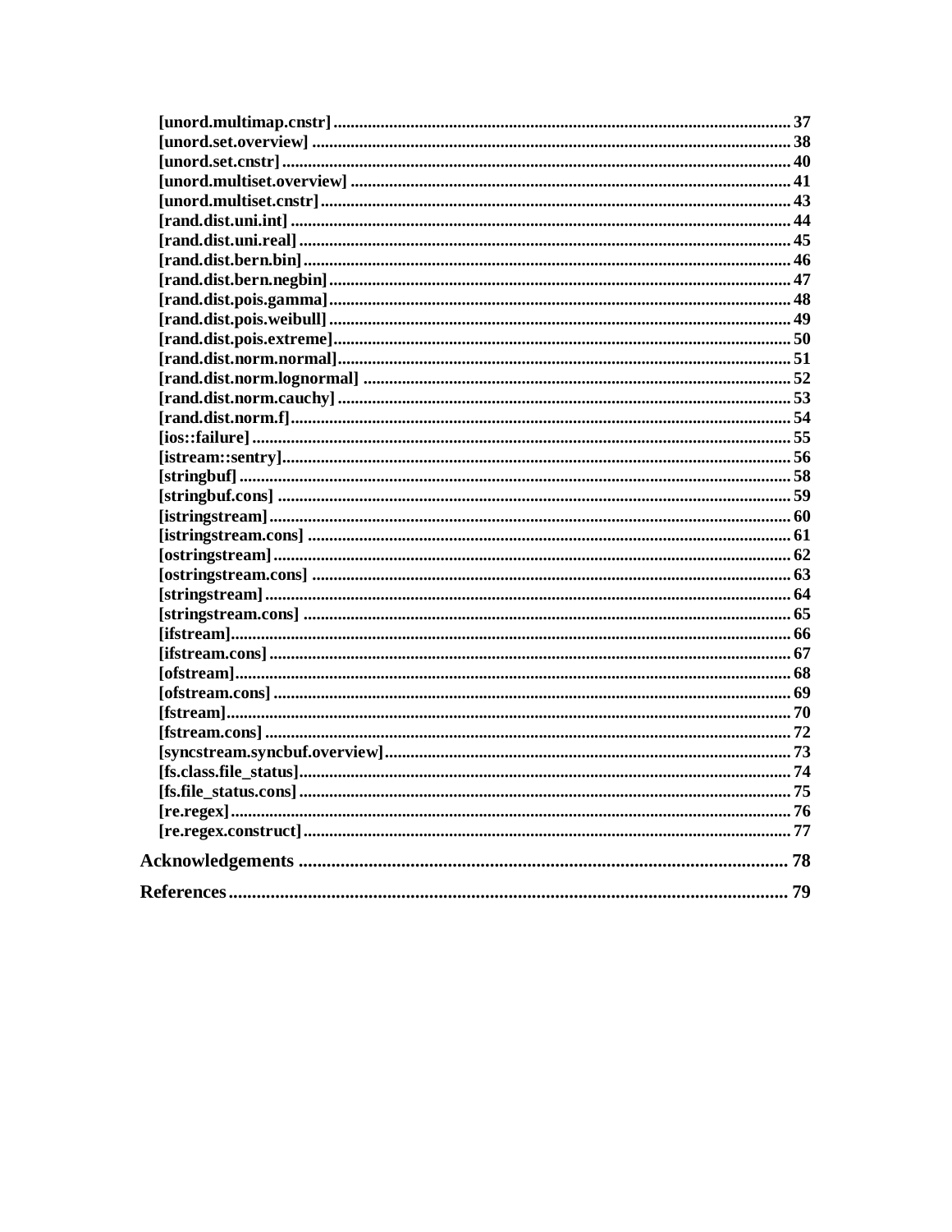[unord.multimap.cnstr] 37
[unord.set.overview] 38
[unord.set.cnstr] 40
[unord.multiset.overview] 41
[unord.multiset.cnstr] 43
[rand.dist.uni.int] 44
[rand.dist.uni.real] 45
[rand.dist.bern.bin] 46
[rand.dist.bern.negbin] 47
[rand.dist.pois.gamma] 48
[rand.dist.pois.weibull] 49
[rand.dist.pois.extreme] 50
[rand.dist.norm.normal] 51
[rand.dist.norm.lognormal] 52
[rand.dist.norm.cauchy] 53
[rand.dist.norm.f] 54
[ios::failure] 55
[istream::sentry] 56
[stringbuf] 58
[stringbuf.cons] 59
[istringstream] 60
[istringstream.cons] 61
[ostringstream] 62
[ostringstream.cons] 63
[stringstream] 64
[stringstream.cons] 65
[ifstream] 66
[ifstream.cons] 67
[ofstream] 68
[ofstream.cons] 69
[fstream] 70
[fstream.cons] 72
[syncstream.syncbuf.overview] 73
[fs.class.file_status] 74
[fs.file_status.cons] 75
[re.regex] 76
[re.regex.construct] 77

**Acknowledgements** 78

**References** 79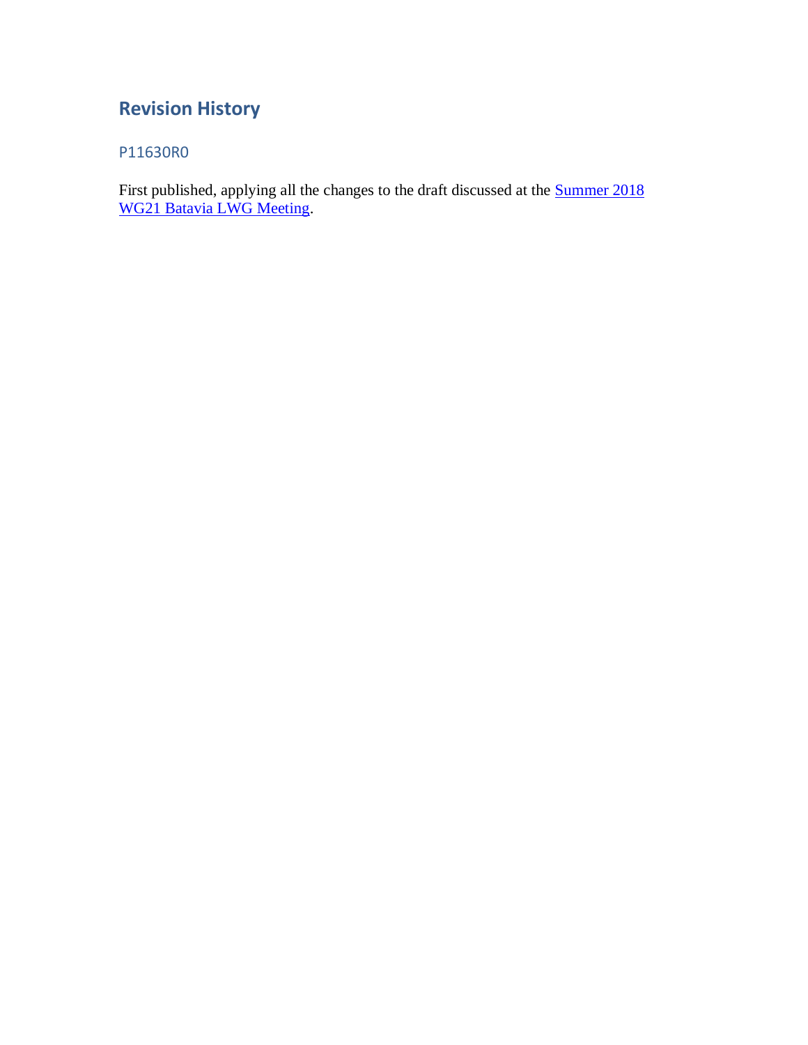# Revision History

## P11630R0

First published, applying all the changes to the draft discussed at the Summer 2018 WG21 Batavia LWG Meeting.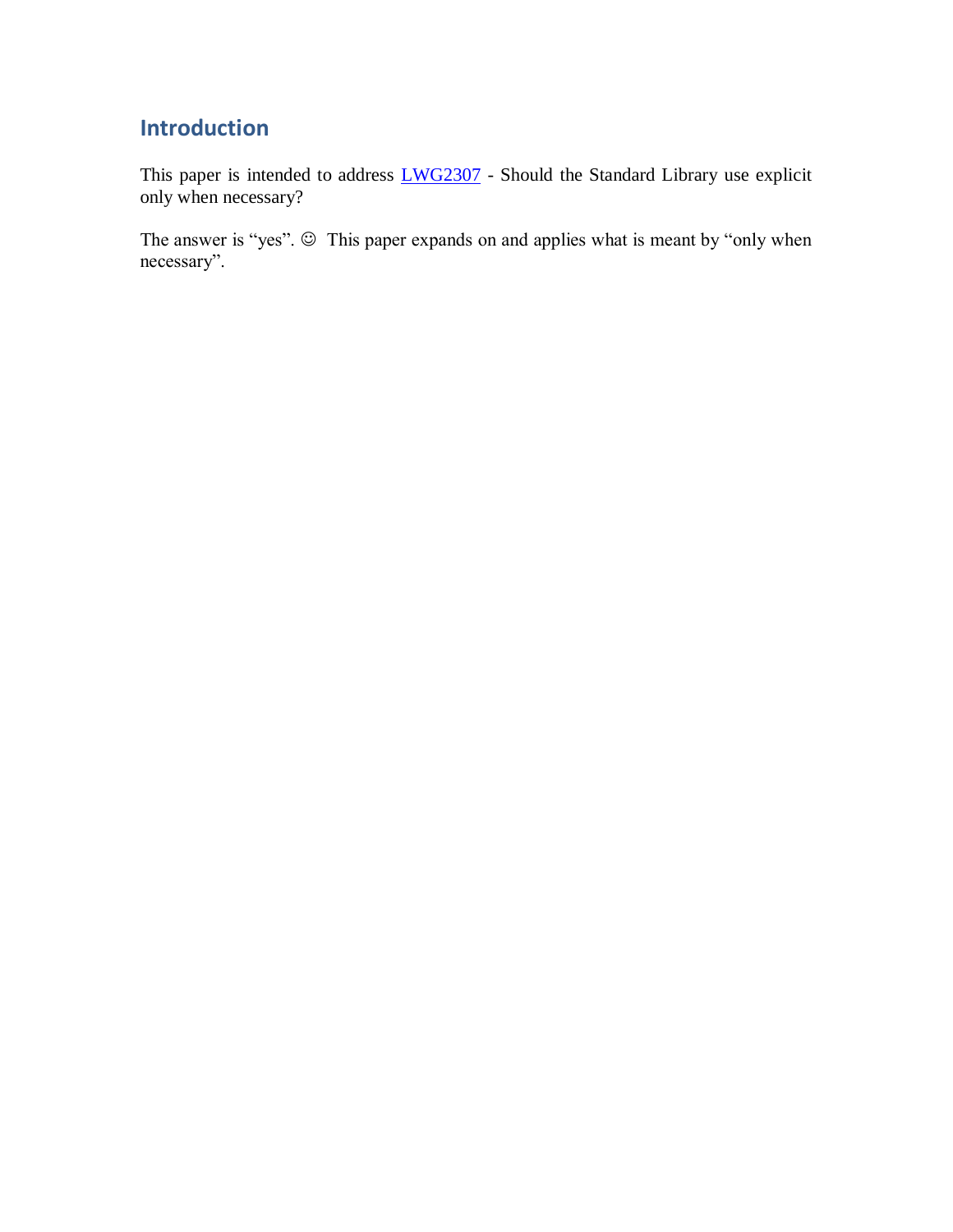## Introduction

This paper is intended to address [LWG2307](LWG2307) - Should the Standard Library use explicit only when necessary?

The answer is “yes”. ☺ This paper expands on and applies what is meant by “only when necessary”.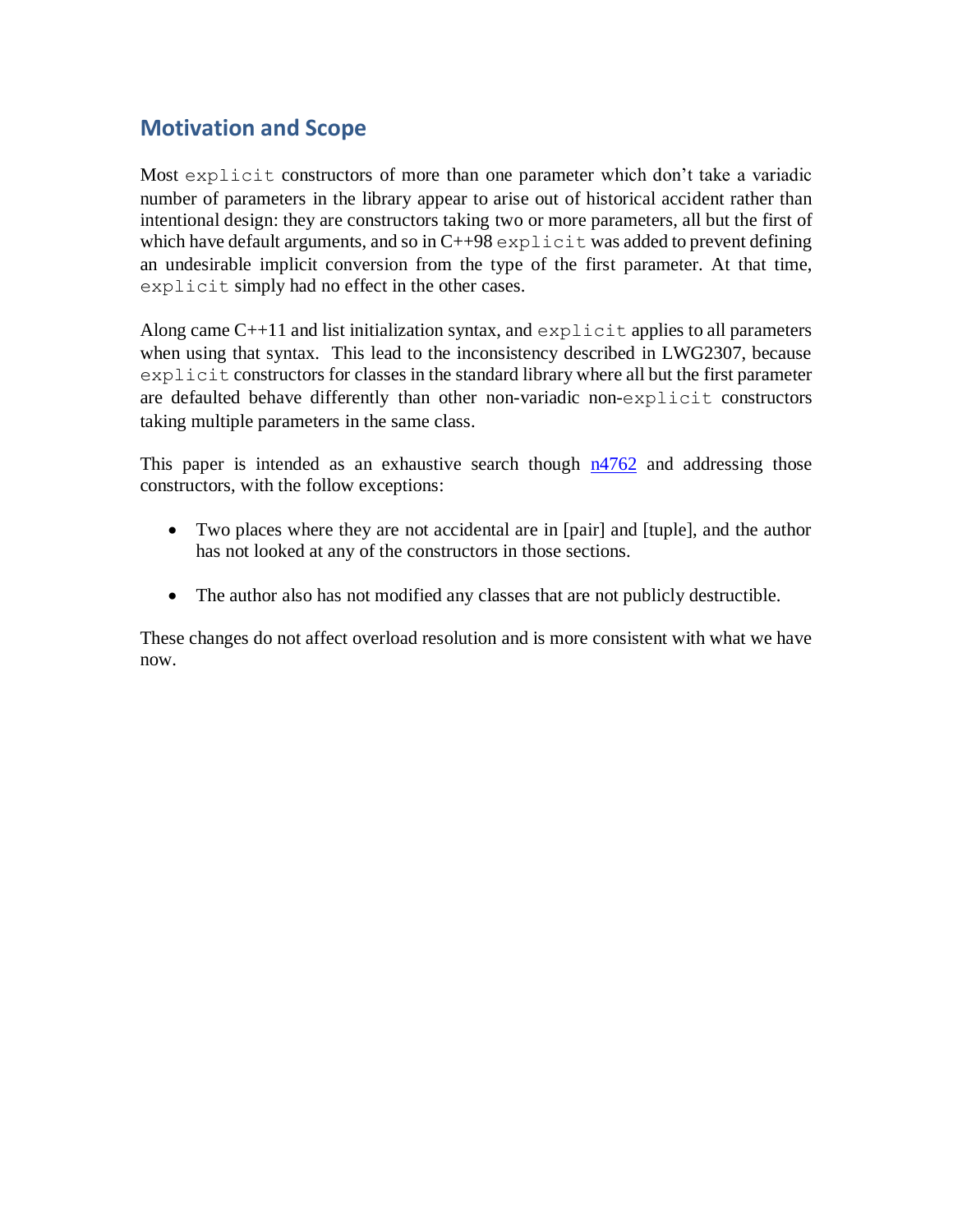## Motivation and Scope

Most `explicit` constructors of more than one parameter which don't take a variadic number of parameters in the library appear to arise out of historical accident rather than intentional design: they are constructors taking two or more parameters, all but the first of which have default arguments, and so in C++98 `explicit` was added to prevent defining an undesirable implicit conversion from the type of the first parameter. At that time, `explicit` simply had no effect in the other cases.

Along came C++11 and list initialization syntax, and `explicit` applies to all parameters when using that syntax. This lead to the inconsistency described in LWG2307, because `explicit` constructors for classes in the standard library where all but the first parameter are defaulted behave differently than other non-variadic non-`explicit` constructors taking multiple parameters in the same class.

This paper is intended as an exhaustive search though [n4762](n4762) and addressing those constructors, with the follow exceptions:

- Two places where they are not accidental are in [pair] and [tuple], and the author has not looked at any of the constructors in those sections.
- The author also has not modified any classes that are not publicly destructible.

These changes do not affect overload resolution and is more consistent with what we have now.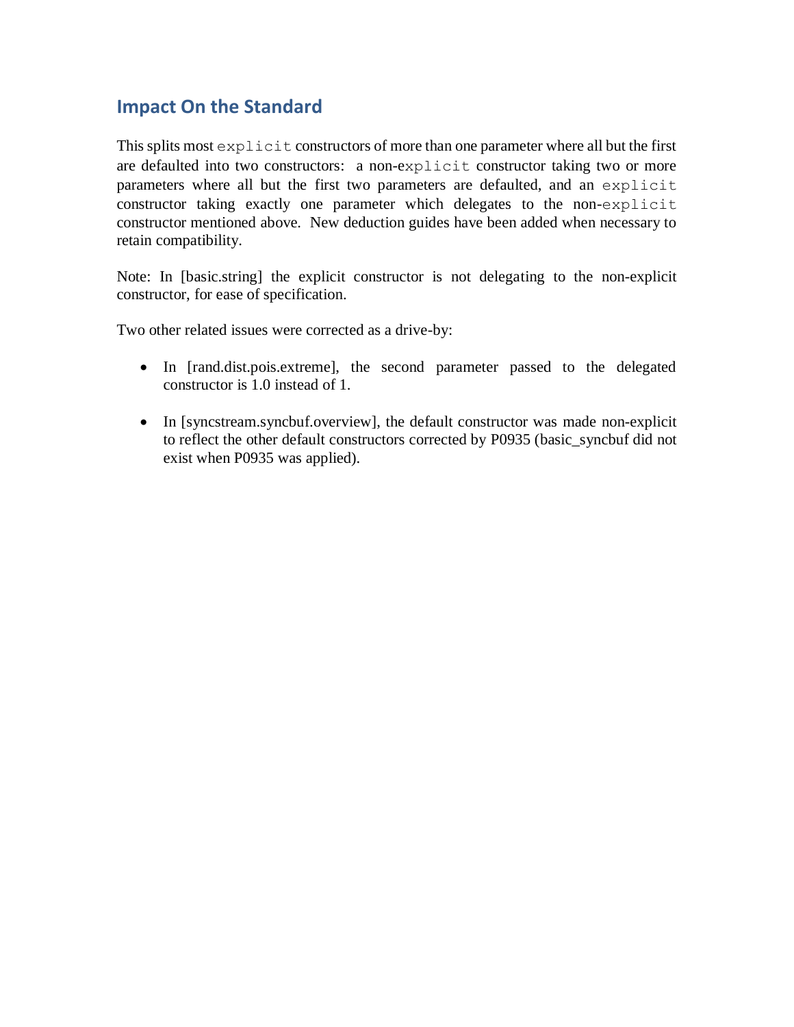## Impact On the Standard

This splits most `explicit` constructors of more than one parameter where all but the first are defaulted into two constructors: a non-`explicit` constructor taking two or more parameters where all but the first two parameters are defaulted, and an `explicit` constructor taking exactly one parameter which delegates to the non-`explicit` constructor mentioned above. New deduction guides have been added when necessary to retain compatibility.

Note: In [basic.string] the explicit constructor is not delegating to the non-explicit constructor, for ease of specification.

Two other related issues were corrected as a drive-by:

- In [rand.dist.pois.extreme], the second parameter passed to the delegated constructor is 1.0 instead of 1.
- In [syncstream.syncbuf.overview], the default constructor was made non-explicit to reflect the other default constructors corrected by P0935 (basic_syncbuf did not exist when P0935 was applied).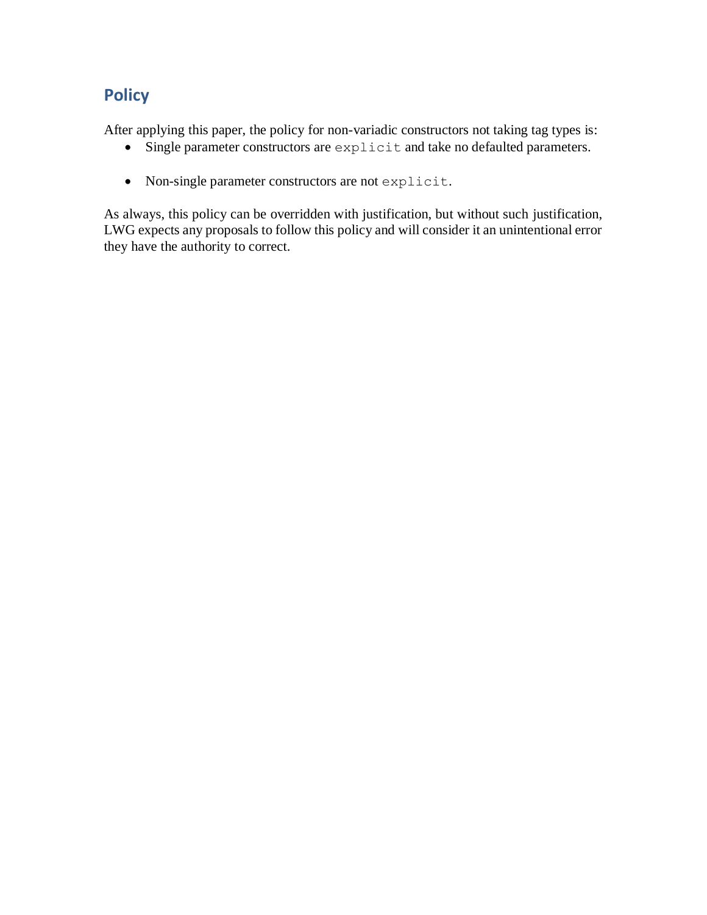## Policy

After applying this paper, the policy for non-variadic constructors not taking tag types is:

- Single parameter constructors are `explicit` and take no defaulted parameters.

- Non-single parameter constructors are not `explicit`.

As always, this policy can be overridden with justification, but without such justification, LWG expects any proposals to follow this policy and will consider it an unintentional error they have the authority to correct.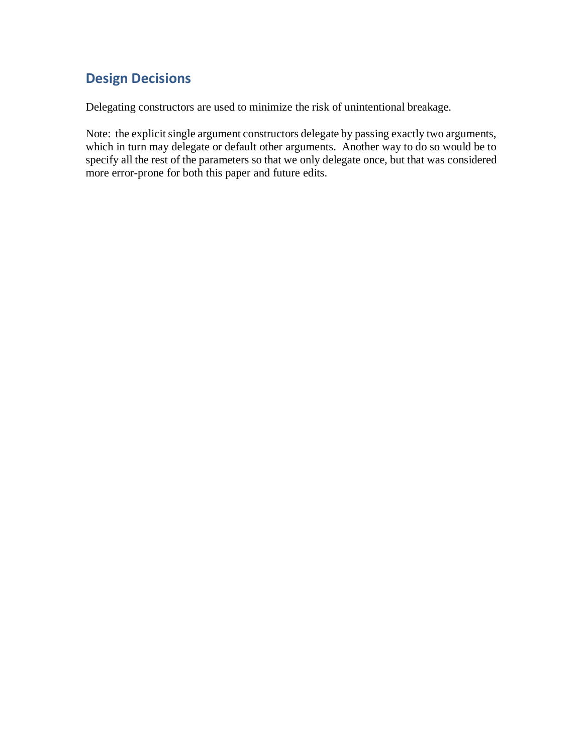## Design Decisions

Delegating constructors are used to minimize the risk of unintentional breakage.

Note: the explicit single argument constructors delegate by passing exactly two arguments, which in turn may delegate or default other arguments. Another way to do so would be to specify all the rest of the parameters so that we only delegate once, but that was considered more error-prone for both this paper and future edits.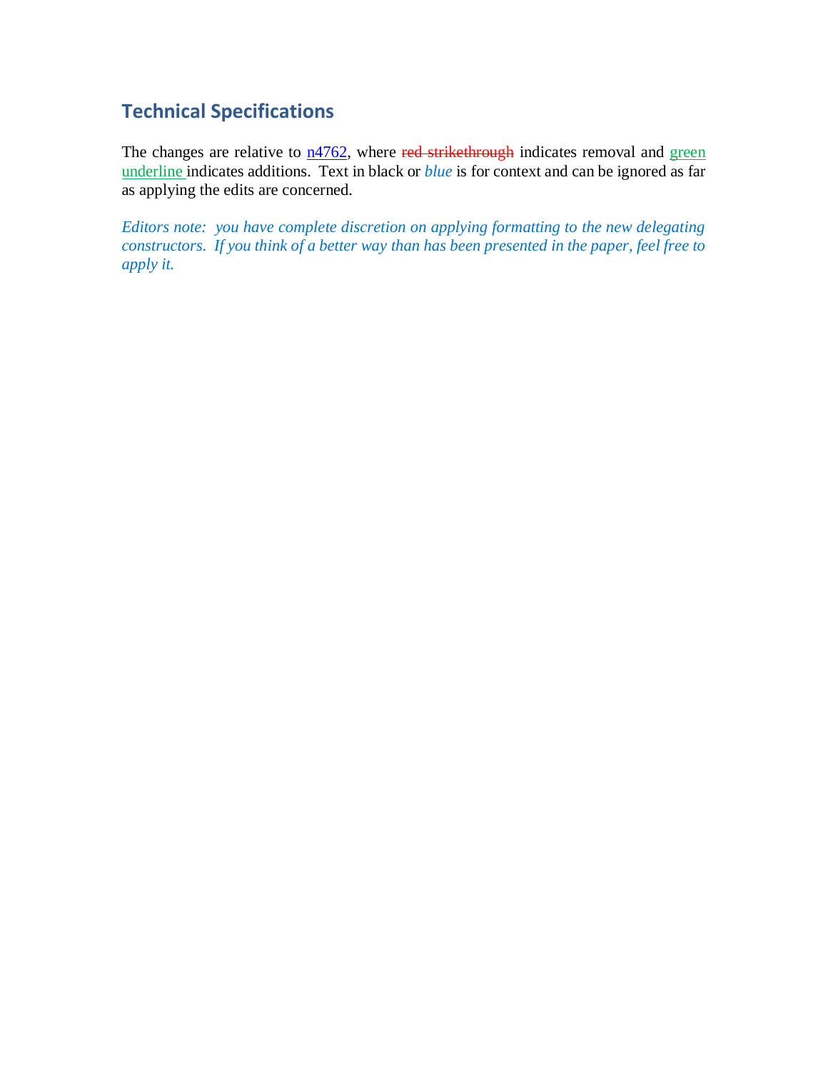## Technical Specifications

The changes are relative to n4762, where ~~red strikethrough~~ indicates removal and <u>green underline</u> indicates additions. Text in black or *blue* is for context and can be ignored as far as applying the edits are concerned.

*Editors note: you have complete discretion on applying formatting to the new delegating constructors. If you think of a better way than has been presented in the paper, feel free to apply it.*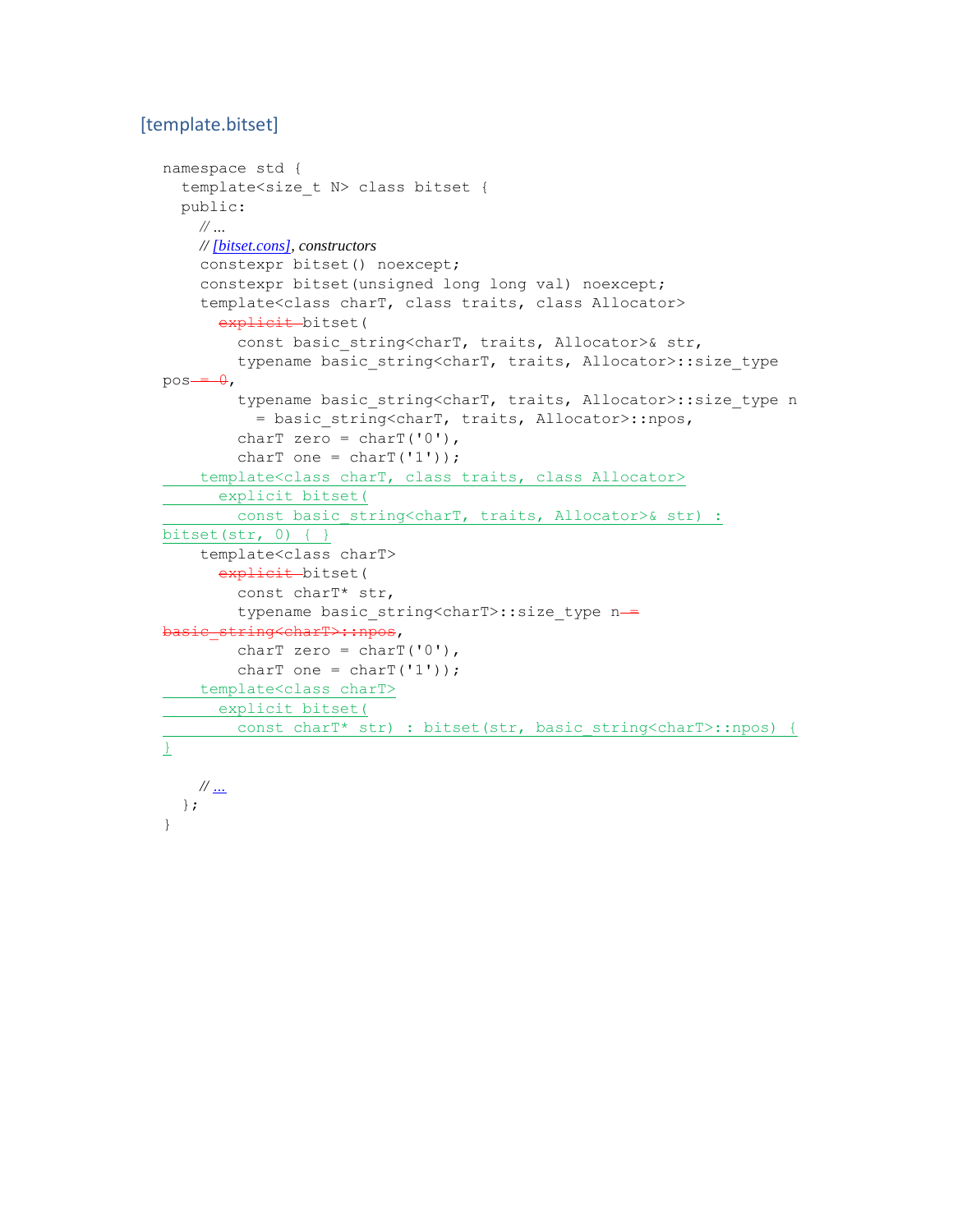## [template.bitset]

```
namespace std {
  template<size_t N> class bitset {
  public:
    // ...
    // [bitset.cons], constructors
    constexpr bitset() noexcept;
    constexpr bitset(unsigned long long val) noexcept;
    template<class charT, class traits, class Allocator>
      explicit bitset(
        const basic_string<charT, traits, Allocator>& str,
        typename basic_string<charT, traits, Allocator>::size_type pos = 0,
        typename basic_string<charT, traits, Allocator>::size_type n
          = basic_string<charT, traits, Allocator>::npos,
        charT zero = charT('0'),
        charT one = charT('1'));
    template<class charT, class traits, class Allocator>
      explicit bitset(
        const basic_string<charT, traits, Allocator>& str) : bitset(str, 0) { }
    template<class charT>
      explicit bitset(
        const charT* str,
        typename basic_string<charT>::size_type n = basic_string<charT>::npos,
        charT zero = charT('0'),
        charT one = charT('1'));
    template<class charT>
      explicit bitset(
        const charT* str) : bitset(str, basic_string<charT>::npos) { }

    // ...
  };
}
```

Note: In the source, the following are marked as deleted (struck through, red): `explicit` before the first and third `bitset(` constructors, `= 0` after `pos`, and `= basic_string<charT>::npos` after `n`. The two constructors taking only `str` are marked as inserted (underlined, green).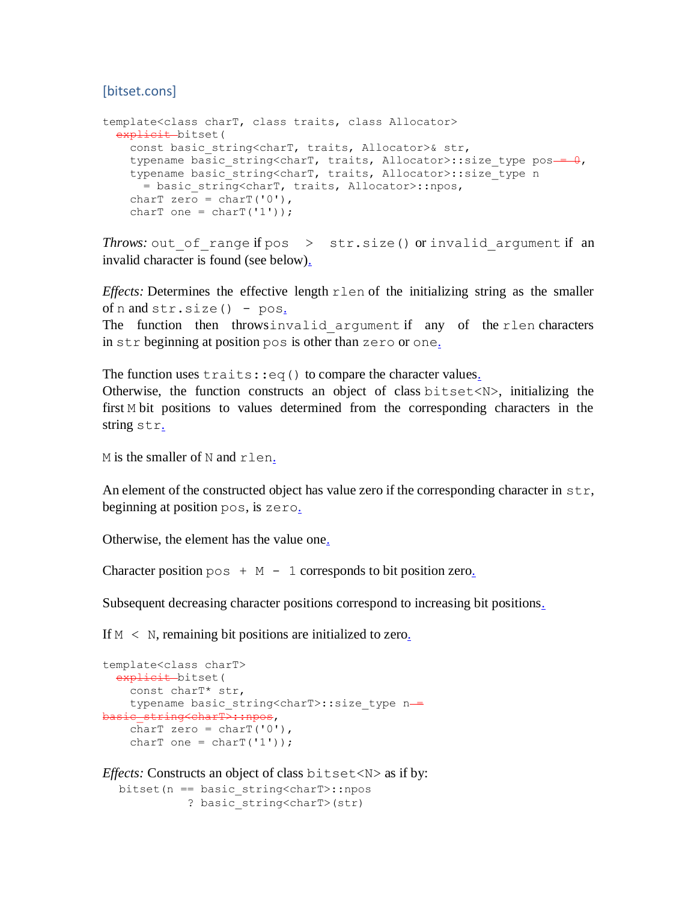[bitset.cons]

```
template<class charT, class traits, class Allocator>
  explicit bitset(
    const basic_string<charT, traits, Allocator>& str,
    typename basic_string<charT, traits, Allocator>::size_type pos = 0,
    typename basic_string<charT, traits, Allocator>::size_type n
      = basic_string<charT, traits, Allocator>::npos,
    charT zero = charT('0'),
    charT one = charT('1'));
```

*Throws:* `out_of_range` if `pos > str.size()` or `invalid_argument` if an invalid character is found (see below).

*Effects:* Determines the effective length `rlen` of the initializing string as the smaller of `n` and `str.size() - pos`.
The function then throws `invalid_argument` if any of the `rlen` characters in `str` beginning at position `pos` is other than `zero` or `one`.

The function uses `traits::eq()` to compare the character values.
Otherwise, the function constructs an object of class `bitset<N>`, initializing the first `M` bit positions to values determined from the corresponding characters in the string `str`.

`M` is the smaller of `N` and `rlen`.

An element of the constructed object has value zero if the corresponding character in `str`, beginning at position `pos`, is `zero`.

Otherwise, the element has the value one.

Character position `pos + M - 1` corresponds to bit position zero.

Subsequent decreasing character positions correspond to increasing bit positions.

If `M < N`, remaining bit positions are initialized to zero.

```
template<class charT>
  explicit bitset(
    const charT* str,
    typename basic_string<charT>::size_type n =
basic_string<charT>::npos,
    charT zero = charT('0'),
    charT one = charT('1'));
```

*Effects:* Constructs an object of class `bitset<N>` as if by:

```
bitset(n == basic_string<charT>::npos
          ? basic_string<charT>(str)
```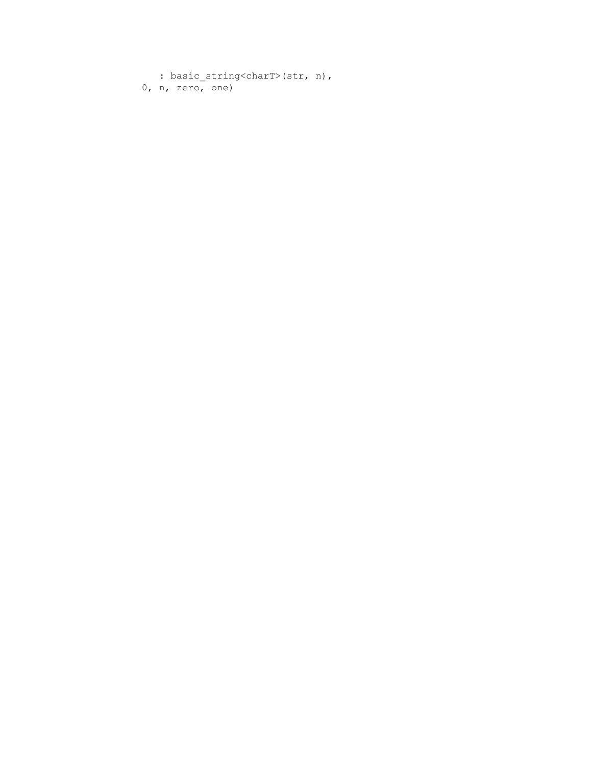```
   : basic_string<charT>(str, n),
0, n, zero, one)
```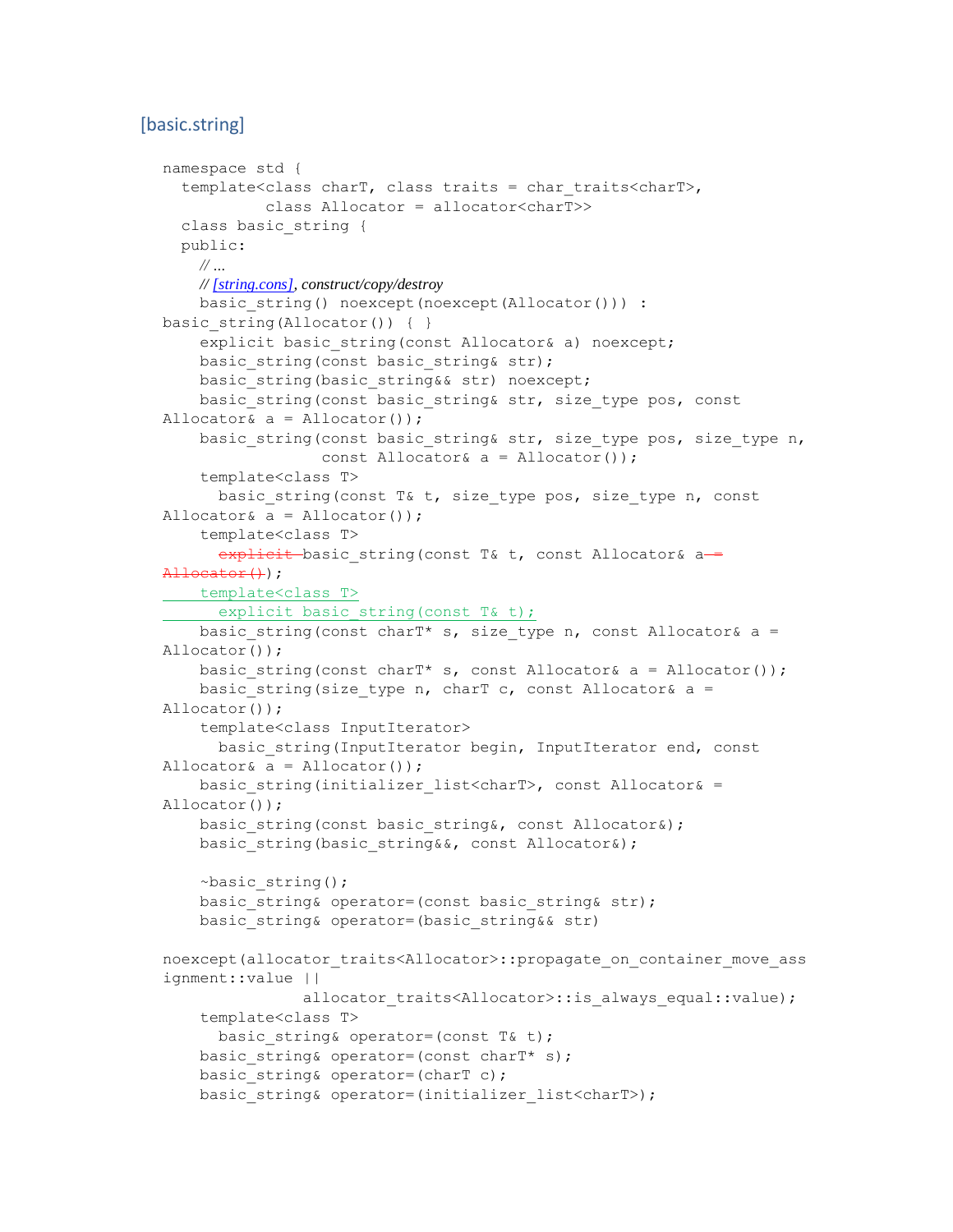## [basic.string]

```
namespace std {
  template<class charT, class traits = char_traits<charT>,
           class Allocator = allocator<charT>>
  class basic_string {
  public:
    // ...
    // [string.cons], construct/copy/destroy
    basic_string() noexcept(noexcept(Allocator())) : basic_string(Allocator()) { }
    explicit basic_string(const Allocator& a) noexcept;
    basic_string(const basic_string& str);
    basic_string(basic_string&& str) noexcept;
    basic_string(const basic_string& str, size_type pos, const Allocator& a = Allocator());
    basic_string(const basic_string& str, size_type pos, size_type n,
                 const Allocator& a = Allocator());
    template<class T>
      basic_string(const T& t, size_type pos, size_type n, const Allocator& a = Allocator());
    template<class T>
      ~~explicit ~~basic_string(const T& t, const Allocator& a~~ = Allocator()~~);
    template<class T>
      explicit basic_string(const T& t);
    basic_string(const charT* s, size_type n, const Allocator& a = Allocator());
    basic_string(const charT* s, const Allocator& a = Allocator());
    basic_string(size_type n, charT c, const Allocator& a = Allocator());
    template<class InputIterator>
      basic_string(InputIterator begin, InputIterator end, const Allocator& a = Allocator());
    basic_string(initializer_list<charT>, const Allocator& = Allocator());
    basic_string(const basic_string&, const Allocator&);
    basic_string(basic_string&&, const Allocator&);

    ~basic_string();
    basic_string& operator=(const basic_string& str);
    basic_string& operator=(basic_string&& str)
      noexcept(allocator_traits<Allocator>::propagate_on_container_move_assignment::value ||
               allocator_traits<Allocator>::is_always_equal::value);
    template<class T>
      basic_string& operator=(const T& t);
    basic_string& operator=(const charT* s);
    basic_string& operator=(charT c);
    basic_string& operator=(initializer_list<charT>);
```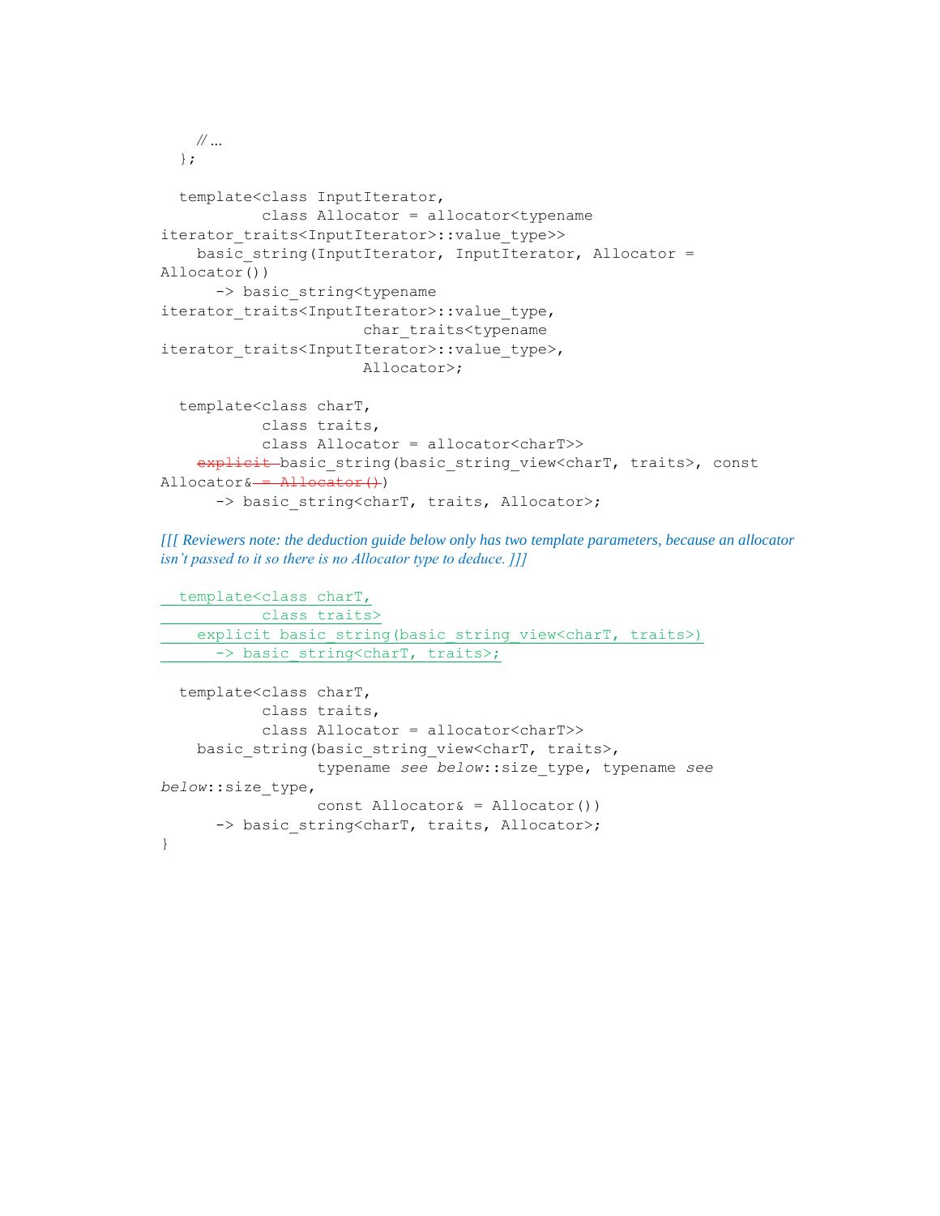```
    // ...
  };

  template<class InputIterator,
           class Allocator = allocator<typename iterator_traits<InputIterator>::value_type>>
    basic_string(InputIterator, InputIterator, Allocator = Allocator())
      -> basic_string<typename iterator_traits<InputIterator>::value_type,
                      char_traits<typename iterator_traits<InputIterator>::value_type>,
                      Allocator>;

  template<class charT,
           class traits,
           class Allocator = allocator<charT>>
    explicit basic_string(basic_string_view<charT, traits>, const Allocator& = Allocator())
      -> basic_string<charT, traits, Allocator>;
```

*[[[ Reviewers note: the deduction guide below only has two template parameters, because an allocator isn't passed to it so there is no Allocator type to deduce. ]]]*

```
  template<class charT,
           class traits>
    explicit basic_string(basic_string_view<charT, traits>)
      -> basic_string<charT, traits>;

  template<class charT,
           class traits,
           class Allocator = allocator<charT>>
    basic_string(basic_string_view<charT, traits>,
                 typename see below::size_type, typename see below::size_type,
                 const Allocator& = Allocator())
      -> basic_string<charT, traits, Allocator>;
}
```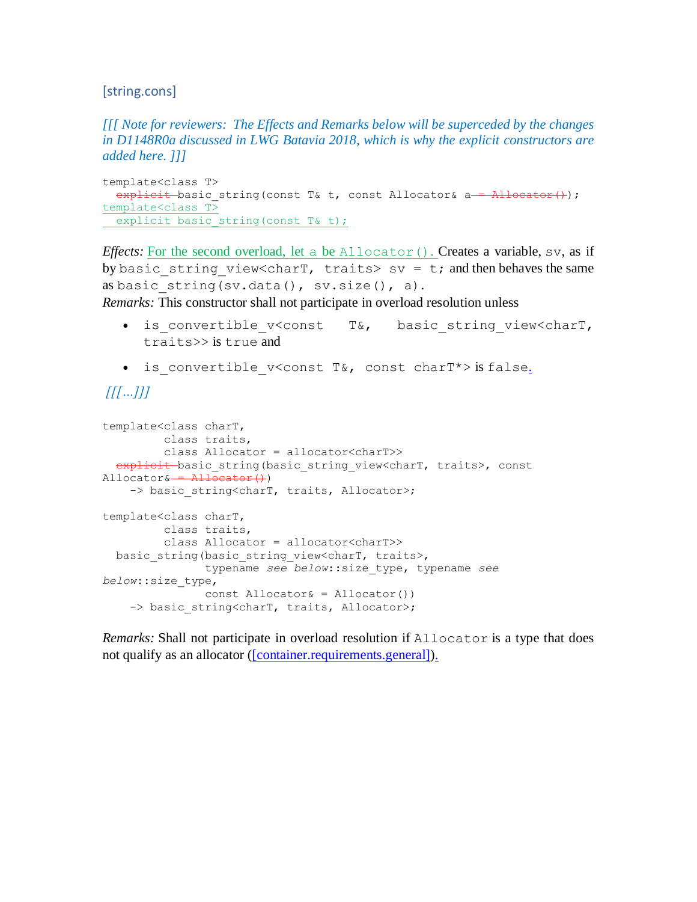[string.cons]

*[[[ Note for reviewers: The Effects and Remarks below will be superceded by the changes in D1148R0a discussed in LWG Batavia 2018, which is why the explicit constructors are added here. ]]]*

```
template<class T>
  explicit basic_string(const T& t, const Allocator& a = Allocator());
template<class T>
  explicit basic_string(const T& t);
```

*Effects:* For the second overload, let `a` be `Allocator()`. Creates a variable, `sv`, as if by `basic_string_view<charT, traits> sv = t;` and then behaves the same as `basic_string(sv.data(), sv.size(), a)`.

*Remarks:* This constructor shall not participate in overload resolution unless

- `is_convertible_v<const T&, basic_string_view<charT, traits>>` is `true` and
- `is_convertible_v<const T&, const charT*>` is `false`.

*[[[...]]]*

```
template<class charT,
         class traits,
         class Allocator = allocator<charT>>
  explicit basic_string(basic_string_view<charT, traits>, const
Allocator& = Allocator())
    -> basic_string<charT, traits, Allocator>;

template<class charT,
         class traits,
         class Allocator = allocator<charT>>
  basic_string(basic_string_view<charT, traits>,
               typename see below::size_type, typename see
below::size_type,
               const Allocator& = Allocator())
    -> basic_string<charT, traits, Allocator>;
```

*Remarks:* Shall not participate in overload resolution if `Allocator` is a type that does not qualify as an allocator ([container.requirements.general]).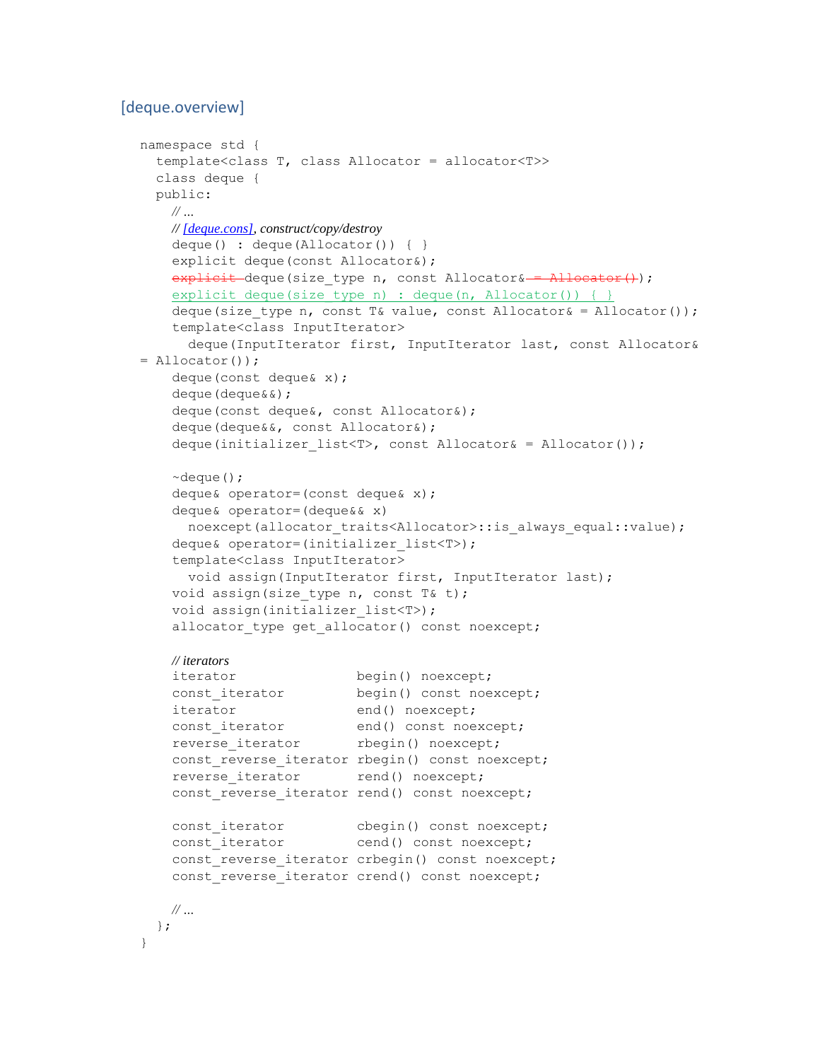## [deque.overview]

```
namespace std {
  template<class T, class Allocator = allocator<T>>
  class deque {
  public:
    // ...
    // [deque.cons], construct/copy/destroy
    deque() : deque(Allocator()) { }
    explicit deque(const Allocator&);
    explicit deque(size_type n, const Allocator& = Allocator());
    explicit deque(size_type n) : deque(n, Allocator()) { }
    deque(size_type n, const T& value, const Allocator& = Allocator());
    template<class InputIterator>
      deque(InputIterator first, InputIterator last, const Allocator&
= Allocator());
    deque(const deque& x);
    deque(deque&&);
    deque(const deque&, const Allocator&);
    deque(deque&&, const Allocator&);
    deque(initializer_list<T>, const Allocator& = Allocator());

    ~deque();
    deque& operator=(const deque& x);
    deque& operator=(deque&& x)
      noexcept(allocator_traits<Allocator>::is_always_equal::value);
    deque& operator=(initializer_list<T>);
    template<class InputIterator>
      void assign(InputIterator first, InputIterator last);
    void assign(size_type n, const T& t);
    void assign(initializer_list<T>);
    allocator_type get_allocator() const noexcept;

    // iterators
    iterator               begin() noexcept;
    const_iterator         begin() const noexcept;
    iterator               end() noexcept;
    const_iterator         end() const noexcept;
    reverse_iterator       rbegin() noexcept;
    const_reverse_iterator rbegin() const noexcept;
    reverse_iterator       rend() noexcept;
    const_reverse_iterator rend() const noexcept;

    const_iterator         cbegin() const noexcept;
    const_iterator         cend() const noexcept;
    const_reverse_iterator crbegin() const noexcept;
    const_reverse_iterator crend() const noexcept;

    // ...
  };
}
```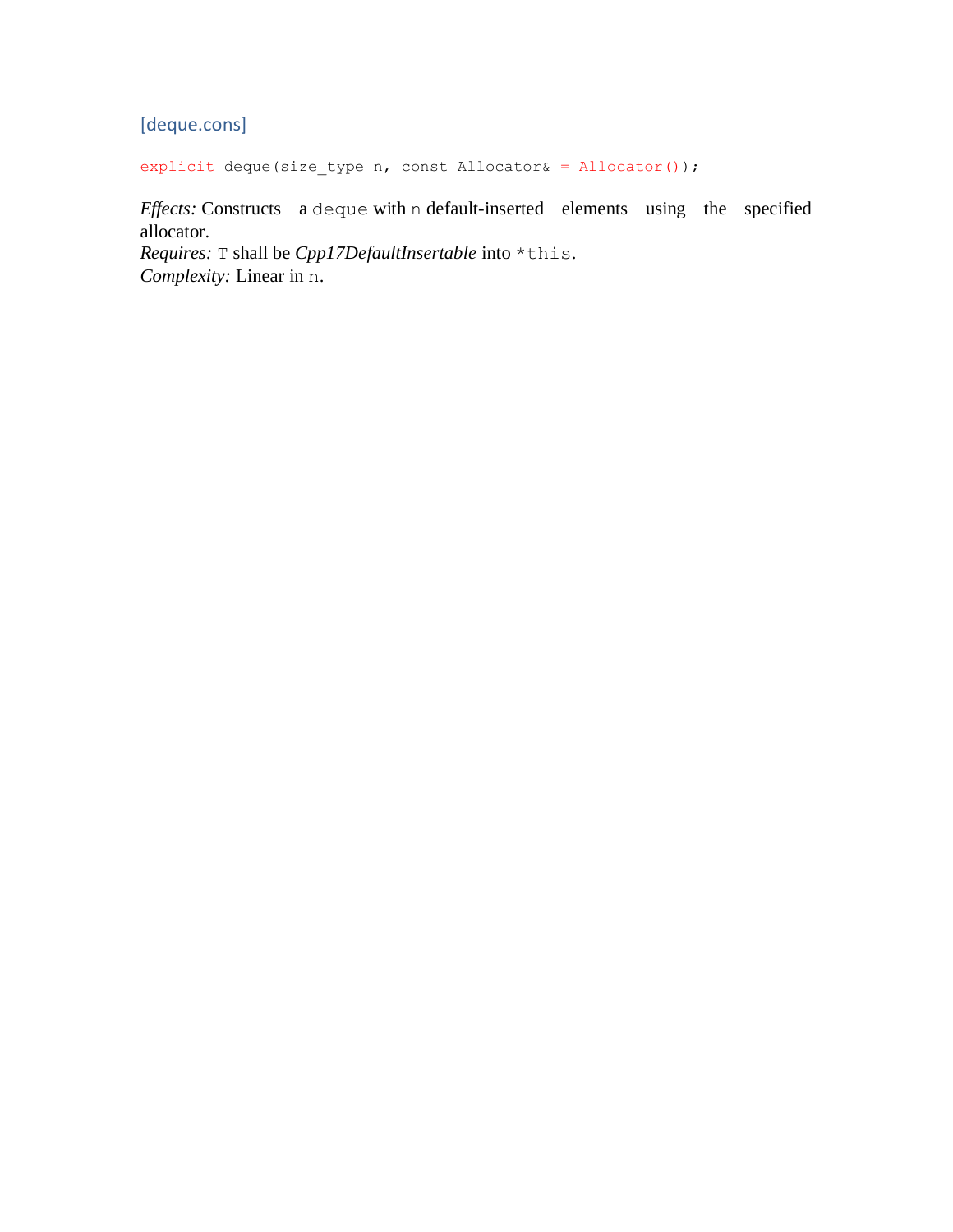## [deque.cons]

```
explicit deque(size_type n, const Allocator& = Allocator());
```

*Effects:* Constructs a `deque` with `n` default-inserted elements using the specified allocator.
*Requires:* `T` shall be *Cpp17DefaultInsertable* into `*this`.
*Complexity:* Linear in `n`.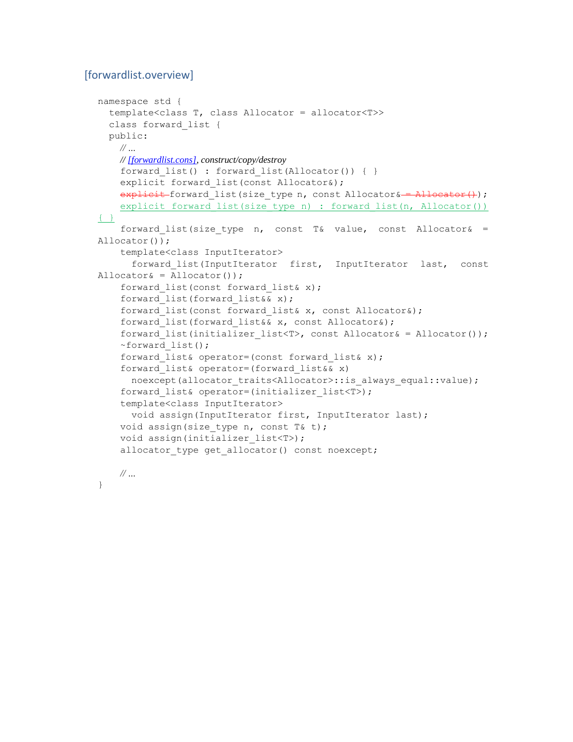### [forwardlist.overview]

```
namespace std {
  template<class T, class Allocator = allocator<T>>
  class forward_list {
  public:
    // ...
    // [forwardlist.cons], construct/copy/destroy
    forward_list() : forward_list(Allocator()) { }
    explicit forward_list(const Allocator&);
    explicit forward_list(size_type n, const Allocator& = Allocator());
    explicit forward_list(size_type n) : forward_list(n, Allocator()) { }
    forward_list(size_type n, const T& value, const Allocator& = Allocator());
    template<class InputIterator>
      forward_list(InputIterator first, InputIterator last, const Allocator& = Allocator());
    forward_list(const forward_list& x);
    forward_list(forward_list&& x);
    forward_list(const forward_list& x, const Allocator&);
    forward_list(forward_list&& x, const Allocator&);
    forward_list(initializer_list<T>, const Allocator& = Allocator());
    ~forward_list();
    forward_list& operator=(const forward_list& x);
    forward_list& operator=(forward_list&& x)
      noexcept(allocator_traits<Allocator>::is_always_equal::value);
    forward_list& operator=(initializer_list<T>);
    template<class InputIterator>
      void assign(InputIterator first, InputIterator last);
    void assign(size_type n, const T& t);
    void assign(initializer_list<T>);
    allocator_type get_allocator() const noexcept;

    // ...
}
```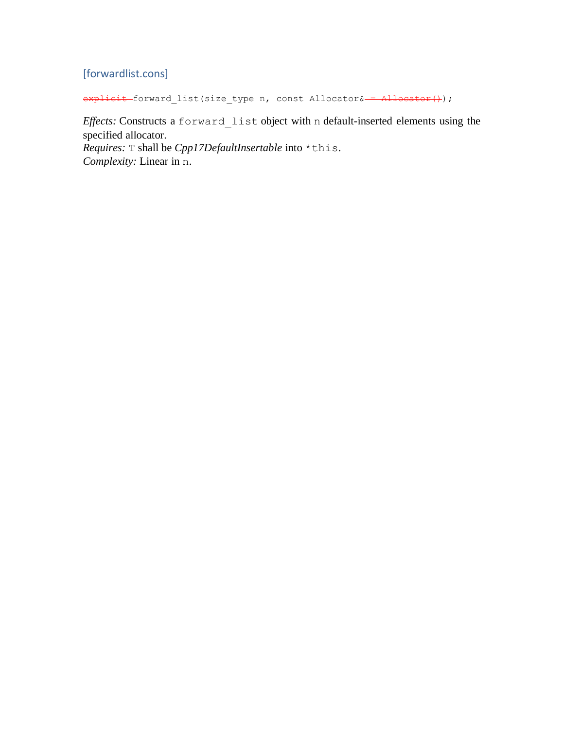### [forwardlist.cons]

```
explicit forward_list(size_type n, const Allocator& = Allocator());
```

*Effects:* Constructs a `forward_list` object with `n` default-inserted elements using the specified allocator.
*Requires:* `T` shall be *Cpp17DefaultInsertable* into `*this`.
*Complexity:* Linear in `n`.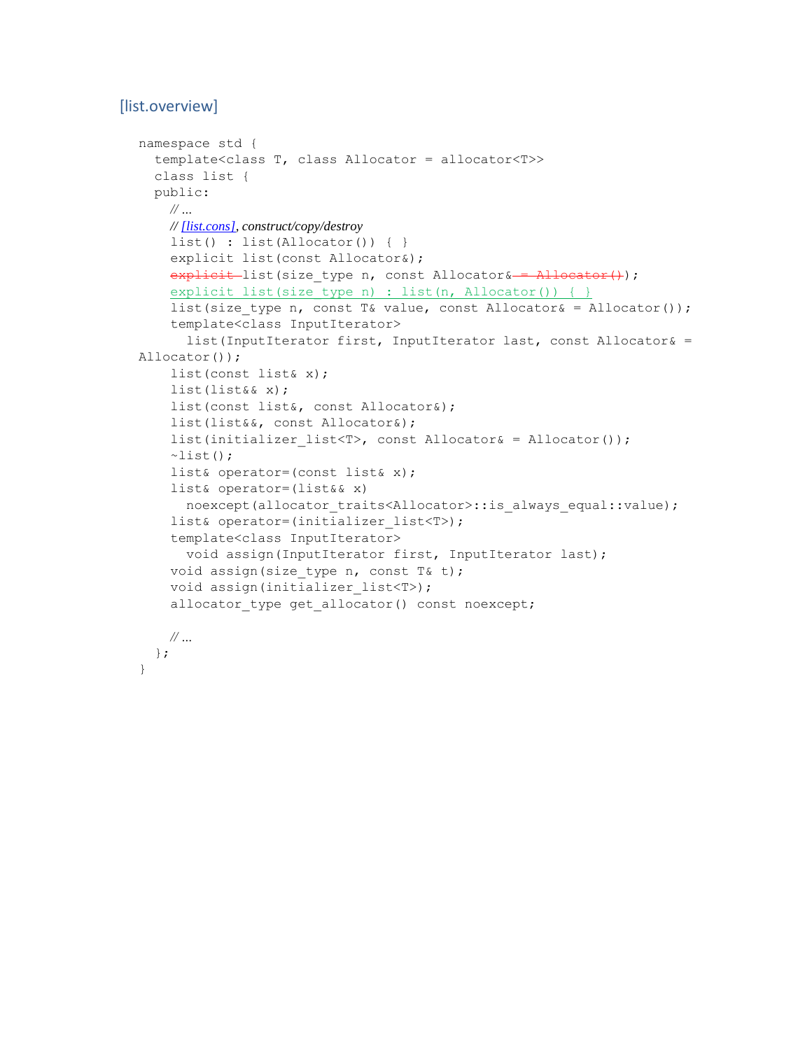### [list.overview]

```
namespace std {
  template<class T, class Allocator = allocator<T>>
  class list {
  public:
    // ...
    // [list.cons], construct/copy/destroy
    list() : list(Allocator()) { }
    explicit list(const Allocator&);
    explicit list(size_type n, const Allocator& = Allocator());
    explicit list(size_type n) : list(n, Allocator()) { }
    list(size_type n, const T& value, const Allocator& = Allocator());
    template<class InputIterator>
      list(InputIterator first, InputIterator last, const Allocator& =
Allocator());
    list(const list& x);
    list(list&& x);
    list(const list&, const Allocator&);
    list(list&&, const Allocator&);
    list(initializer_list<T>, const Allocator& = Allocator());
    ~list();
    list& operator=(const list& x);
    list& operator=(list&& x)
      noexcept(allocator_traits<Allocator>::is_always_equal::value);
    list& operator=(initializer_list<T>);
    template<class InputIterator>
      void assign(InputIterator first, InputIterator last);
    void assign(size_type n, const T& t);
    void assign(initializer_list<T>);
    allocator_type get_allocator() const noexcept;

    // ...
  };
}
```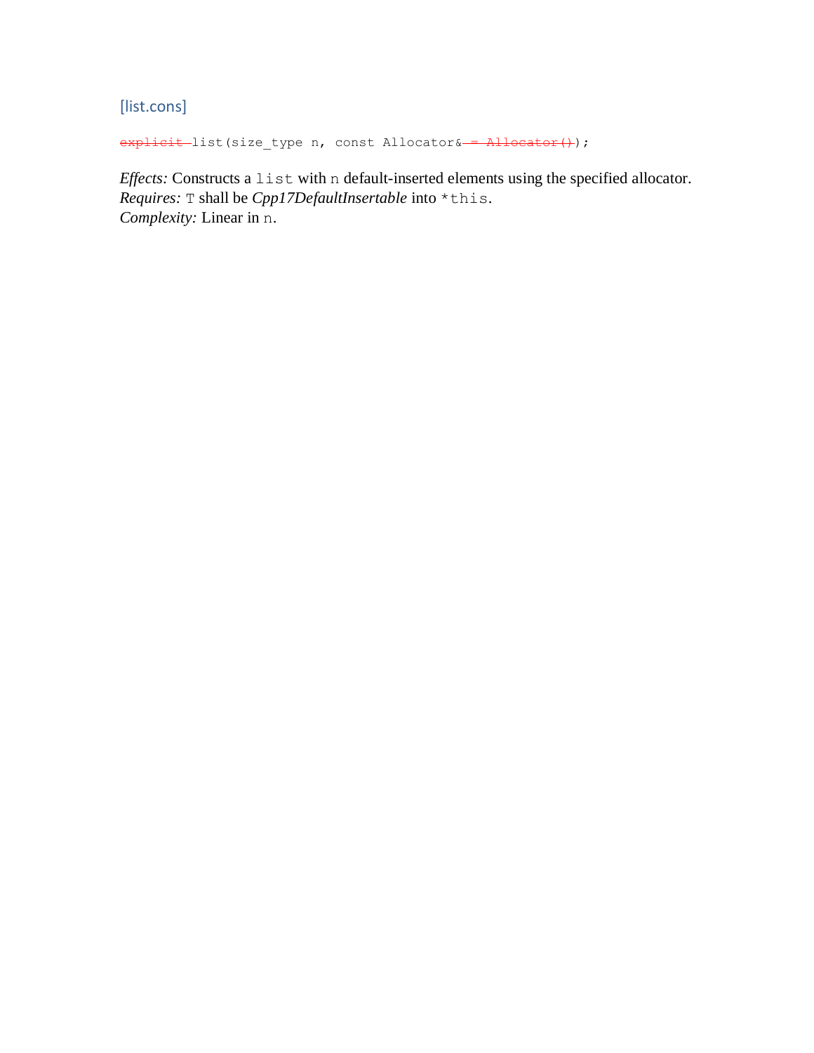[list.cons]

```
explicit list(size_type n, const Allocator& = Allocator());
```

*Effects:* Constructs a `list` with `n` default-inserted elements using the specified allocator.
*Requires:* `T` shall be *Cpp17DefaultInsertable* into `*this`.
*Complexity:* Linear in `n`.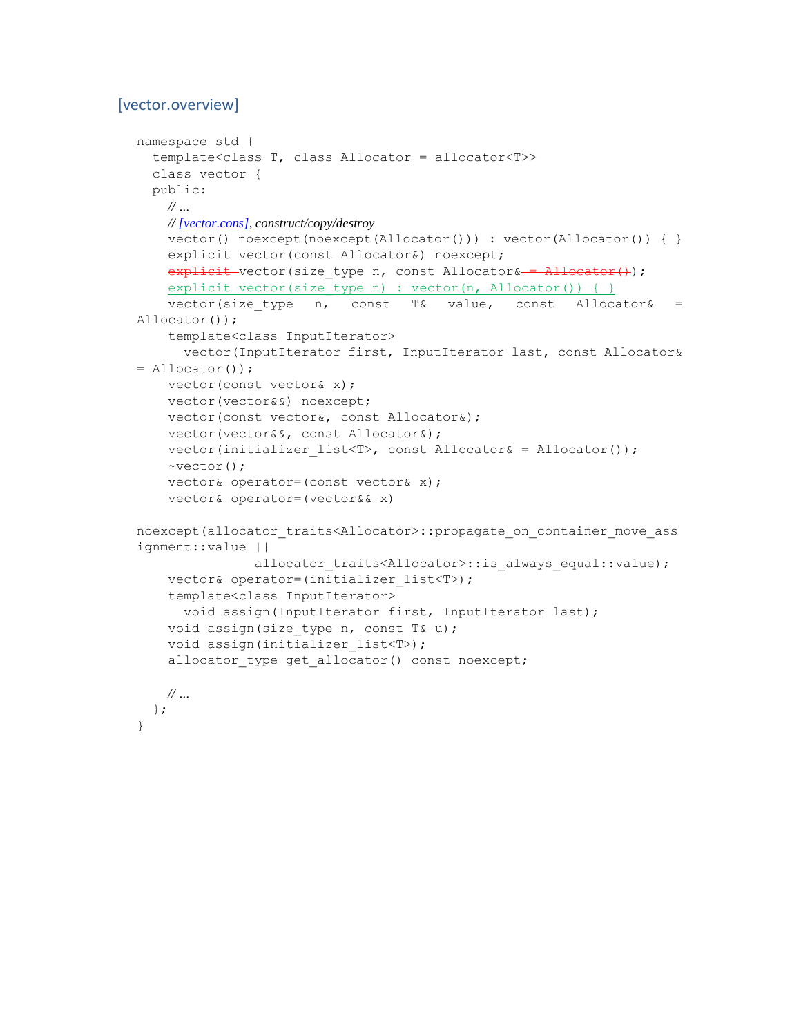## [vector.overview]

```
namespace std {
  template<class T, class Allocator = allocator<T>>
  class vector {
  public:
    // ...
    // [vector.cons], construct/copy/destroy
    vector() noexcept(noexcept(Allocator())) : vector(Allocator()) { }
    explicit vector(const Allocator&) noexcept;
    explicit vector(size_type n, const Allocator& = Allocator());
    explicit vector(size_type n) : vector(n, Allocator()) { }
    vector(size_type n, const T& value, const Allocator& = Allocator());
    template<class InputIterator>
      vector(InputIterator first, InputIterator last, const Allocator& = Allocator());
    vector(const vector& x);
    vector(vector&&) noexcept;
    vector(const vector&, const Allocator&);
    vector(vector&&, const Allocator&);
    vector(initializer_list<T>, const Allocator& = Allocator());
    ~vector();
    vector& operator=(const vector& x);
    vector& operator=(vector&& x)
      noexcept(allocator_traits<Allocator>::propagate_on_container_move_assignment::value ||
               allocator_traits<Allocator>::is_always_equal::value);
    vector& operator=(initializer_list<T>);
    template<class InputIterator>
      void assign(InputIterator first, InputIterator last);
    void assign(size_type n, const T& u);
    void assign(initializer_list<T>);
    allocator_type get_allocator() const noexcept;

    // ...
  };
}
```

Note: In the line `explicit vector(size_type n, const Allocator& = Allocator());`, the text `explicit ` and ` = Allocator()` are struck out (deleted), and the line `explicit vector(size_type n) : vector(n, Allocator()) { }` is inserted.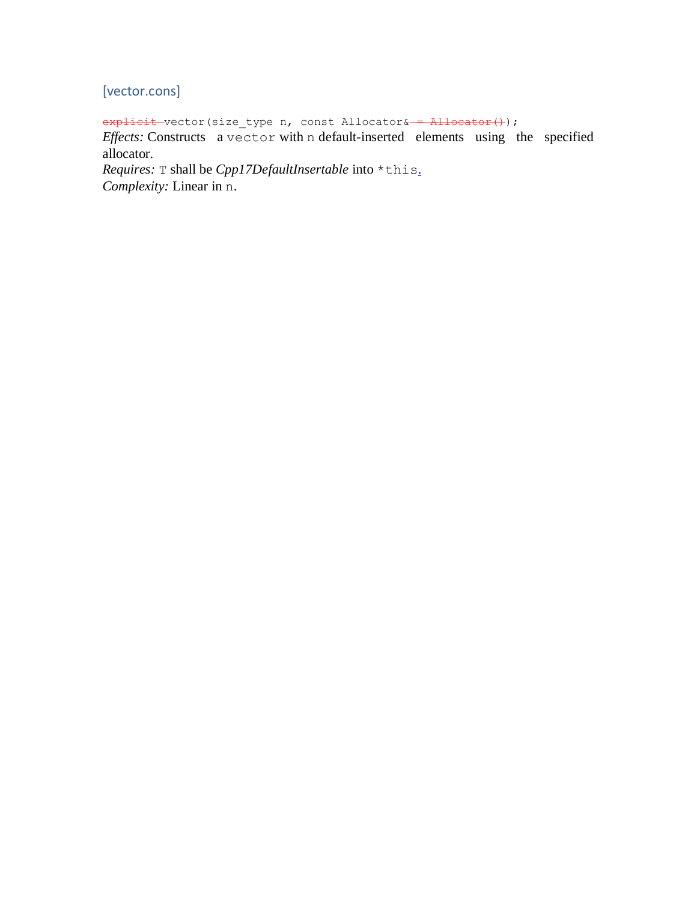[vector.cons]

`~~explicit~~ vector(size_type n, const Allocator&~~ = Allocator()~~);`

*Effects:* Constructs a `vector` with `n` default-inserted elements using the specified allocator.

*Requires:* `T` shall be *Cpp17DefaultInsertable* into `*this`.

*Complexity:* Linear in `n`.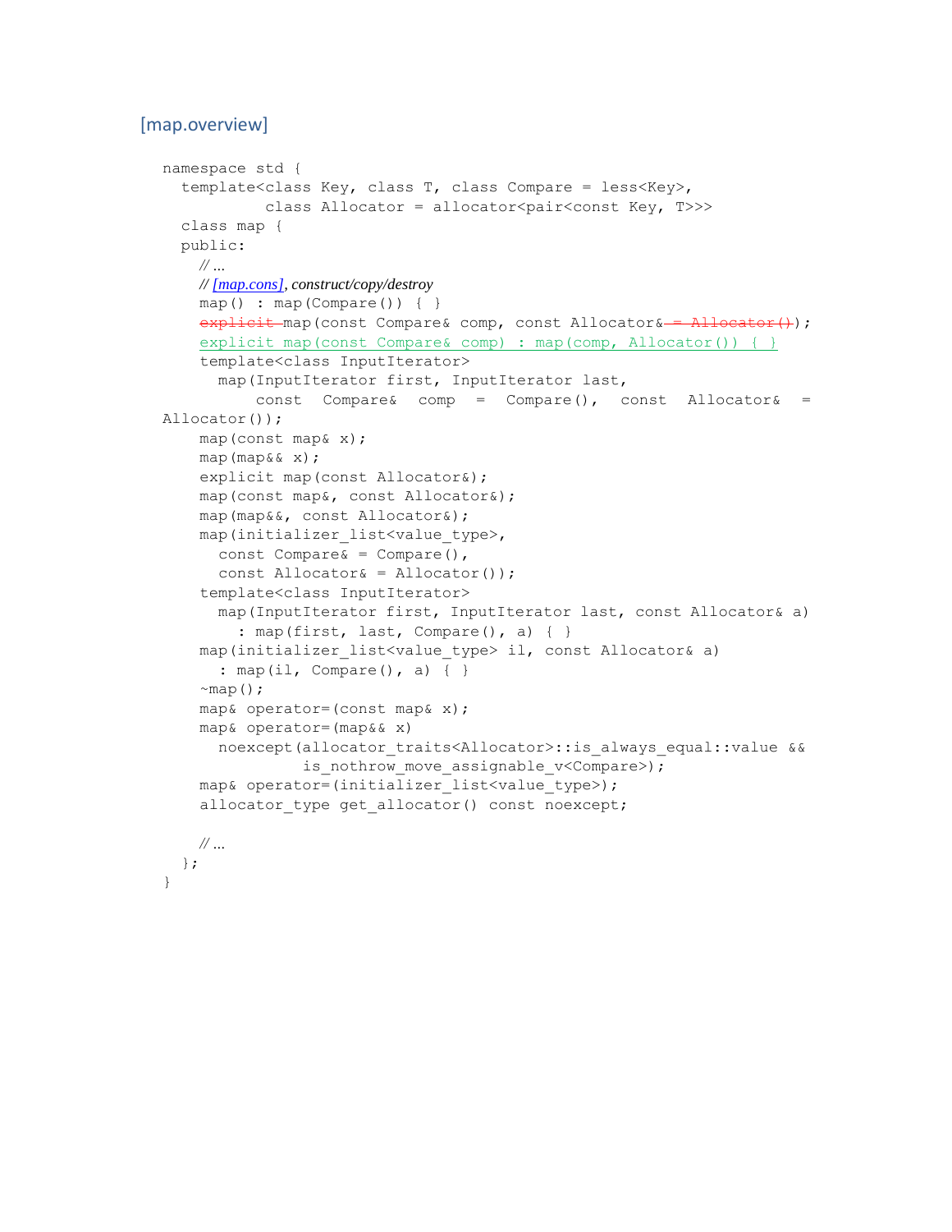[map.overview]

```
namespace std {
  template<class Key, class T, class Compare = less<Key>,
           class Allocator = allocator<pair<const Key, T>>>
  class map {
  public:
    // ...
    // [map.cons], construct/copy/destroy
    map() : map(Compare()) { }
    explicit map(const Compare& comp, const Allocator& = Allocator());
    explicit map(const Compare& comp) : map(comp, Allocator()) { }
    template<class InputIterator>
      map(InputIterator first, InputIterator last,
          const Compare& comp = Compare(), const Allocator& = Allocator());
    map(const map& x);
    map(map&& x);
    explicit map(const Allocator&);
    map(const map&, const Allocator&);
    map(map&&, const Allocator&);
    map(initializer_list<value_type>,
      const Compare& = Compare(),
      const Allocator& = Allocator());
    template<class InputIterator>
      map(InputIterator first, InputIterator last, const Allocator& a)
        : map(first, last, Compare(), a) { }
    map(initializer_list<value_type> il, const Allocator& a)
      : map(il, Compare(), a) { }
    ~map();
    map& operator=(const map& x);
    map& operator=(map&& x)
      noexcept(allocator_traits<Allocator>::is_always_equal::value &&
               is_nothrow_move_assignable_v<Compare>);
    map& operator=(initializer_list<value_type>);
    allocator_type get_allocator() const noexcept;

    // ...
  };
}
```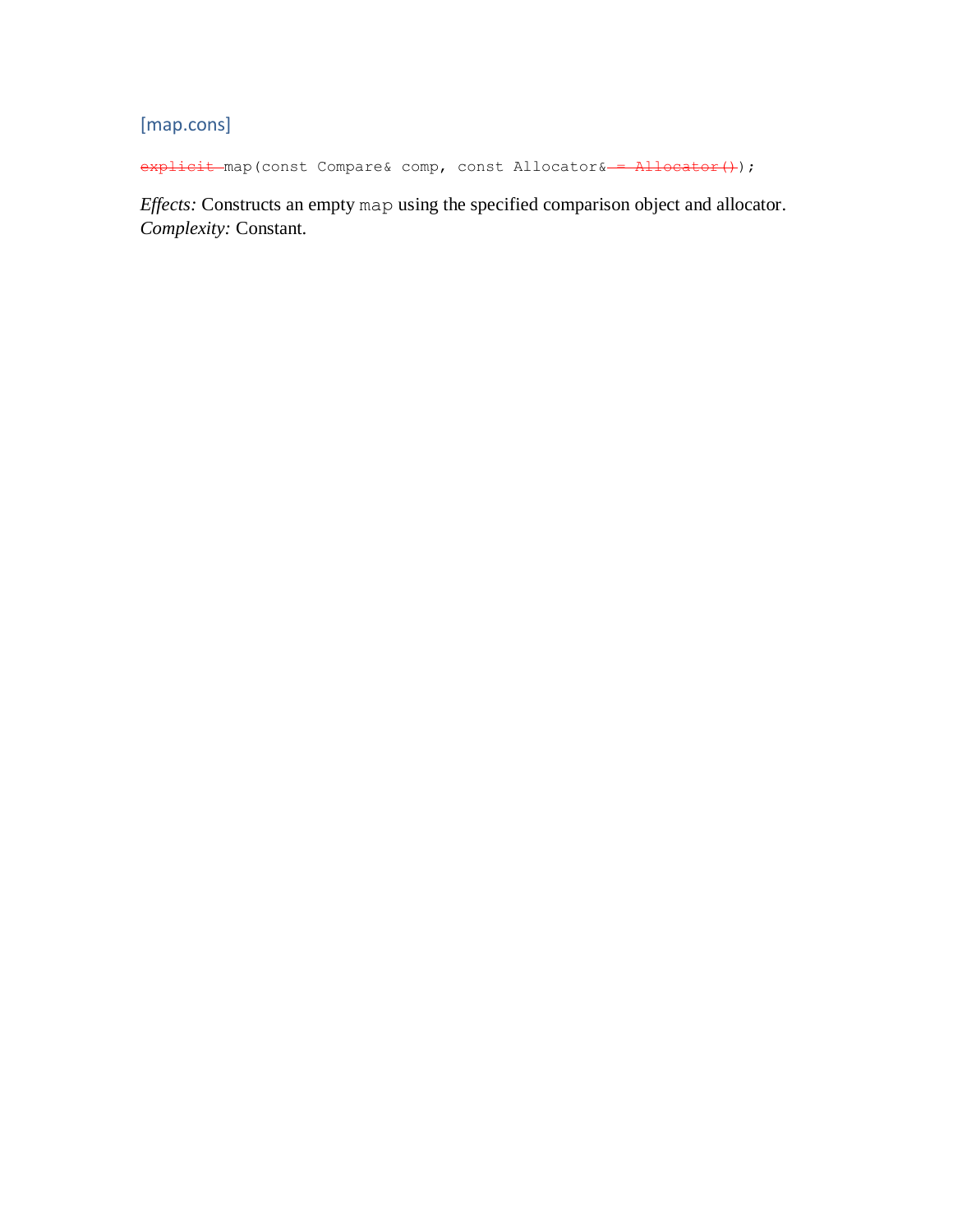[map.cons]

```
explicit map(const Compare& comp, const Allocator& = Allocator());
```

*Effects:* Constructs an empty `map` using the specified comparison object and allocator.
*Complexity:* Constant.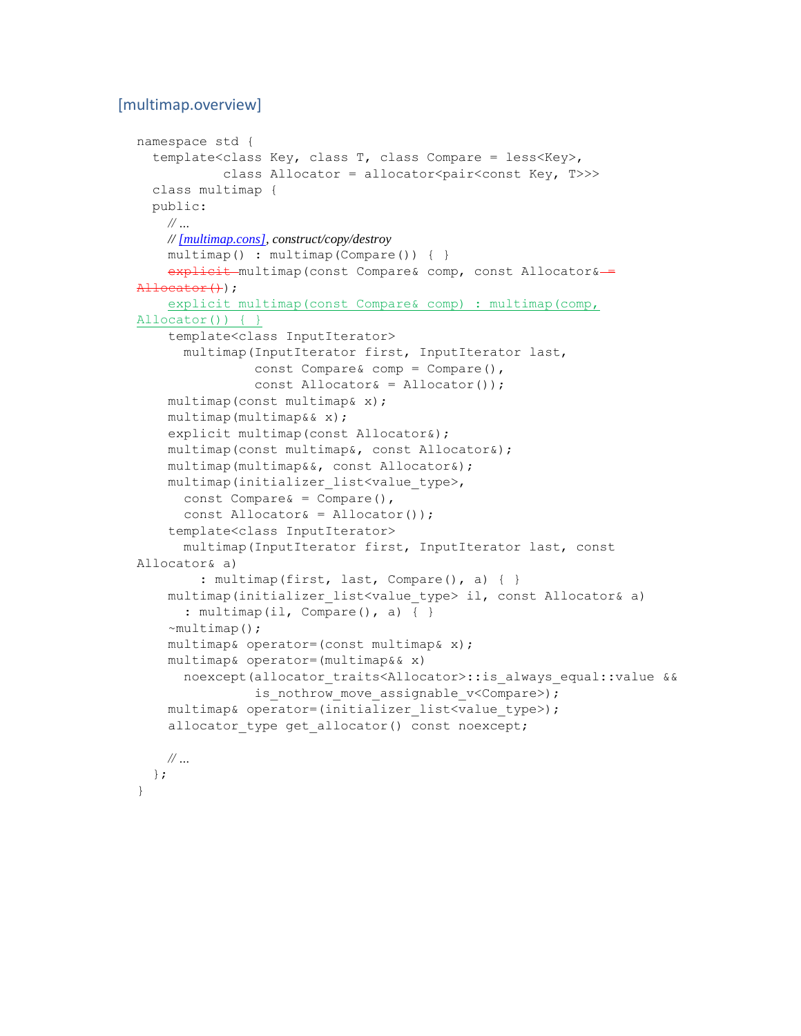## [multimap.overview]

```
namespace std {
  template<class Key, class T, class Compare = less<Key>,
           class Allocator = allocator<pair<const Key, T>>>
  class multimap {
  public:
    // ...
    // [multimap.cons], construct/copy/destroy
    multimap() : multimap(Compare()) { }
    explicit multimap(const Compare& comp, const Allocator& = Allocator());
    explicit multimap(const Compare& comp) : multimap(comp, Allocator()) { }
    template<class InputIterator>
      multimap(InputIterator first, InputIterator last,
               const Compare& comp = Compare(),
               const Allocator& = Allocator());
    multimap(const multimap& x);
    multimap(multimap&& x);
    explicit multimap(const Allocator&);
    multimap(const multimap&, const Allocator&);
    multimap(multimap&&, const Allocator&);
    multimap(initializer_list<value_type>,
      const Compare& = Compare(),
      const Allocator& = Allocator());
    template<class InputIterator>
      multimap(InputIterator first, InputIterator last, const Allocator& a)
        : multimap(first, last, Compare(), a) { }
    multimap(initializer_list<value_type> il, const Allocator& a)
      : multimap(il, Compare(), a) { }
    ~multimap();
    multimap& operator=(const multimap& x);
    multimap& operator=(multimap&& x)
      noexcept(allocator_traits<Allocator>::is_always_equal::value &&
               is_nothrow_move_assignable_v<Compare>);
    multimap& operator=(initializer_list<value_type>);
    allocator_type get_allocator() const noexcept;

    // ...
  };
}
```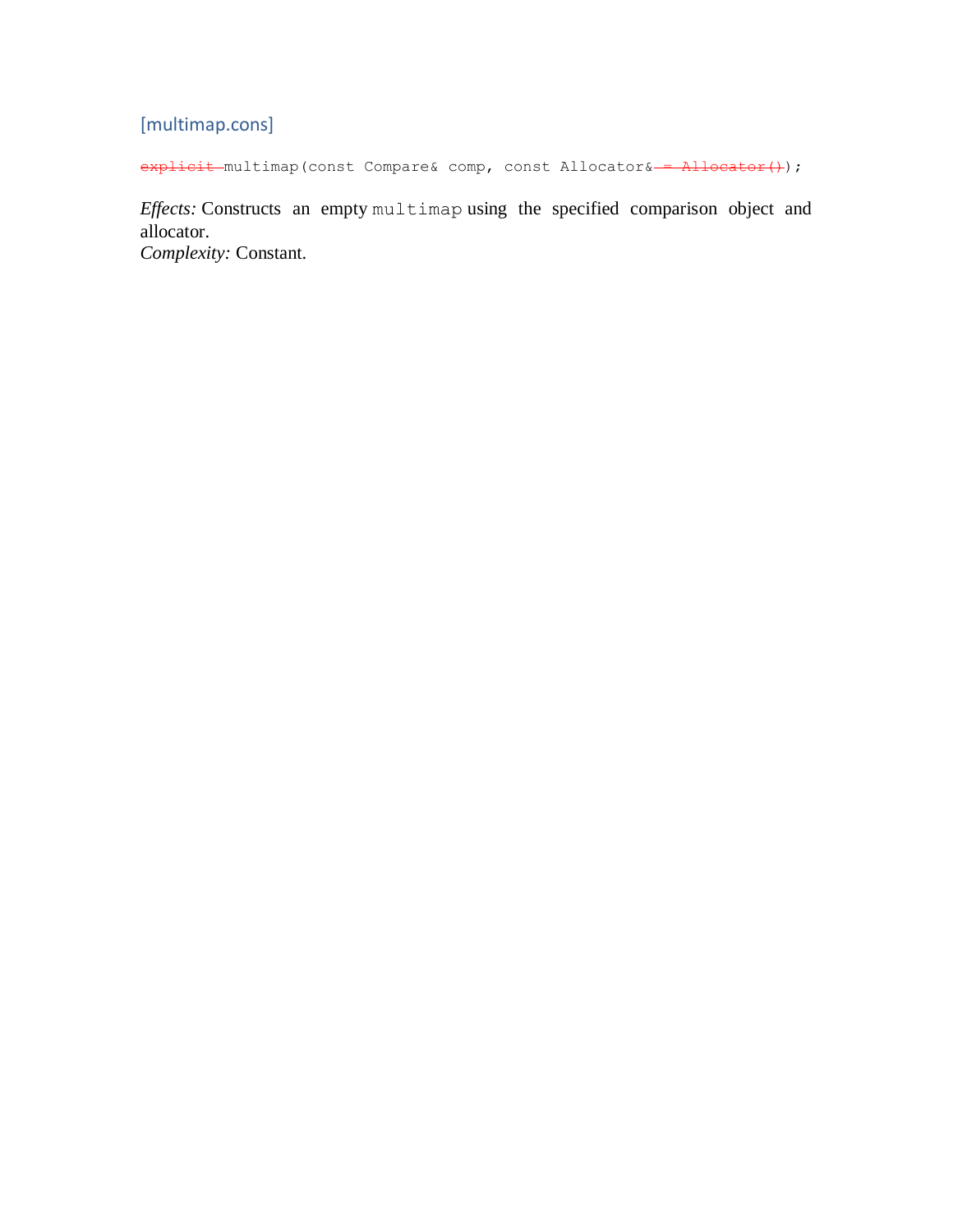## [multimap.cons]

```
explicit multimap(const Compare& comp, const Allocator& = Allocator());
```

*Effects:* Constructs an empty `multimap` using the specified comparison object and allocator.
*Complexity:* Constant.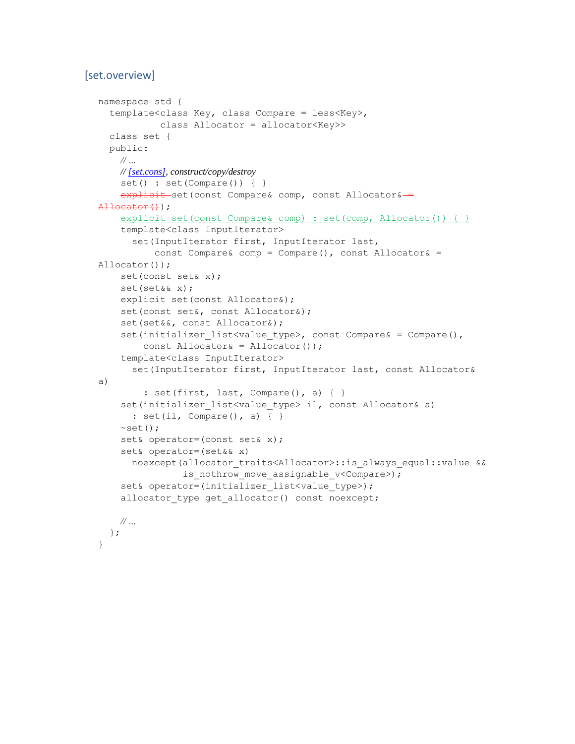### [set.overview]

```
namespace std {
  template<class Key, class Compare = less<Key>,
           class Allocator = allocator<Key>>
  class set {
  public:
    // ...
    // [set.cons], construct/copy/destroy
    set() : set(Compare()) { }
    explicit set(const Compare& comp, const Allocator& = Allocator());
    explicit set(const Compare& comp) : set(comp, Allocator()) { }
    template<class InputIterator>
      set(InputIterator first, InputIterator last,
          const Compare& comp = Compare(), const Allocator& = Allocator());
    set(const set& x);
    set(set&& x);
    explicit set(const Allocator&);
    set(const set&, const Allocator&);
    set(set&&, const Allocator&);
    set(initializer_list<value_type>, const Compare& = Compare(),
        const Allocator& = Allocator());
    template<class InputIterator>
      set(InputIterator first, InputIterator last, const Allocator& a)
        : set(first, last, Compare(), a) { }
    set(initializer_list<value_type> il, const Allocator& a)
      : set(il, Compare(), a) { }
    ~set();
    set& operator=(const set& x);
    set& operator=(set&& x)
      noexcept(allocator_traits<Allocator>::is_always_equal::value &&
               is_nothrow_move_assignable_v<Compare>);
    set& operator=(initializer_list<value_type>);
    allocator_type get_allocator() const noexcept;

    // ...
  };
}
```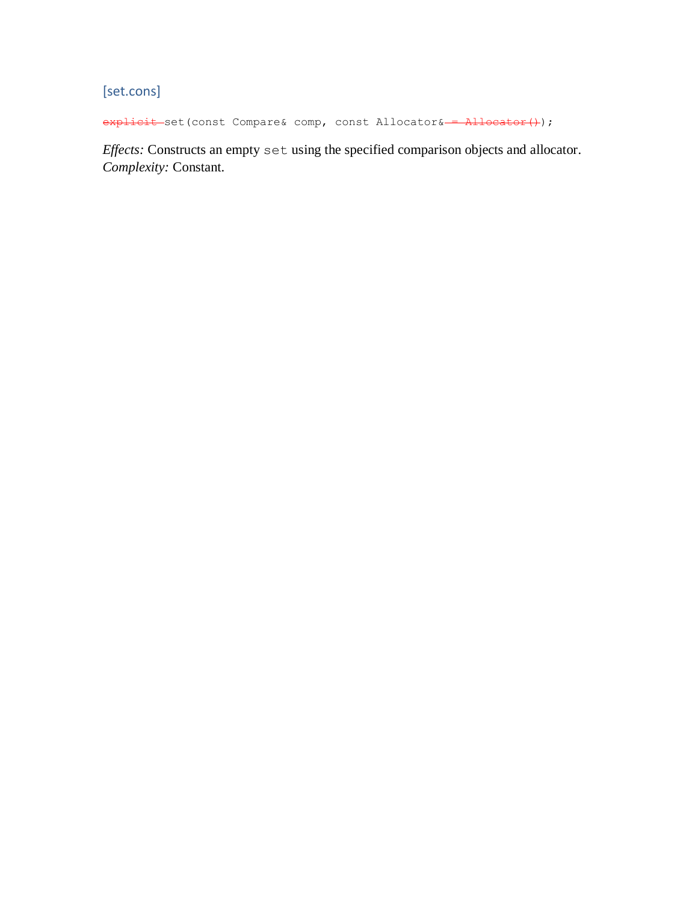## [set.cons]

```
explicit set(const Compare& comp, const Allocator& = Allocator());
```

*Effects:* Constructs an empty `set` using the specified comparison objects and allocator.
*Complexity:* Constant.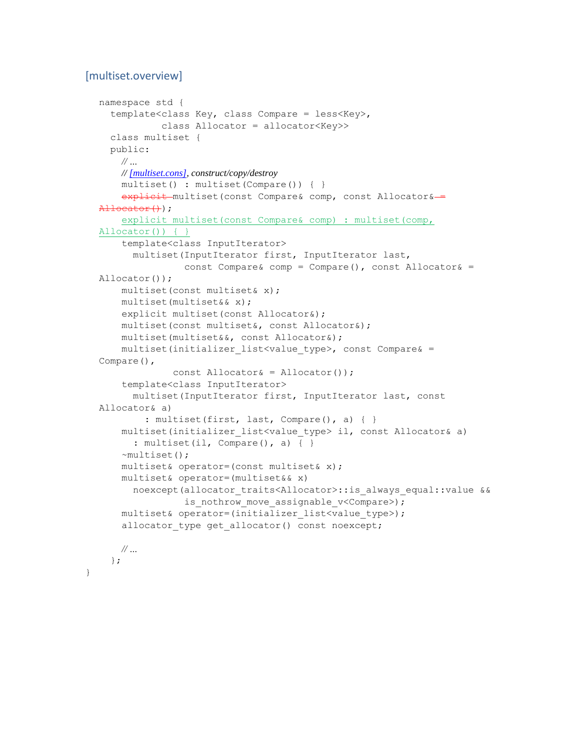### [multiset.overview]

```
namespace std {
  template<class Key, class Compare = less<Key>,
           class Allocator = allocator<Key>>
  class multiset {
  public:
    // ...
    // [multiset.cons], construct/copy/destroy
    multiset() : multiset(Compare()) { }
    explicit multiset(const Compare& comp, const Allocator& = Allocator());
    explicit multiset(const Compare& comp) : multiset(comp, Allocator()) { }
    template<class InputIterator>
      multiset(InputIterator first, InputIterator last,
               const Compare& comp = Compare(), const Allocator& = Allocator());
    multiset(const multiset& x);
    multiset(multiset&& x);
    explicit multiset(const Allocator&);
    multiset(const multiset&, const Allocator&);
    multiset(multiset&&, const Allocator&);
    multiset(initializer_list<value_type>, const Compare& = Compare(),
             const Allocator& = Allocator());
    template<class InputIterator>
      multiset(InputIterator first, InputIterator last, const Allocator& a)
        : multiset(first, last, Compare(), a) { }
    multiset(initializer_list<value_type> il, const Allocator& a)
      : multiset(il, Compare(), a) { }
    ~multiset();
    multiset& operator=(const multiset& x);
    multiset& operator=(multiset&& x)
      noexcept(allocator_traits<Allocator>::is_always_equal::value &&
               is_nothrow_move_assignable_v<Compare>);
    multiset& operator=(initializer_list<value_type>);
    allocator_type get_allocator() const noexcept;

    // ...
  };
}
```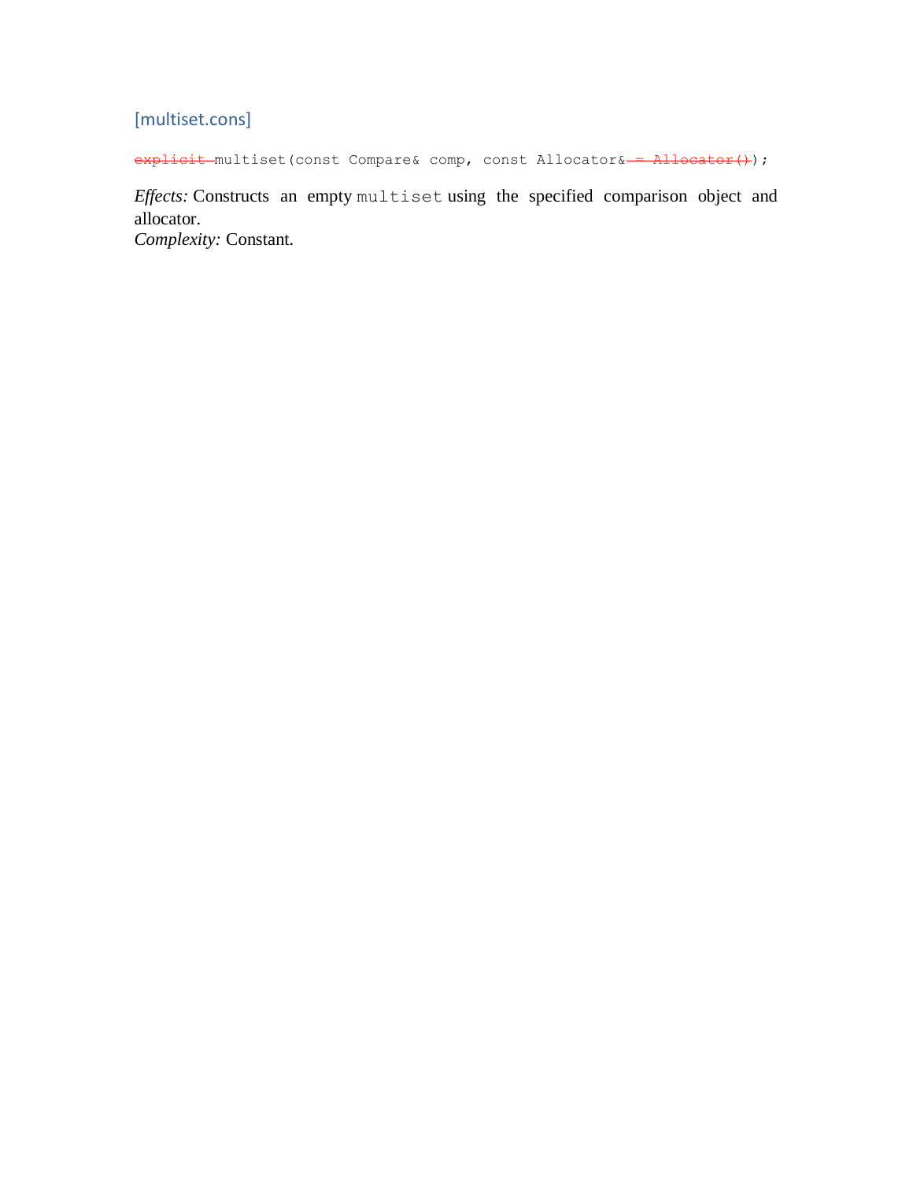## [multiset.cons]

```
explicit multiset(const Compare& comp, const Allocator& = Allocator());
```

~~explicit~~ ~~= Allocator()~~ (struck out in the source)

*Effects:* Constructs an empty `multiset` using the specified comparison object and allocator.
*Complexity:* Constant.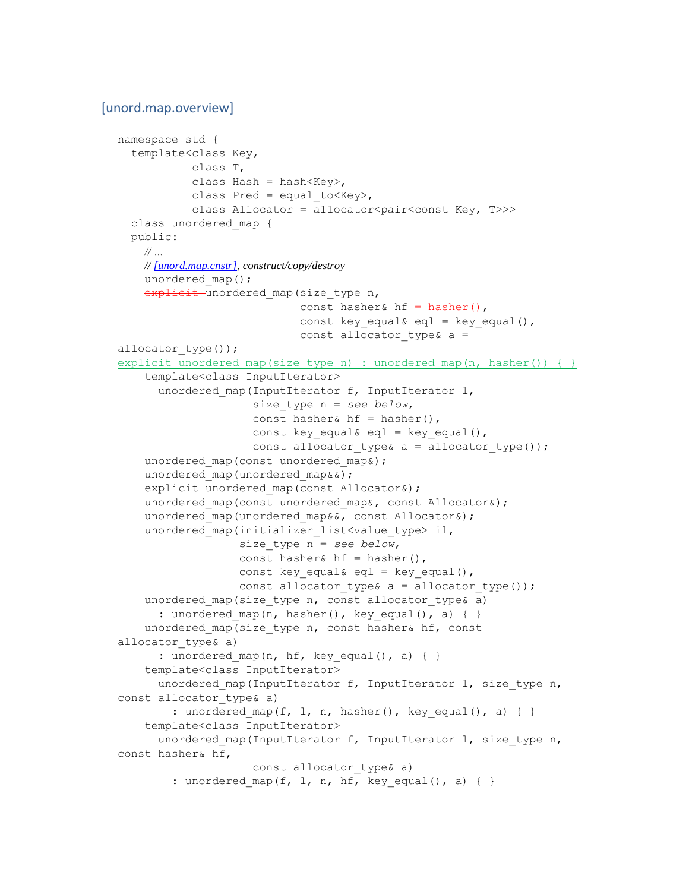### [unord.map.overview]

```
namespace std {
  template<class Key,
           class T,
           class Hash = hash<Key>,
           class Pred = equal_to<Key>,
           class Allocator = allocator<pair<const Key, T>>>
  class unordered_map {
  public:
    // ...
    // [unord.map.cnstr], construct/copy/destroy
    unordered_map();
    explicit unordered_map(size_type n,
                           const hasher& hf = hasher(),
                           const key_equal& eql = key_equal(),
                           const allocator_type& a =
allocator_type());
explicit unordered_map(size_type n) : unordered_map(n, hasher()) { }
    template<class InputIterator>
      unordered_map(InputIterator f, InputIterator l,
                    size_type n = see below,
                    const hasher& hf = hasher(),
                    const key_equal& eql = key_equal(),
                    const allocator_type& a = allocator_type());
    unordered_map(const unordered_map&);
    unordered_map(unordered_map&&);
    explicit unordered_map(const Allocator&);
    unordered_map(const unordered_map&, const Allocator&);
    unordered_map(unordered_map&&, const Allocator&);
    unordered_map(initializer_list<value_type> il,
                  size_type n = see below,
                  const hasher& hf = hasher(),
                  const key_equal& eql = key_equal(),
                  const allocator_type& a = allocator_type());
    unordered_map(size_type n, const allocator_type& a)
      : unordered_map(n, hasher(), key_equal(), a) { }
    unordered_map(size_type n, const hasher& hf, const
allocator_type& a)
      : unordered_map(n, hf, key_equal(), a) { }
    template<class InputIterator>
      unordered_map(InputIterator f, InputIterator l, size_type n,
const allocator_type& a)
        : unordered_map(f, l, n, hasher(), key_equal(), a) { }
    template<class InputIterator>
      unordered_map(InputIterator f, InputIterator l, size_type n,
const hasher& hf,
                    const allocator_type& a)
        : unordered_map(f, l, n, hf, key_equal(), a) { }
```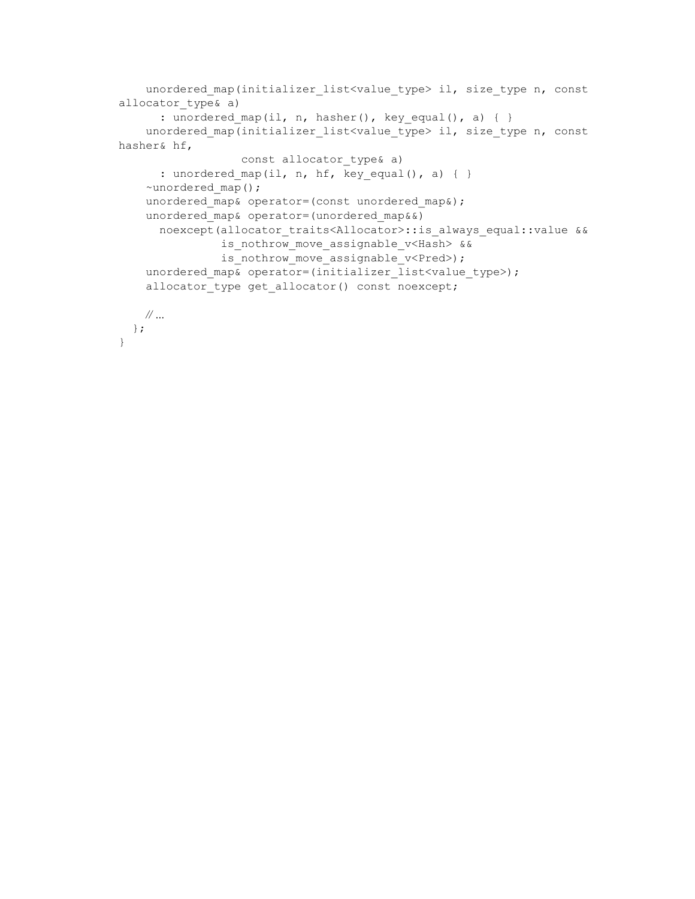```
    unordered_map(initializer_list<value_type> il, size_type n, const
allocator_type& a)
      : unordered_map(il, n, hasher(), key_equal(), a) { }
    unordered_map(initializer_list<value_type> il, size_type n, const
hasher& hf,
                  const allocator_type& a)
      : unordered_map(il, n, hf, key_equal(), a) { }
    ~unordered_map();
    unordered_map& operator=(const unordered_map&);
    unordered_map& operator=(unordered_map&&)
      noexcept(allocator_traits<Allocator>::is_always_equal::value &&
               is_nothrow_move_assignable_v<Hash> &&
               is_nothrow_move_assignable_v<Pred>);
    unordered_map& operator=(initializer_list<value_type>);
    allocator_type get_allocator() const noexcept;

    // …
  };
}
```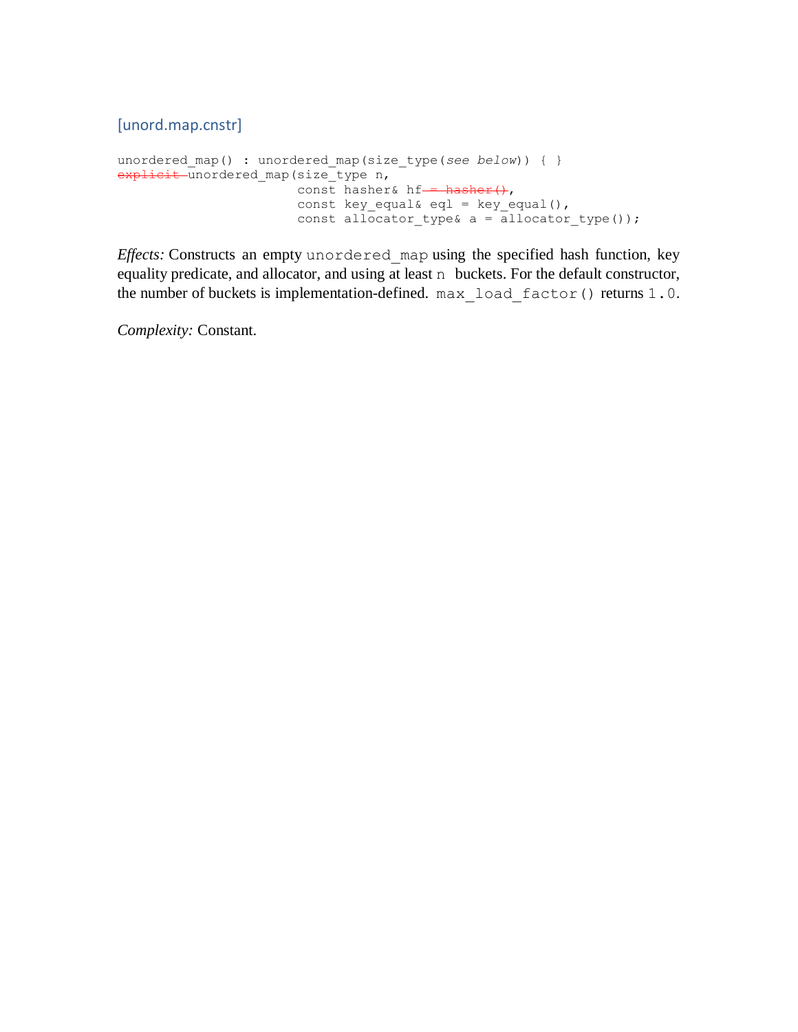### [unord.map.cnstr]

```
unordered_map() : unordered_map(size_type(see below)) { }
explicit unordered_map(size_type n,
                       const hasher& hf = hasher(),
                       const key_equal& eql = key_equal(),
                       const allocator_type& a = allocator_type());
```

*Effects:* Constructs an empty `unordered_map` using the specified hash function, key equality predicate, and allocator, and using at least `n` buckets. For the default constructor, the number of buckets is implementation-defined. `max_load_factor()` returns `1.0`.

*Complexity:* Constant.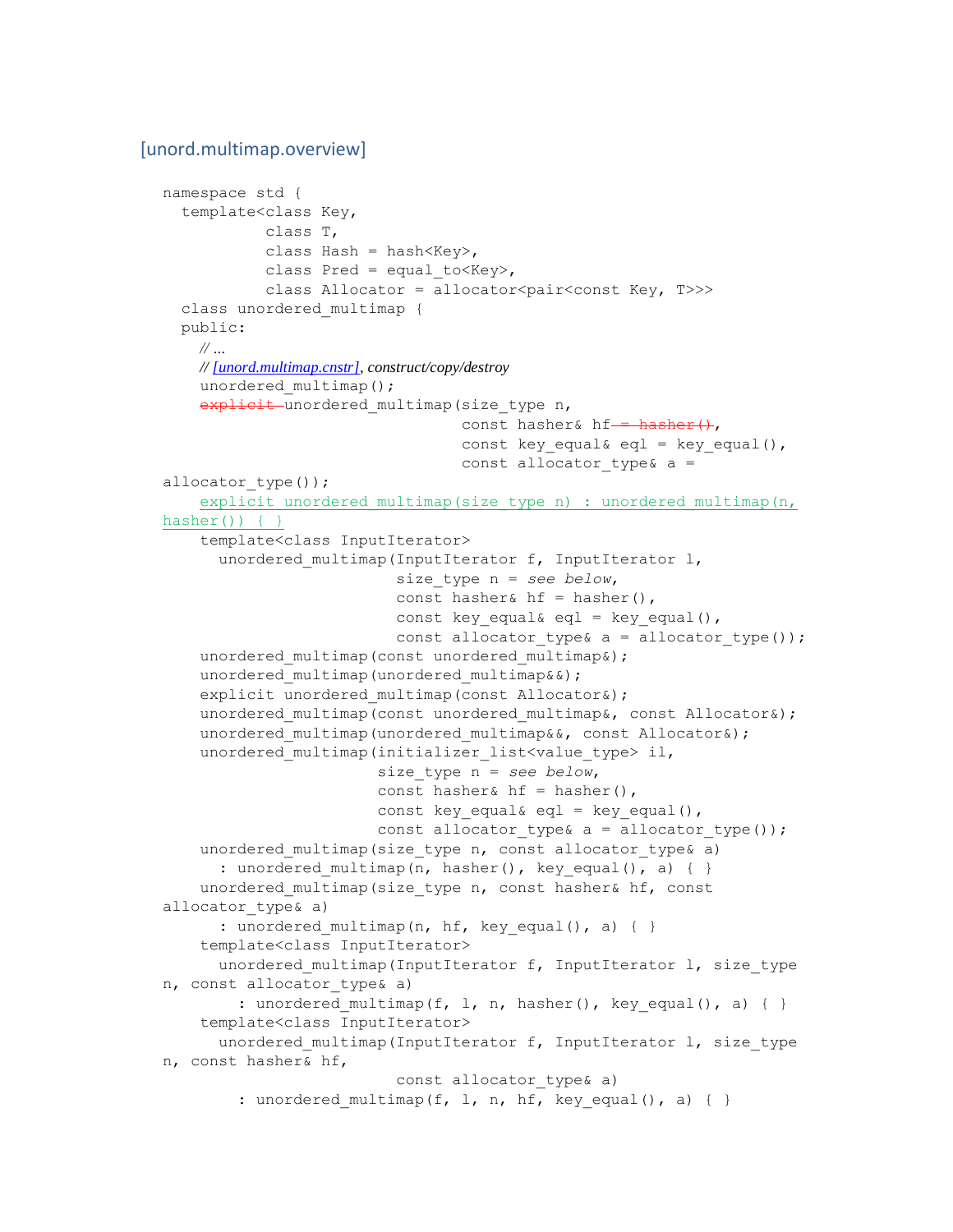## [unord.multimap.overview]

```
namespace std {
  template<class Key,
           class T,
           class Hash = hash<Key>,
           class Pred = equal_to<Key>,
           class Allocator = allocator<pair<const Key, T>>>
  class unordered_multimap {
  public:
    // ...
    // [unord.multimap.cnstr], construct/copy/destroy
    unordered_multimap();
    explicit unordered_multimap(size_type n,
                                const hasher& hf = hasher(),
                                const key_equal& eql = key_equal(),
                                const allocator_type& a = allocator_type());
    explicit unordered_multimap(size_type n) : unordered_multimap(n, hasher()) { }
    template<class InputIterator>
      unordered_multimap(InputIterator f, InputIterator l,
                         size_type n = see below,
                         const hasher& hf = hasher(),
                         const key_equal& eql = key_equal(),
                         const allocator_type& a = allocator_type());
    unordered_multimap(const unordered_multimap&);
    unordered_multimap(unordered_multimap&&);
    explicit unordered_multimap(const Allocator&);
    unordered_multimap(const unordered_multimap&, const Allocator&);
    unordered_multimap(unordered_multimap&&, const Allocator&);
    unordered_multimap(initializer_list<value_type> il,
                       size_type n = see below,
                       const hasher& hf = hasher(),
                       const key_equal& eql = key_equal(),
                       const allocator_type& a = allocator_type());
    unordered_multimap(size_type n, const allocator_type& a)
      : unordered_multimap(n, hasher(), key_equal(), a) { }
    unordered_multimap(size_type n, const hasher& hf, const allocator_type& a)
      : unordered_multimap(n, hf, key_equal(), a) { }
    template<class InputIterator>
      unordered_multimap(InputIterator f, InputIterator l, size_type n, const allocator_type& a)
        : unordered_multimap(f, l, n, hasher(), key_equal(), a) { }
    template<class InputIterator>
      unordered_multimap(InputIterator f, InputIterator l, size_type n, const hasher& hf,
                         const allocator_type& a)
        : unordered_multimap(f, l, n, hf, key_equal(), a) { }
```

Note: In the source, on the first `unordered_multimap(size_type n, ...)` constructor, "explicit" and "= hasher()" are shown struck out (deleted), and the line `explicit unordered_multimap(size_type n) : unordered_multimap(n, hasher()) { }` is shown as inserted.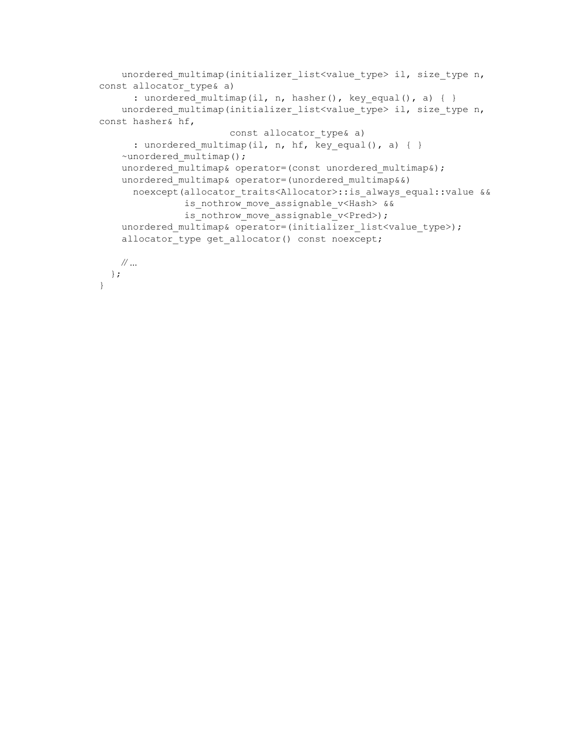```
    unordered_multimap(initializer_list<value_type> il, size_type n,
const allocator_type& a)
      : unordered_multimap(il, n, hasher(), key_equal(), a) { }
    unordered_multimap(initializer_list<value_type> il, size_type n,
const hasher& hf,
                       const allocator_type& a)
      : unordered_multimap(il, n, hf, key_equal(), a) { }
    ~unordered_multimap();
    unordered_multimap& operator=(const unordered_multimap&);
    unordered_multimap& operator=(unordered_multimap&&)
      noexcept(allocator_traits<Allocator>::is_always_equal::value &&
               is_nothrow_move_assignable_v<Hash> &&
               is_nothrow_move_assignable_v<Pred>);
    unordered_multimap& operator=(initializer_list<value_type>);
    allocator_type get_allocator() const noexcept;

    // …
  };
}
```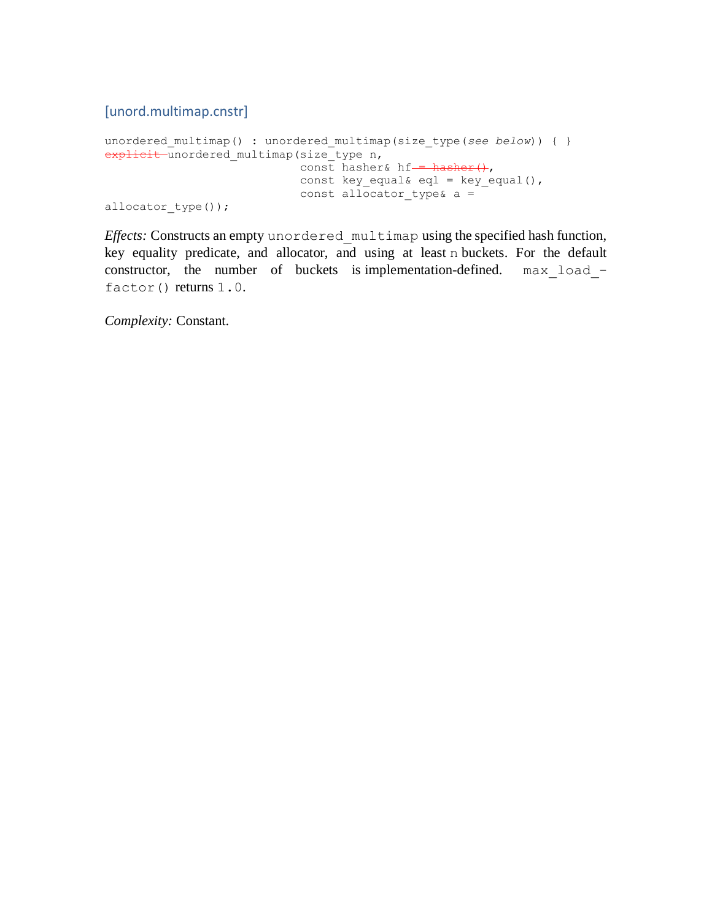### [unord.multimap.cnstr]

```
unordered_multimap() : unordered_multimap(size_type(see below)) { }
explicit unordered_multimap(size_type n,
                            const hasher& hf = hasher(),
                            const key_equal& eql = key_equal(),
                            const allocator_type& a =
allocator_type());
```

*Effects:* Constructs an empty `unordered_multimap` using the specified hash function, key equality predicate, and allocator, and using at least `n` buckets. For the default constructor, the number of buckets is implementation-defined. `max_load_factor()` returns `1.0`.

*Complexity:* Constant.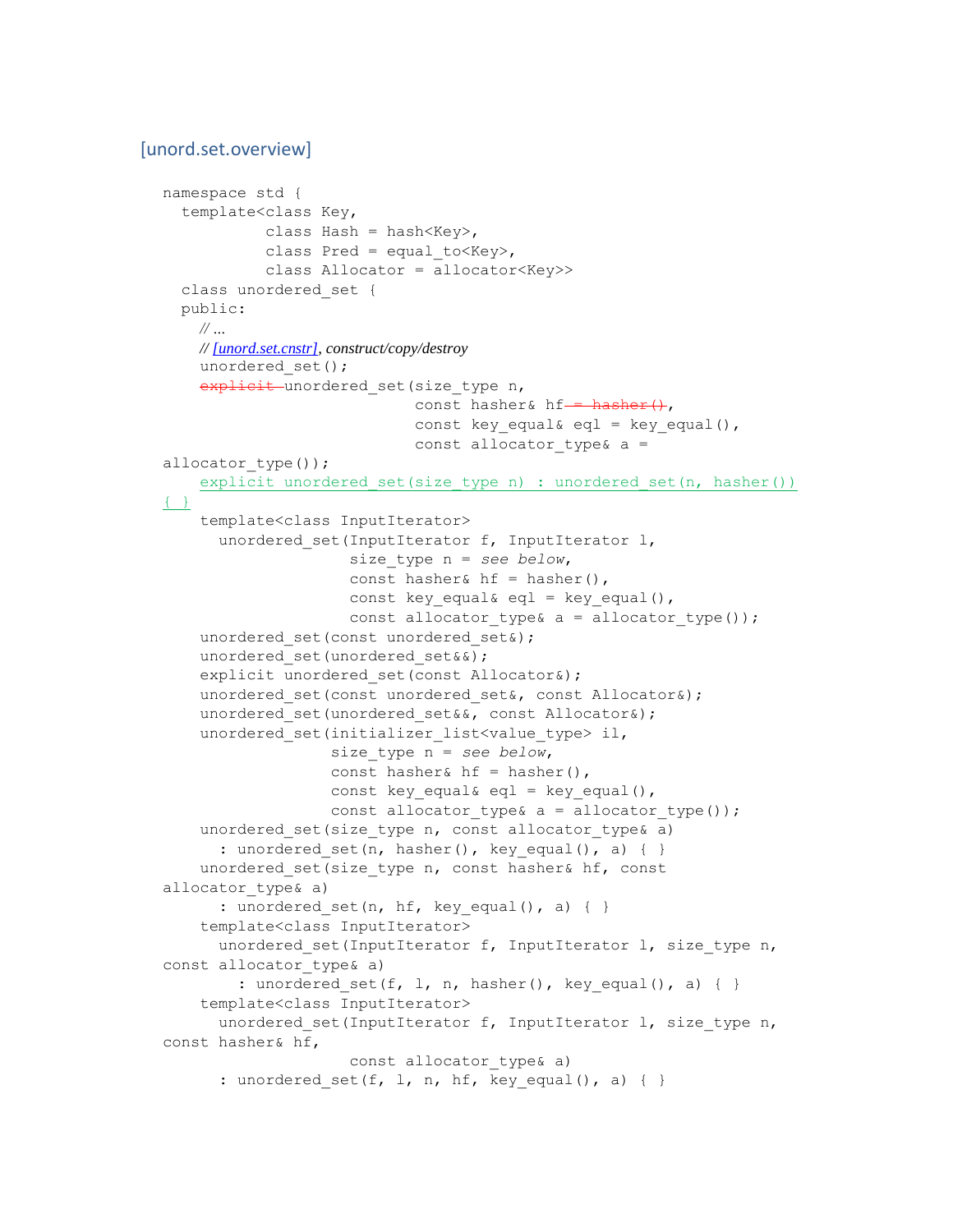## [unord.set.overview]

```
namespace std {
  template<class Key,
           class Hash = hash<Key>,
           class Pred = equal_to<Key>,
           class Allocator = allocator<Key>>
  class unordered_set {
  public:
    // ...
    // [unord.set.cnstr], construct/copy/destroy
    unordered_set();
    explicit unordered_set(size_type n,
                           const hasher& hf = hasher(),
                           const key_equal& eql = key_equal(),
                           const allocator_type& a = allocator_type());
    explicit unordered_set(size_type n) : unordered_set(n, hasher()) { }
    template<class InputIterator>
      unordered_set(InputIterator f, InputIterator l,
                    size_type n = see below,
                    const hasher& hf = hasher(),
                    const key_equal& eql = key_equal(),
                    const allocator_type& a = allocator_type());
    unordered_set(const unordered_set&);
    unordered_set(unordered_set&&);
    explicit unordered_set(const Allocator&);
    unordered_set(const unordered_set&, const Allocator&);
    unordered_set(unordered_set&&, const Allocator&);
    unordered_set(initializer_list<value_type> il,
                  size_type n = see below,
                  const hasher& hf = hasher(),
                  const key_equal& eql = key_equal(),
                  const allocator_type& a = allocator_type());
    unordered_set(size_type n, const allocator_type& a)
      : unordered_set(n, hasher(), key_equal(), a) { }
    unordered_set(size_type n, const hasher& hf, const allocator_type& a)
      : unordered_set(n, hf, key_equal(), a) { }
    template<class InputIterator>
      unordered_set(InputIterator f, InputIterator l, size_type n, const allocator_type& a)
        : unordered_set(f, l, n, hasher(), key_equal(), a) { }
    template<class InputIterator>
      unordered_set(InputIterator f, InputIterator l, size_type n, const hasher& hf,
                    const allocator_type& a)
      : unordered_set(f, l, n, hf, key_equal(), a) { }
```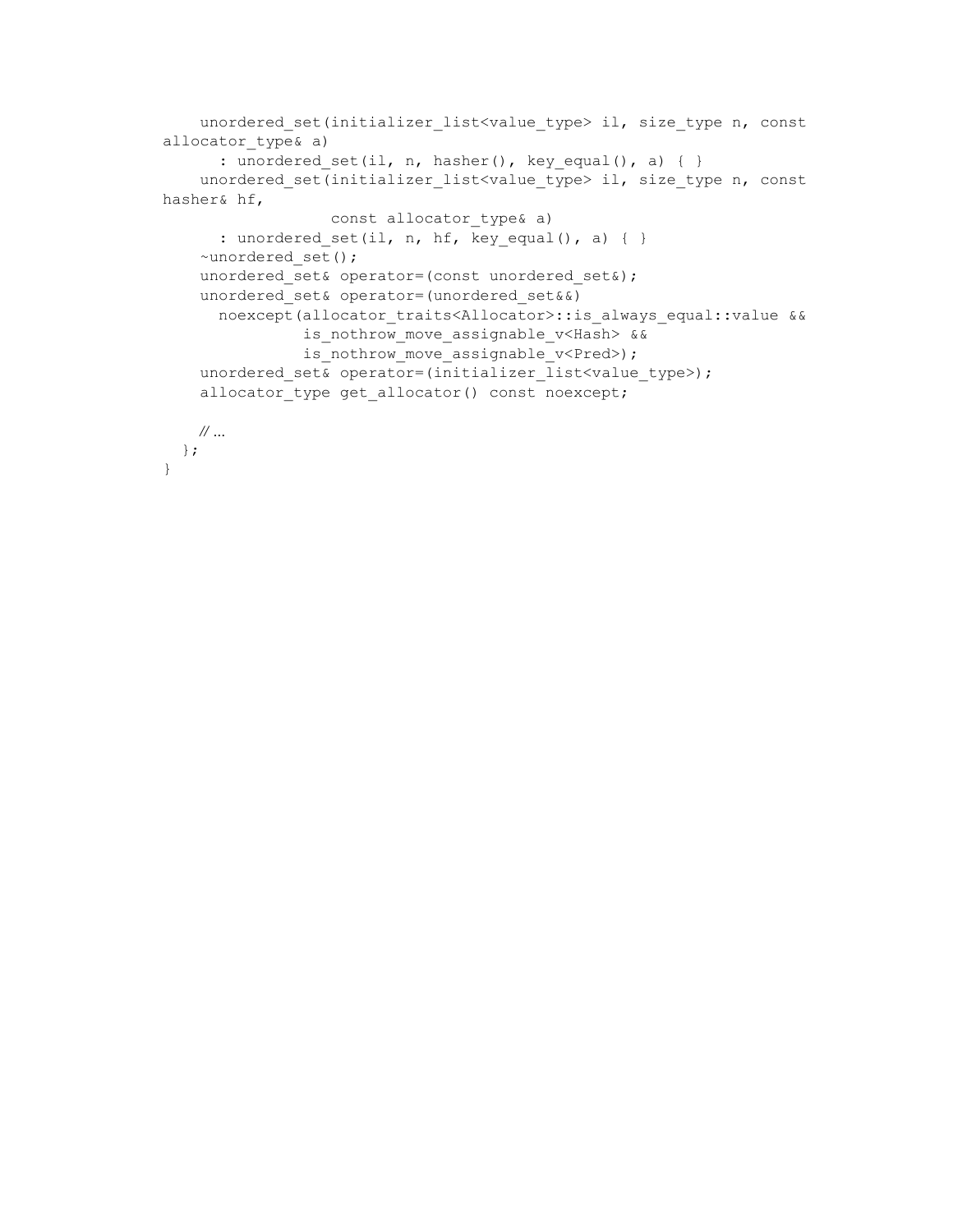```
    unordered_set(initializer_list<value_type> il, size_type n, const
allocator_type& a)
      : unordered_set(il, n, hasher(), key_equal(), a) { }
    unordered_set(initializer_list<value_type> il, size_type n, const
hasher& hf,
                  const allocator_type& a)
      : unordered_set(il, n, hf, key_equal(), a) { }
    ~unordered_set();
    unordered_set& operator=(const unordered_set&);
    unordered_set& operator=(unordered_set&&)
      noexcept(allocator_traits<Allocator>::is_always_equal::value &&
               is_nothrow_move_assignable_v<Hash> &&
               is_nothrow_move_assignable_v<Pred>);
    unordered_set& operator=(initializer_list<value_type>);
    allocator_type get_allocator() const noexcept;

    // …
  };
}
```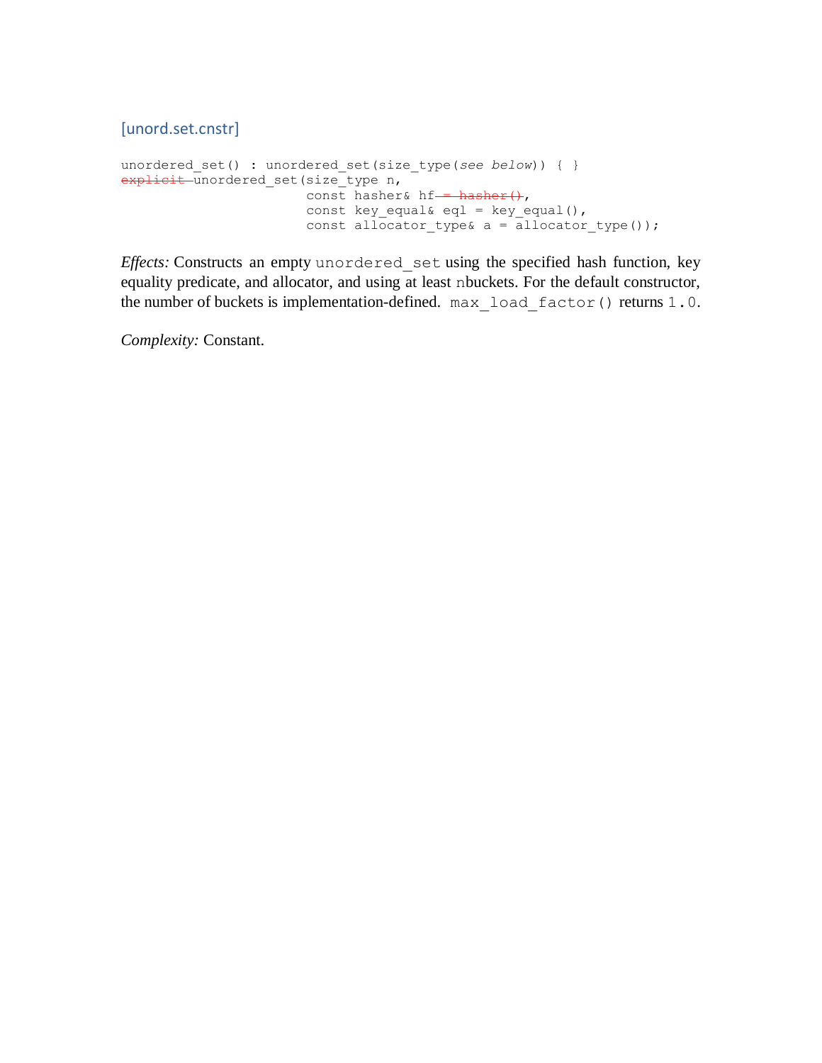### [unord.set.cnstr]

```
unordered_set() : unordered_set(size_type(see below)) { }
explicit unordered_set(size_type n,
                       const hasher& hf = hasher(),
                       const key_equal& eql = key_equal(),
                       const allocator_type& a = allocator_type());
```

*Effects:* Constructs an empty `unordered_set` using the specified hash function, key equality predicate, and allocator, and using at least `n`buckets. For the default constructor, the number of buckets is implementation-defined. `max_load_factor()` returns `1.0`.

*Complexity:* Constant.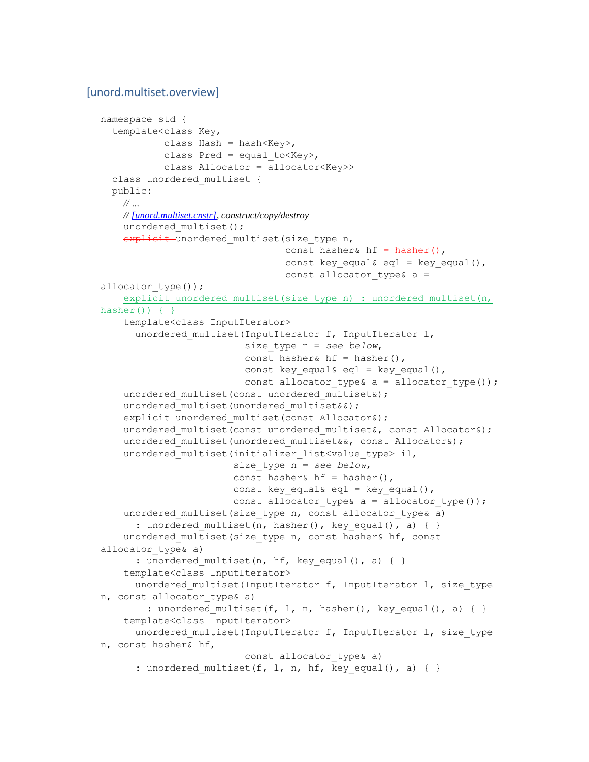## [unord.multiset.overview]

```
namespace std {
  template<class Key,
           class Hash = hash<Key>,
           class Pred = equal_to<Key>,
           class Allocator = allocator<Key>>
  class unordered_multiset {
  public:
    // ...
    // [unord.multiset.cnstr], construct/copy/destroy
    unordered_multiset();
    explicit unordered_multiset(size_type n,
                                const hasher& hf = hasher(),
                                const key_equal& eql = key_equal(),
                                const allocator_type& a = allocator_type());
    explicit unordered_multiset(size_type n) : unordered_multiset(n, hasher()) { }
    template<class InputIterator>
      unordered_multiset(InputIterator f, InputIterator l,
                         size_type n = see below,
                         const hasher& hf = hasher(),
                         const key_equal& eql = key_equal(),
                         const allocator_type& a = allocator_type());
    unordered_multiset(const unordered_multiset&);
    unordered_multiset(unordered_multiset&&);
    explicit unordered_multiset(const Allocator&);
    unordered_multiset(const unordered_multiset&, const Allocator&);
    unordered_multiset(unordered_multiset&&, const Allocator&);
    unordered_multiset(initializer_list<value_type> il,
                       size_type n = see below,
                       const hasher& hf = hasher(),
                       const key_equal& eql = key_equal(),
                       const allocator_type& a = allocator_type());
    unordered_multiset(size_type n, const allocator_type& a)
      : unordered_multiset(n, hasher(), key_equal(), a) { }
    unordered_multiset(size_type n, const hasher& hf, const allocator_type& a)
      : unordered_multiset(n, hf, key_equal(), a) { }
    template<class InputIterator>
      unordered_multiset(InputIterator f, InputIterator l, size_type n, const allocator_type& a)
        : unordered_multiset(f, l, n, hasher(), key_equal(), a) { }
    template<class InputIterator>
      unordered_multiset(InputIterator f, InputIterator l, size_type n, const hasher& hf,
                         const allocator_type& a)
      : unordered_multiset(f, l, n, hf, key_equal(), a) { }
```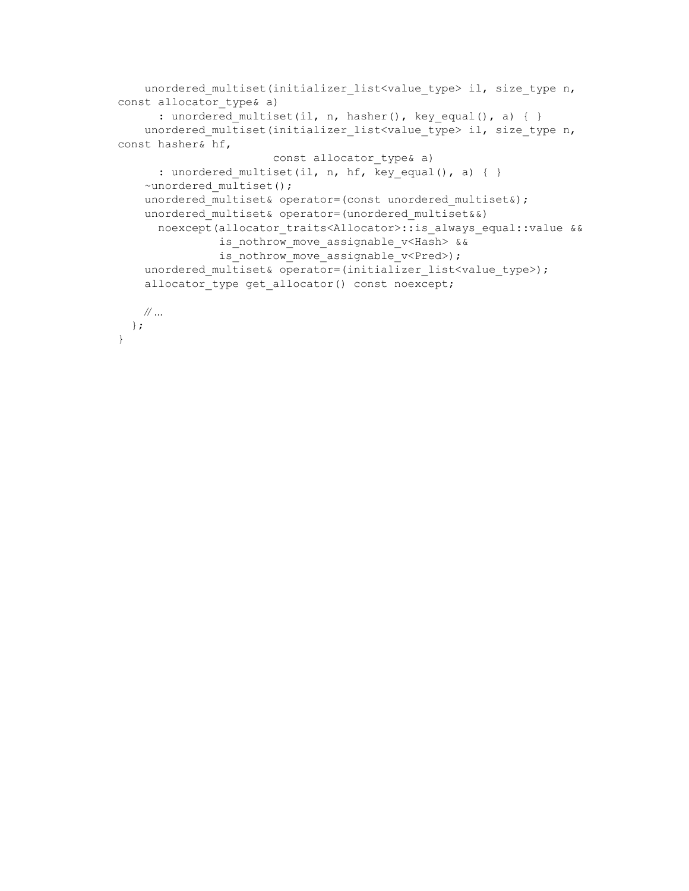```
    unordered_multiset(initializer_list<value_type> il, size_type n,
const allocator_type& a)
      : unordered_multiset(il, n, hasher(), key_equal(), a) { }
    unordered_multiset(initializer_list<value_type> il, size_type n,
const hasher& hf,
                       const allocator_type& a)
      : unordered_multiset(il, n, hf, key_equal(), a) { }
    ~unordered_multiset();
    unordered_multiset& operator=(const unordered_multiset&);
    unordered_multiset& operator=(unordered_multiset&&)
      noexcept(allocator_traits<Allocator>::is_always_equal::value &&
               is_nothrow_move_assignable_v<Hash> &&
               is_nothrow_move_assignable_v<Pred>);
    unordered_multiset& operator=(initializer_list<value_type>);
    allocator_type get_allocator() const noexcept;

    // …
  };
}
```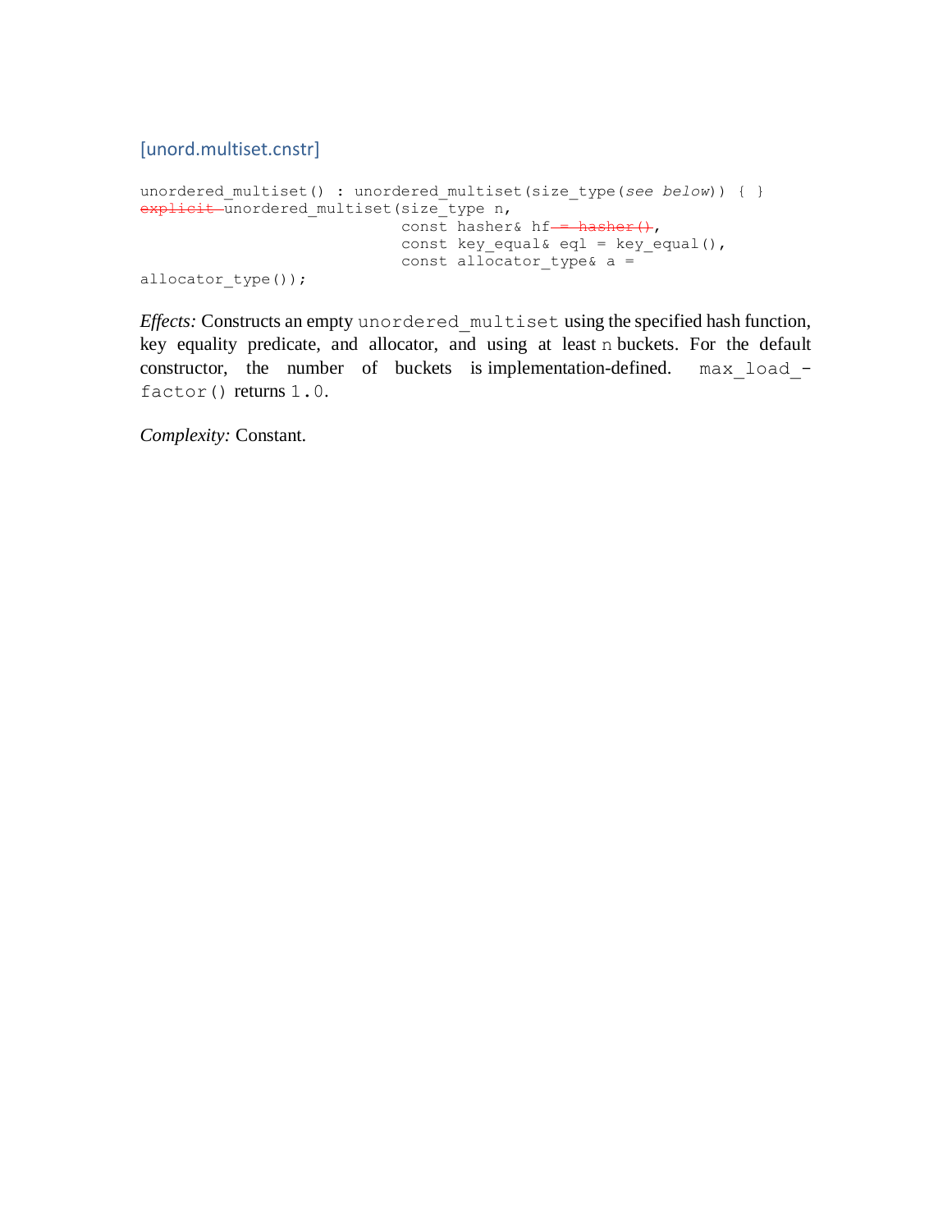## [unord.multiset.cnstr]

```
unordered_multiset() : unordered_multiset(size_type(see below)) { }
explicit unordered_multiset(size_type n,
                            const hasher& hf = hasher(),
                            const key_equal& eql = key_equal(),
                            const allocator_type& a =
allocator_type());
```

*Effects:* Constructs an empty `unordered_multiset` using the specified hash function, key equality predicate, and allocator, and using at least `n` buckets. For the default constructor, the number of buckets is implementation-defined. `max_load_factor()` returns `1.0`.

*Complexity:* Constant.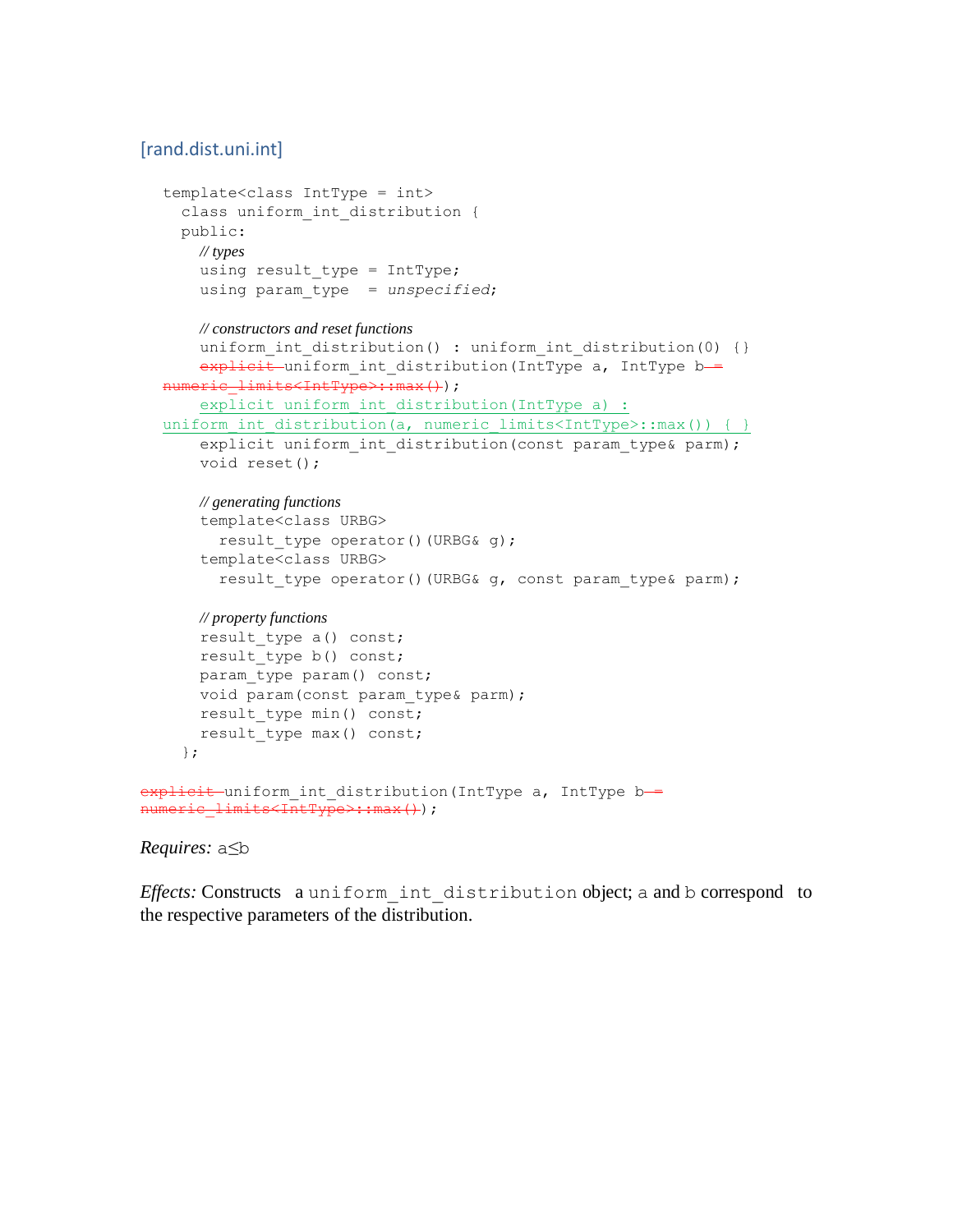[rand.dist.uni.int]

```
template<class IntType = int>
  class uniform_int_distribution {
  public:
    // types
    using result_type = IntType;
    using param_type  = unspecified;

    // constructors and reset functions
    uniform_int_distribution() : uniform_int_distribution(0) {}
    explicit uniform_int_distribution(IntType a, IntType b = numeric_limits<IntType>::max());
    explicit uniform_int_distribution(IntType a) : uniform_int_distribution(a, numeric_limits<IntType>::max()) { }
    explicit uniform_int_distribution(const param_type& parm);
    void reset();

    // generating functions
    template<class URBG>
      result_type operator()(URBG& g);
    template<class URBG>
      result_type operator()(URBG& g, const param_type& parm);

    // property functions
    result_type a() const;
    result_type b() const;
    param_type param() const;
    void param(const param_type& parm);
    result_type min() const;
    result_type max() const;
  };
```

```
explicit uniform_int_distribution(IntType a, IntType b = numeric_limits<IntType>::max());
```

*Requires:* a≤b

*Effects:* Constructs a `uniform_int_distribution` object; `a` and `b` correspond to the respective parameters of the distribution.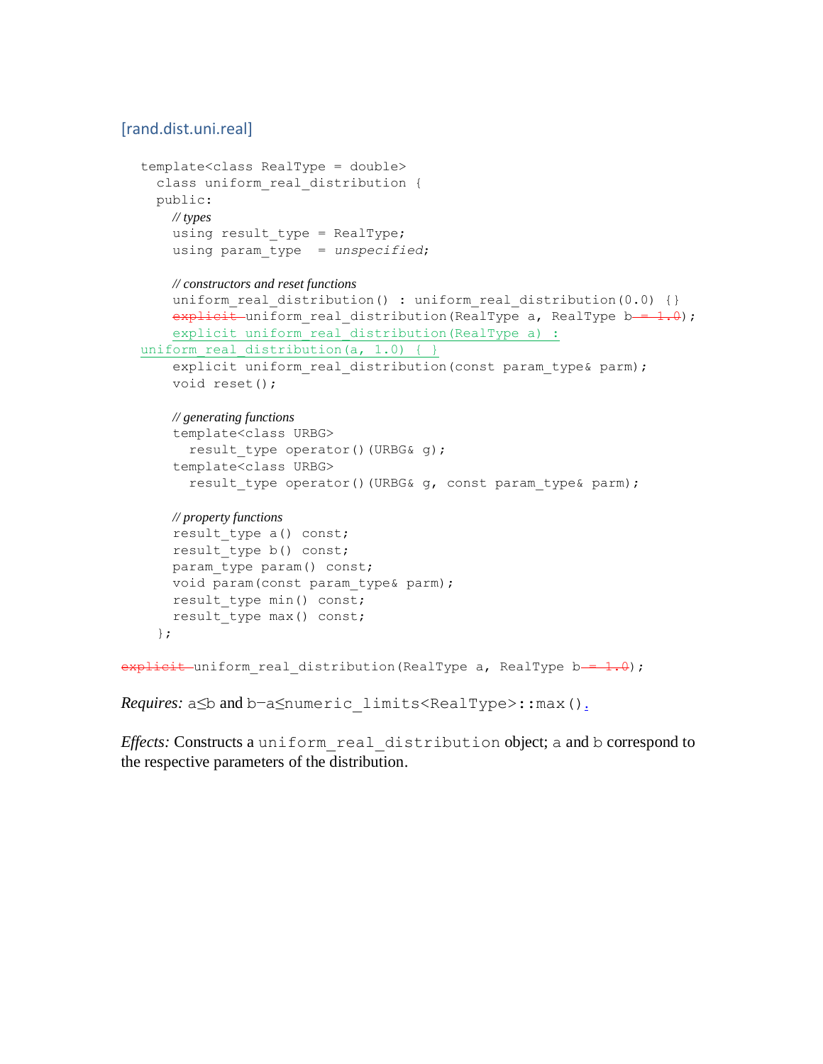[rand.dist.uni.real]

```
template<class RealType = double>
  class uniform_real_distribution {
  public:
    // types
    using result_type = RealType;
    using param_type  = unspecified;

    // constructors and reset functions
    uniform_real_distribution() : uniform_real_distribution(0.0) {}
    explicit uniform_real_distribution(RealType a, RealType b = 1.0);
    explicit uniform_real_distribution(RealType a) :
uniform_real_distribution(a, 1.0) { }
    explicit uniform_real_distribution(const param_type& parm);
    void reset();

    // generating functions
    template<class URBG>
      result_type operator()(URBG& g);
    template<class URBG>
      result_type operator()(URBG& g, const param_type& parm);

    // property functions
    result_type a() const;
    result_type b() const;
    param_type param() const;
    void param(const param_type& parm);
    result_type min() const;
    result_type max() const;
  };
```

```
explicit uniform_real_distribution(RealType a, RealType b = 1.0);
```

*Requires:* a≤b and b−a≤numeric_limits<RealType>::max().

*Effects:* Constructs a uniform_real_distribution object; a and b correspond to the respective parameters of the distribution.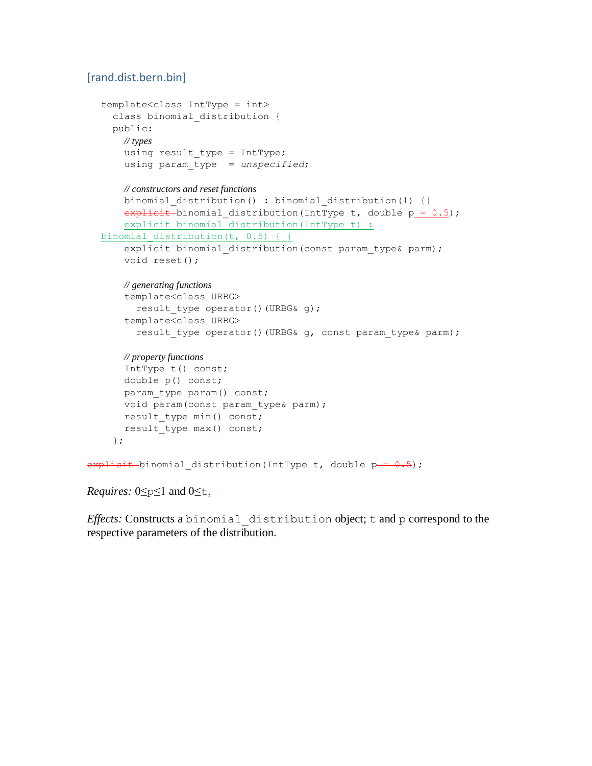### [rand.dist.bern.bin]

```
template<class IntType = int>
  class binomial_distribution {
  public:
    // types
    using result_type = IntType;
    using param_type  = unspecified;

    // constructors and reset functions
    binomial_distribution() : binomial_distribution(1) {}
    explicit binomial_distribution(IntType t, double p = 0.5);
    explicit binomial_distribution(IntType t) :
binomial_distribution(t, 0.5) { }
    explicit binomial_distribution(const param_type& parm);
    void reset();

    // generating functions
    template<class URBG>
      result_type operator()(URBG& g);
    template<class URBG>
      result_type operator()(URBG& g, const param_type& parm);

    // property functions
    IntType t() const;
    double p() const;
    param_type param() const;
    void param(const param_type& parm);
    result_type min() const;
    result_type max() const;
  };
```

```
explicit binomial_distribution(IntType t, double p = 0.5);
```

*Requires:* $0 \leq p \leq 1$ and $0 \leq t$.

*Effects:* Constructs a `binomial_distribution` object; `t` and `p` correspond to the respective parameters of the distribution.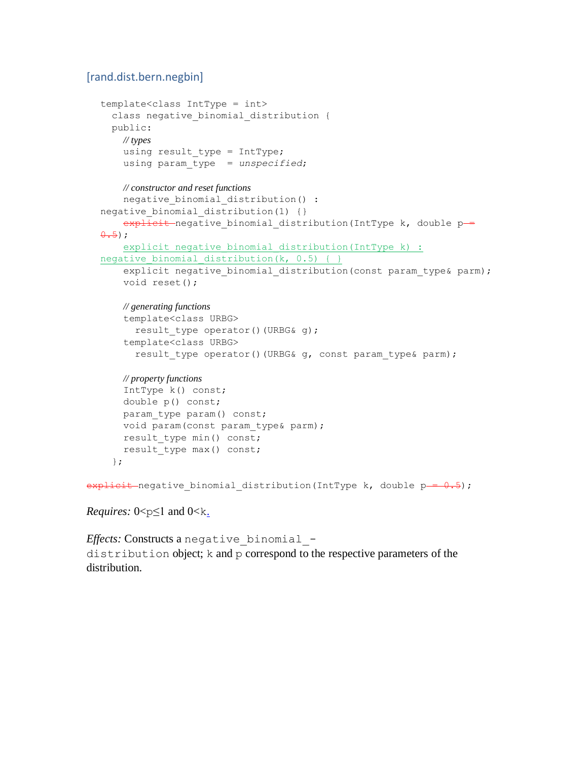## [rand.dist.bern.negbin]

```
template<class IntType = int>
  class negative_binomial_distribution {
  public:
    // types
    using result_type = IntType;
    using param_type  = unspecified;

    // constructor and reset functions
    negative_binomial_distribution() : negative_binomial_distribution(1) {}
    explicit negative_binomial_distribution(IntType k, double p = 0.5);
    explicit negative_binomial_distribution(IntType k) : negative_binomial_distribution(k, 0.5) { }
    explicit negative_binomial_distribution(const param_type& parm);
    void reset();

    // generating functions
    template<class URBG>
      result_type operator()(URBG& g);
    template<class URBG>
      result_type operator()(URBG& g, const param_type& parm);

    // property functions
    IntType k() const;
    double p() const;
    param_type param() const;
    void param(const param_type& parm);
    result_type min() const;
    result_type max() const;
  };
```

```
explicit negative_binomial_distribution(IntType k, double p = 0.5);
```

*Requires:* $0 < p \leq 1$ and $0 < k$.

*Effects:* Constructs a `negative_binomial_distribution` object; `k` and `p` correspond to the respective parameters of the distribution.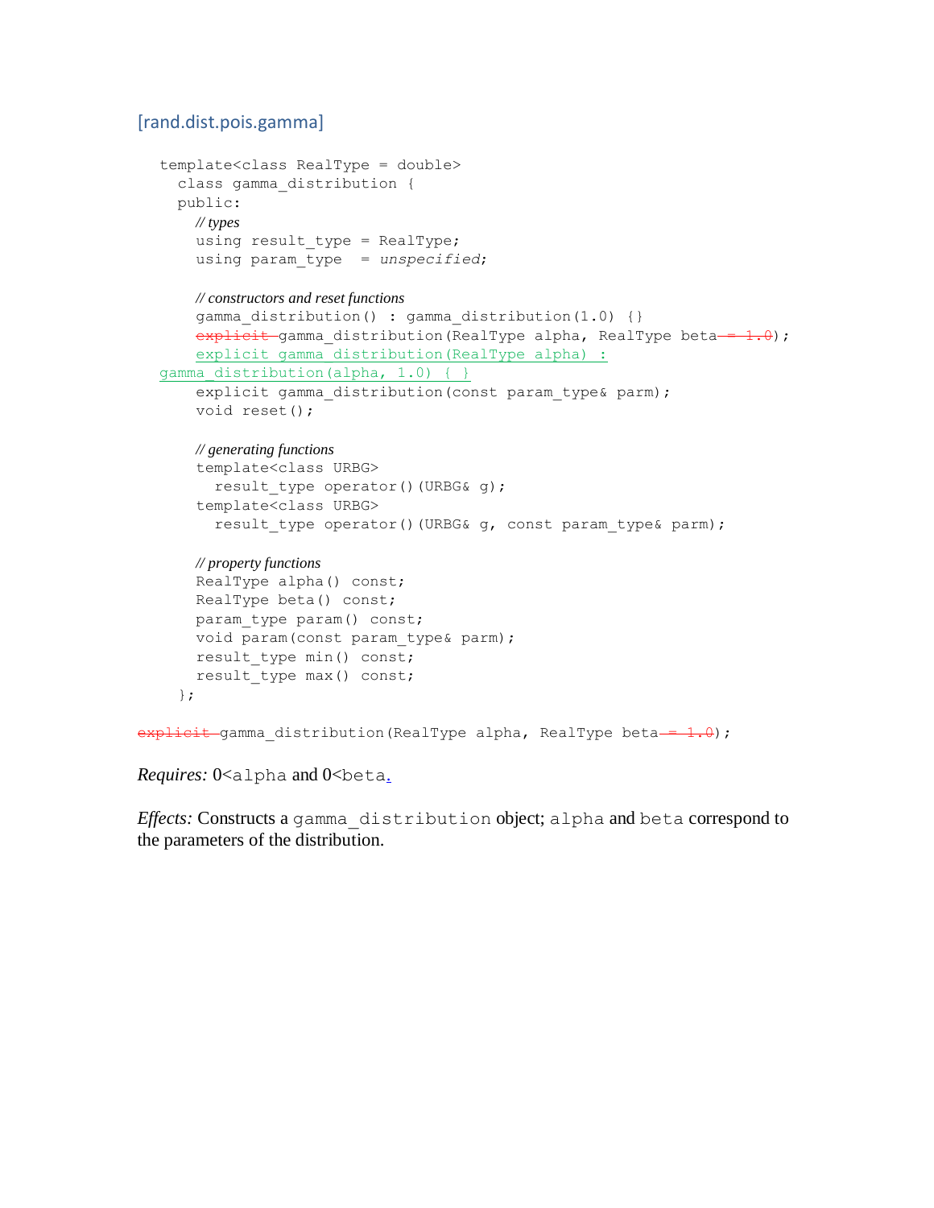### [rand.dist.pois.gamma]

```
template<class RealType = double>
  class gamma_distribution {
  public:
    // types
    using result_type = RealType;
    using param_type  = unspecified;

    // constructors and reset functions
    gamma_distribution() : gamma_distribution(1.0) {}
    explicit gamma_distribution(RealType alpha, RealType beta = 1.0);
    explicit gamma_distribution(RealType alpha) :
gamma_distribution(alpha, 1.0) { }
    explicit gamma_distribution(const param_type& parm);
    void reset();

    // generating functions
    template<class URBG>
      result_type operator()(URBG& g);
    template<class URBG>
      result_type operator()(URBG& g, const param_type& parm);

    // property functions
    RealType alpha() const;
    RealType beta() const;
    param_type param() const;
    void param(const param_type& parm);
    result_type min() const;
    result_type max() const;
  };
```

```
explicit gamma_distribution(RealType alpha, RealType beta = 1.0);
```

*Requires:* 0<`alpha` and 0<`beta`.

*Effects:* Constructs a `gamma_distribution` object; `alpha` and `beta` correspond to the parameters of the distribution.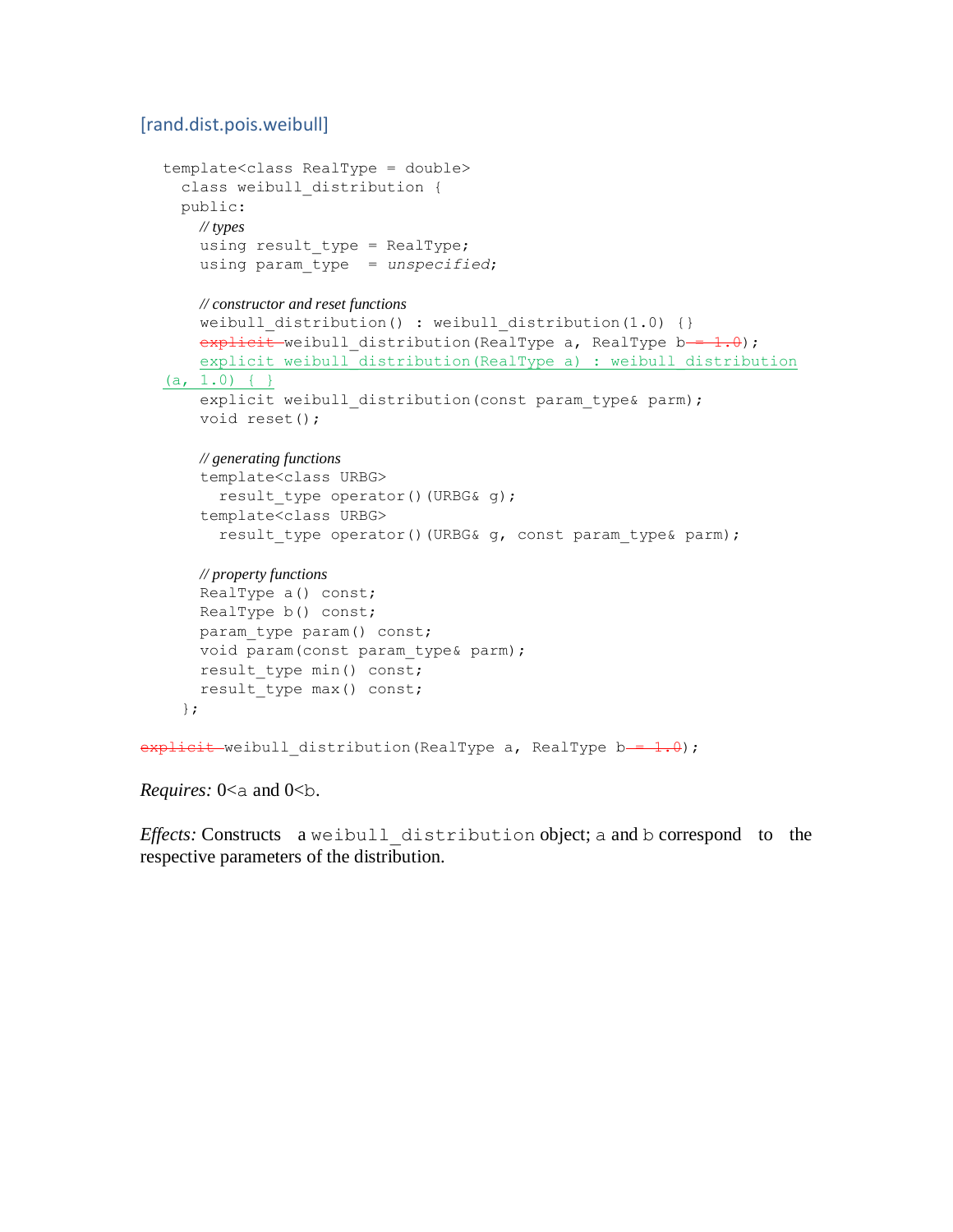### [rand.dist.pois.weibull]

```
template<class RealType = double>
  class weibull_distribution {
  public:
    // types
    using result_type = RealType;
    using param_type  = unspecified;

    // constructor and reset functions
    weibull_distribution() : weibull_distribution(1.0) {}
    explicit weibull_distribution(RealType a, RealType b = 1.0);
    explicit weibull_distribution(RealType a) : weibull_distribution(a, 1.0) { }
    explicit weibull_distribution(const param_type& parm);
    void reset();

    // generating functions
    template<class URBG>
      result_type operator()(URBG& g);
    template<class URBG>
      result_type operator()(URBG& g, const param_type& parm);

    // property functions
    RealType a() const;
    RealType b() const;
    param_type param() const;
    void param(const param_type& parm);
    result_type min() const;
    result_type max() const;
  };
```

```
explicit weibull_distribution(RealType a, RealType b = 1.0);
```

*Requires:* 0<`a` and 0<`b`.

*Effects:* Constructs a `weibull_distribution` object; `a` and `b` correspond to the respective parameters of the distribution.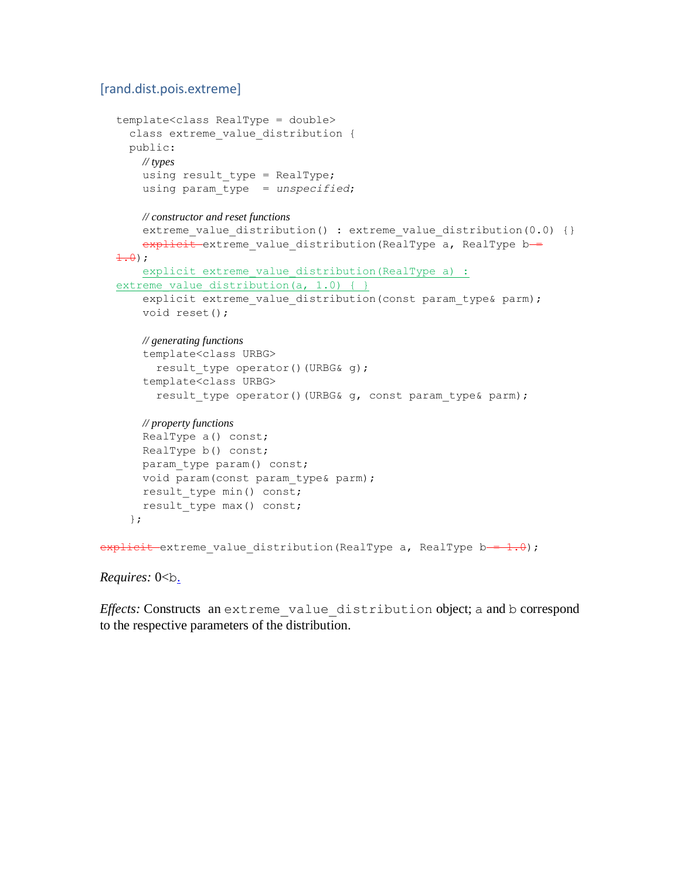### [rand.dist.pois.extreme]

```
template<class RealType = double>
  class extreme_value_distribution {
  public:
    // types
    using result_type = RealType;
    using param_type  = unspecified;

    // constructor and reset functions
    extreme_value_distribution() : extreme_value_distribution(0.0) {}
    explicit extreme_value_distribution(RealType a, RealType b = 1.0);
    explicit extreme_value_distribution(RealType a) : extreme_value_distribution(a, 1.0) { }
    explicit extreme_value_distribution(const param_type& parm);
    void reset();

    // generating functions
    template<class URBG>
      result_type operator()(URBG& g);
    template<class URBG>
      result_type operator()(URBG& g, const param_type& parm);

    // property functions
    RealType a() const;
    RealType b() const;
    param_type param() const;
    void param(const param_type& parm);
    result_type min() const;
    result_type max() const;
  };
```

```
explicit extreme_value_distribution(RealType a, RealType b = 1.0);
```

*Requires:* 0<`b`.

*Effects:* Constructs an `extreme_value_distribution` object; `a` and `b` correspond to the respective parameters of the distribution.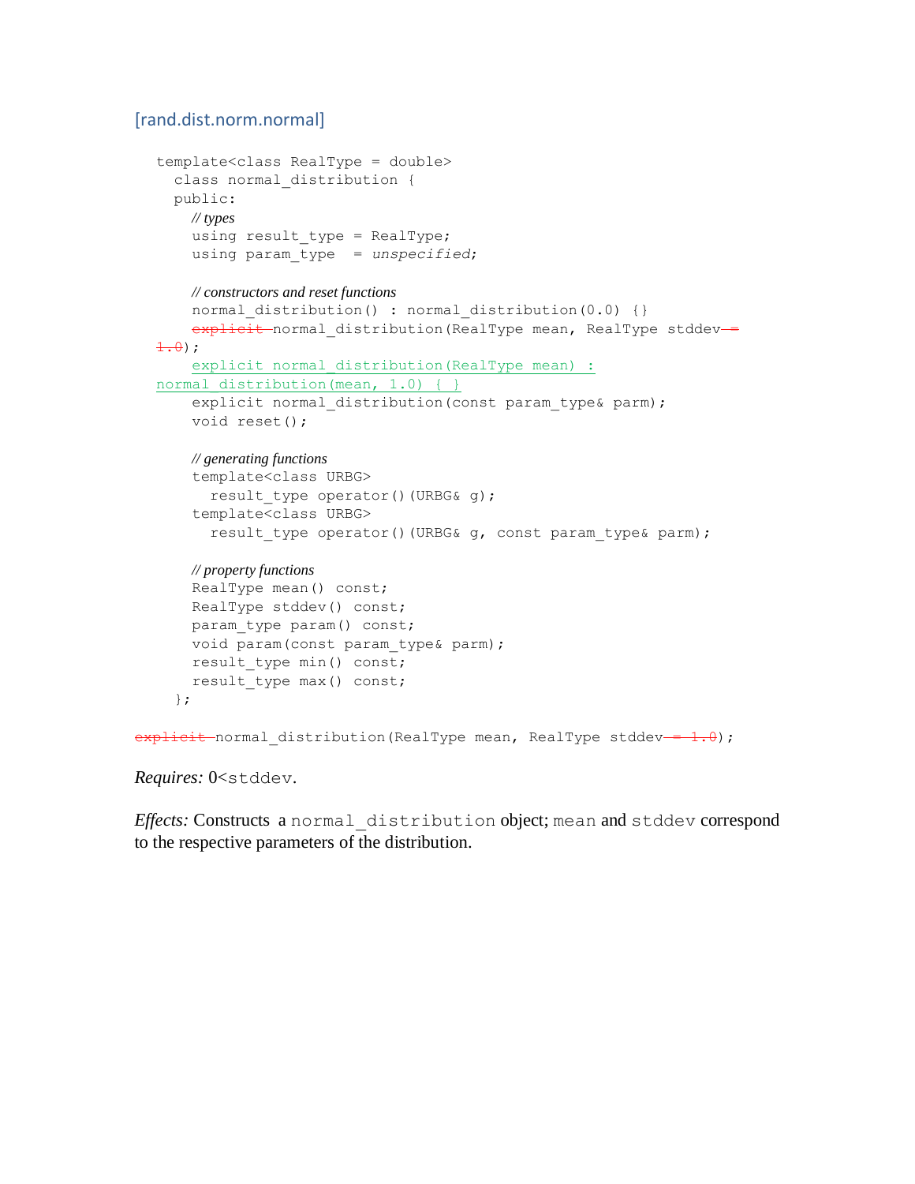## [rand.dist.norm.normal]

```
template<class RealType = double>
  class normal_distribution {
  public:
    // types
    using result_type = RealType;
    using param_type  = unspecified;

    // constructors and reset functions
    normal_distribution() : normal_distribution(0.0) {}
    explicit normal_distribution(RealType mean, RealType stddev = 1.0);
    explicit normal_distribution(RealType mean) : normal_distribution(mean, 1.0) { }
    explicit normal_distribution(const param_type& parm);
    void reset();

    // generating functions
    template<class URBG>
      result_type operator()(URBG& g);
    template<class URBG>
      result_type operator()(URBG& g, const param_type& parm);

    // property functions
    RealType mean() const;
    RealType stddev() const;
    param_type param() const;
    void param(const param_type& parm);
    result_type min() const;
    result_type max() const;
  };
```

```
explicit normal_distribution(RealType mean, RealType stddev = 1.0);
```

*Requires:* 0<`stddev`.

*Effects:* Constructs a `normal_distribution` object; `mean` and `stddev` correspond to the respective parameters of the distribution.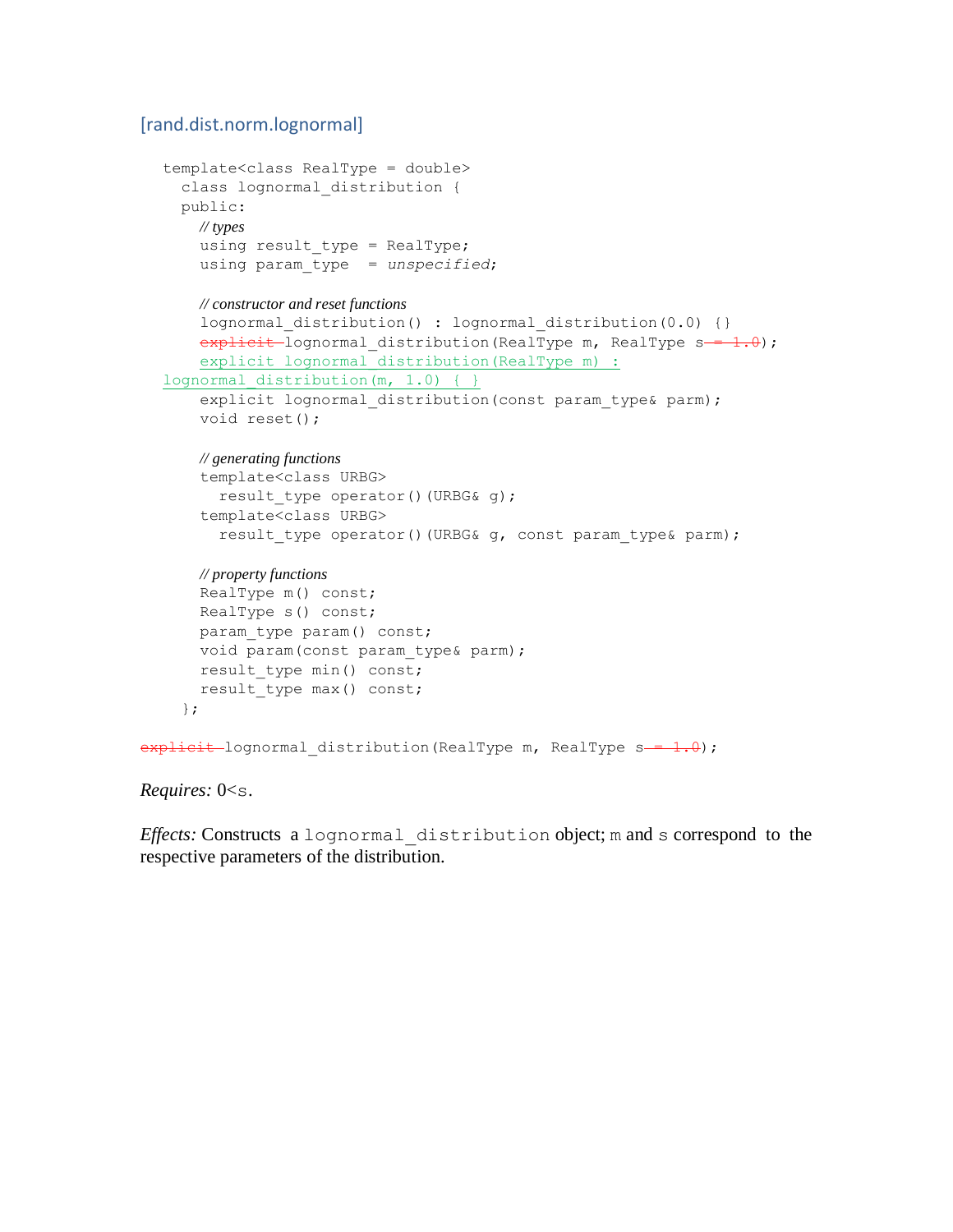### [rand.dist.norm.lognormal]

```
template<class RealType = double>
  class lognormal_distribution {
  public:
    // types
    using result_type = RealType;
    using param_type  = unspecified;

    // constructor and reset functions
    lognormal_distribution() : lognormal_distribution(0.0) {}
    explicit lognormal_distribution(RealType m, RealType s = 1.0);
    explicit lognormal_distribution(RealType m) :
lognormal_distribution(m, 1.0) { }
    explicit lognormal_distribution(const param_type& parm);
    void reset();

    // generating functions
    template<class URBG>
      result_type operator()(URBG& g);
    template<class URBG>
      result_type operator()(URBG& g, const param_type& parm);

    // property functions
    RealType m() const;
    RealType s() const;
    param_type param() const;
    void param(const param_type& parm);
    result_type min() const;
    result_type max() const;
  };
```

```
explicit lognormal_distribution(RealType m, RealType s = 1.0);
```

*Requires:* 0<`s`.

*Effects:* Constructs a `lognormal_distribution` object; `m` and `s` correspond to the respective parameters of the distribution.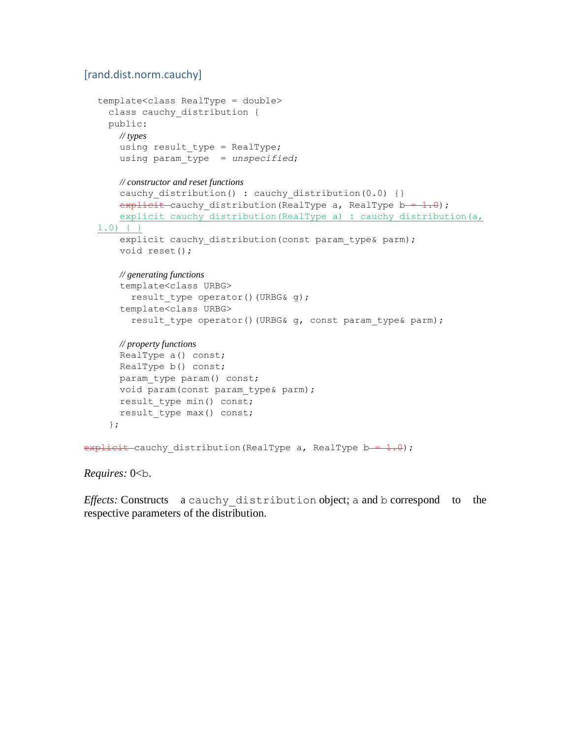### [rand.dist.norm.cauchy]

```
template<class RealType = double>
  class cauchy_distribution {
  public:
    // types
    using result_type = RealType;
    using param_type  = unspecified;

    // constructor and reset functions
    cauchy_distribution() : cauchy_distribution(0.0) {}
    explicit cauchy_distribution(RealType a, RealType b = 1.0);
    explicit cauchy_distribution(RealType a) : cauchy_distribution(a, 1.0) { }
    explicit cauchy_distribution(const param_type& parm);
    void reset();

    // generating functions
    template<class URBG>
      result_type operator()(URBG& g);
    template<class URBG>
      result_type operator()(URBG& g, const param_type& parm);

    // property functions
    RealType a() const;
    RealType b() const;
    param_type param() const;
    void param(const param_type& parm);
    result_type min() const;
    result_type max() const;
  };
```

```
explicit cauchy_distribution(RealType a, RealType b = 1.0);
```

*Requires:* 0<`b`.

*Effects:* Constructs a `cauchy_distribution` object; `a` and `b` correspond to the respective parameters of the distribution.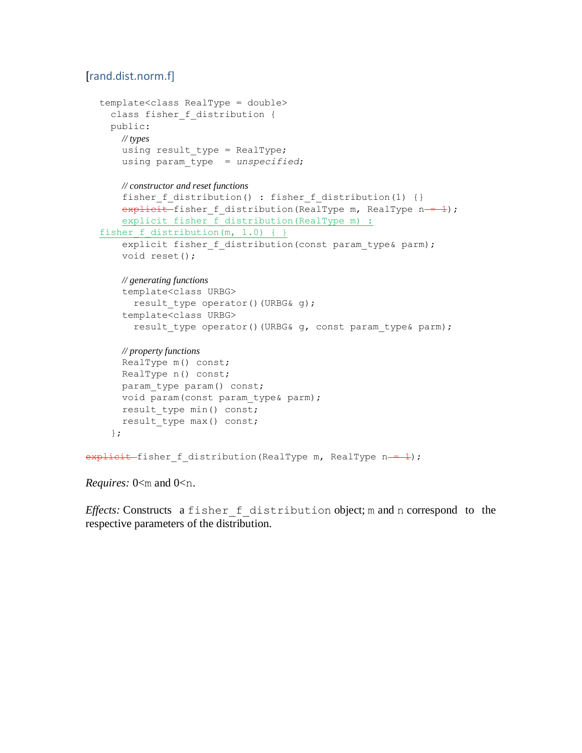[rand.dist.norm.f]

```
template<class RealType = double>
  class fisher_f_distribution {
  public:
    // types
    using result_type = RealType;
    using param_type  = unspecified;

    // constructor and reset functions
    fisher_f_distribution() : fisher_f_distribution(1) {}
    explicit fisher_f_distribution(RealType m, RealType n = 1);
    explicit fisher_f_distribution(RealType m) :
fisher_f_distribution(m, 1.0) { }
    explicit fisher_f_distribution(const param_type& parm);
    void reset();

    // generating functions
    template<class URBG>
      result_type operator()(URBG& g);
    template<class URBG>
      result_type operator()(URBG& g, const param_type& parm);

    // property functions
    RealType m() const;
    RealType n() const;
    param_type param() const;
    void param(const param_type& parm);
    result_type min() const;
    result_type max() const;
  };
```

```
explicit fisher_f_distribution(RealType m, RealType n = 1);
```

*Requires:* 0<`m` and 0<`n`.

*Effects:* Constructs a `fisher_f_distribution` object; `m` and `n` correspond to the respective parameters of the distribution.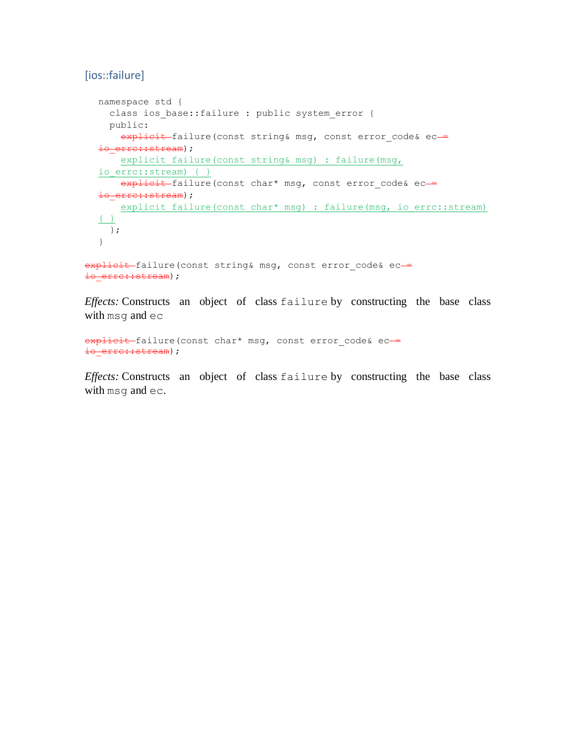[ios::failure]

```
namespace std {
  class ios_base::failure : public system_error {
  public:
    explicit failure(const string& msg, const error_code& ec = io_errc::stream);
    explicit failure(const string& msg) : failure(msg, io_errc::stream) { }
    explicit failure(const char* msg, const error_code& ec = io_errc::stream);
    explicit failure(const char* msg) : failure(msg, io_errc::stream) { }
  };
}
```

```
explicit failure(const string& msg, const error_code& ec = io_errc::stream);
```

*Effects:* Constructs an object of class `failure` by constructing the base class with `msg` and `ec`

```
explicit failure(const char* msg, const error_code& ec = io_errc::stream);
```

*Effects:* Constructs an object of class `failure` by constructing the base class with `msg` and `ec`.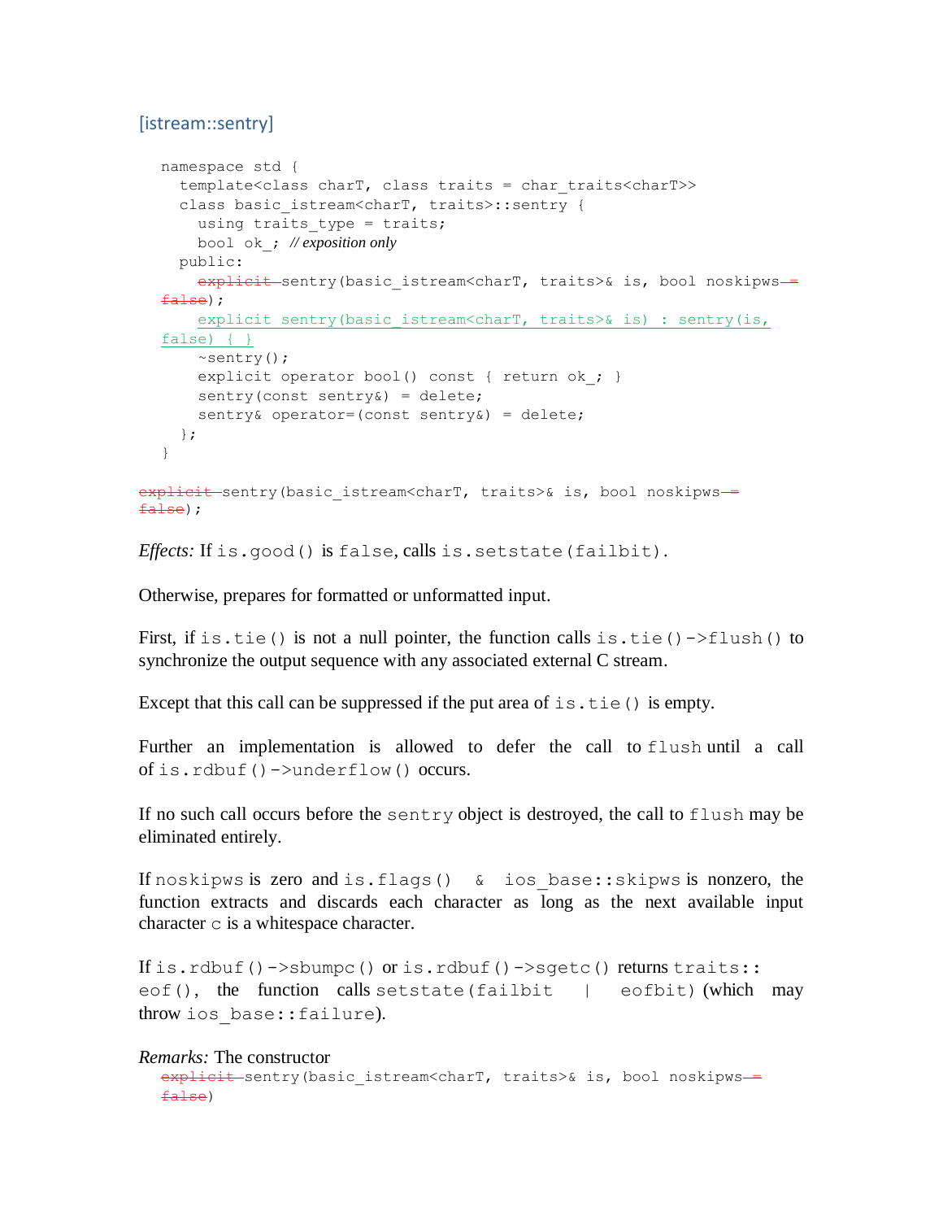[istream::sentry]

```
namespace std {
  template<class charT, class traits = char_traits<charT>>
  class basic_istream<charT, traits>::sentry {
    using traits_type = traits;
    bool ok_; // exposition only
  public:
    explicit sentry(basic_istream<charT, traits>& is, bool noskipws = false);
    explicit sentry(basic_istream<charT, traits>& is) : sentry(is, false) { }
    ~sentry();
    explicit operator bool() const { return ok_; }
    sentry(const sentry&) = delete;
    sentry& operator=(const sentry&) = delete;
  };
}
```

```
explicit sentry(basic_istream<charT, traits>& is, bool noskipws = false);
```

*Effects:* If `is.good()` is `false`, calls `is.setstate(failbit)`.

Otherwise, prepares for formatted or unformatted input.

First, if `is.tie()` is not a null pointer, the function calls `is.tie()->flush()` to synchronize the output sequence with any associated external C stream.

Except that this call can be suppressed if the put area of `is.tie()` is empty.

Further an implementation is allowed to defer the call to `flush` until a call of `is.rdbuf()->underflow()` occurs.

If no such call occurs before the `sentry` object is destroyed, the call to `flush` may be eliminated entirely.

If `noskipws` is zero and `is.flags() & ios_base::skipws` is nonzero, the function extracts and discards each character as long as the next available input character `c` is a whitespace character.

If `is.rdbuf()->sbumpc()` or `is.rdbuf()->sgetc()` returns `traits::eof()`, the function calls `setstate(failbit | eofbit)` (which may throw `ios_base::failure`).

*Remarks:* The constructor

```
explicit sentry(basic_istream<charT, traits>& is, bool noskipws = false)
```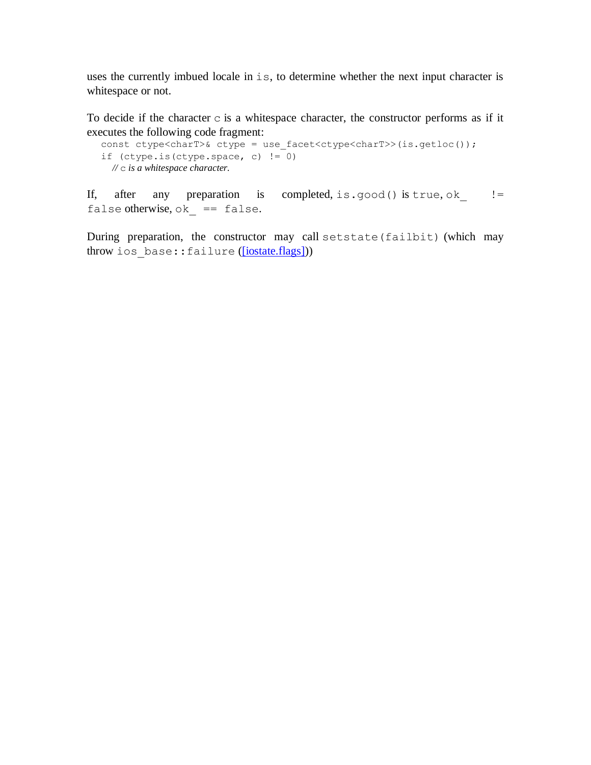uses the currently imbued locale in `is`, to determine whether the next input character is whitespace or not.

To decide if the character `c` is a whitespace character, the constructor performs as if it executes the following code fragment:

```
const ctype<charT>& ctype = use_facet<ctype<charT>>(is.getloc());
if (ctype.is(ctype.space, c) != 0)
  // c is a whitespace character.
```

If, after any preparation is completed, `is.good()` is `true`, `ok_ != false` otherwise, `ok_ == false`.

During preparation, the constructor may call `setstate(failbit)` (which may throw `ios_base::failure` ([iostate.flags]))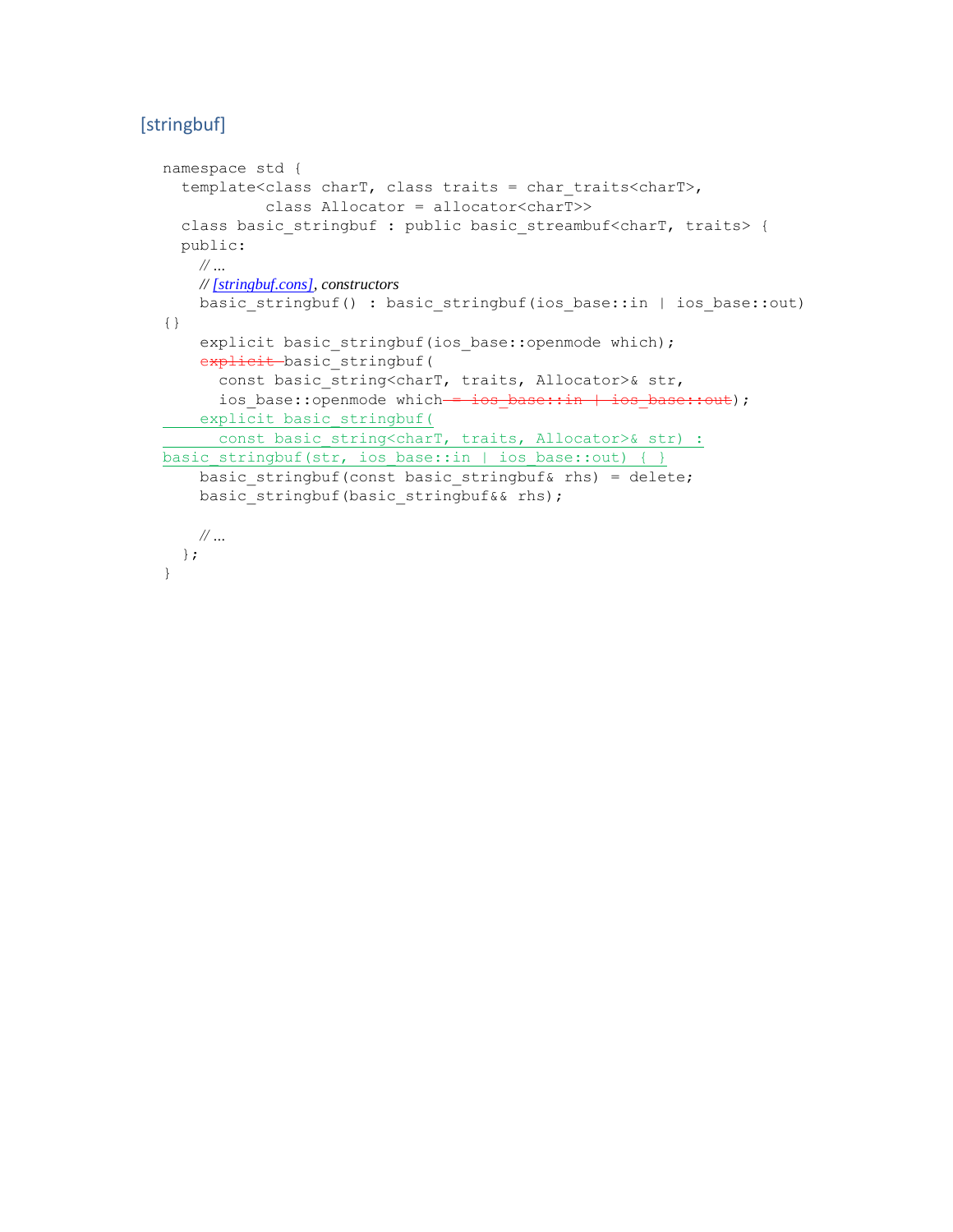## [stringbuf]

```
namespace std {
  template<class charT, class traits = char_traits<charT>,
           class Allocator = allocator<charT>>
  class basic_stringbuf : public basic_streambuf<charT, traits> {
  public:
    // ...
    // [stringbuf.cons], constructors
    basic_stringbuf() : basic_stringbuf(ios_base::in | ios_base::out)
{}
    explicit basic_stringbuf(ios_base::openmode which);
    explicit basic_stringbuf(
      const basic_string<charT, traits, Allocator>& str,
      ios_base::openmode which = ios_base::in | ios_base::out);
    explicit basic_stringbuf(
      const basic_string<charT, traits, Allocator>& str) :
basic_stringbuf(str, ios_base::in | ios_base::out) { }
    basic_stringbuf(const basic_stringbuf& rhs) = delete;
    basic_stringbuf(basic_stringbuf&& rhs);

    // ...
  };
}
```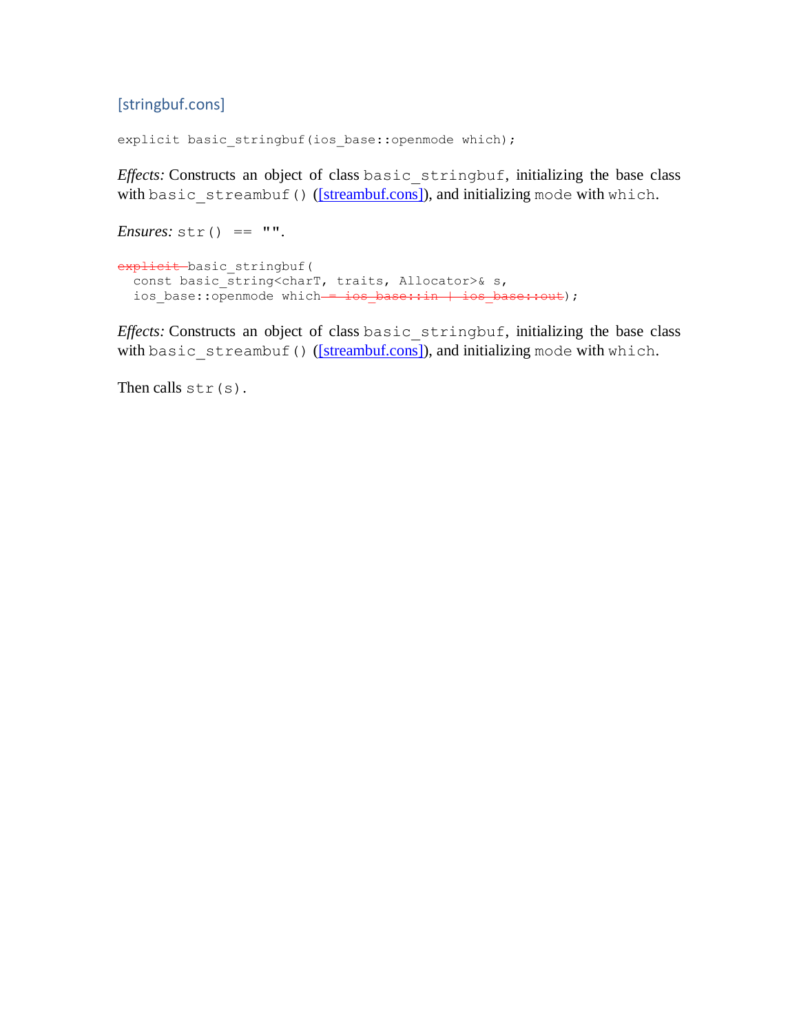### [stringbuf.cons]

```
explicit basic_stringbuf(ios_base::openmode which);
```

*Effects:* Constructs an object of class `basic_stringbuf`, initializing the base class with `basic_streambuf()` ([streambuf.cons]), and initializing `mode` with `which`.

*Ensures:* `str() == ""`.

```
~~explicit~~ basic_stringbuf(
  const basic_string<charT, traits, Allocator>& s,
  ios_base::openmode which~~ = ios_base::in | ios_base::out~~);
```

*Effects:* Constructs an object of class `basic_stringbuf`, initializing the base class with `basic_streambuf()` ([streambuf.cons]), and initializing `mode` with `which`.

Then calls `str(s)`.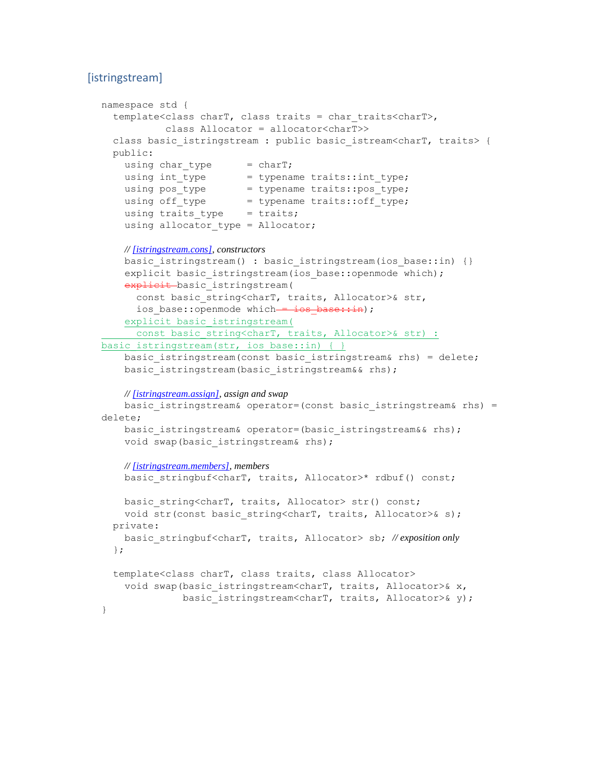## [istringstream]

```
namespace std {
  template<class charT, class traits = char_traits<charT>,
           class Allocator = allocator<charT>>
  class basic_istringstream : public basic_istream<charT, traits> {
  public:
    using char_type      = charT;
    using int_type       = typename traits::int_type;
    using pos_type       = typename traits::pos_type;
    using off_type       = typename traits::off_type;
    using traits_type    = traits;
    using allocator_type = Allocator;

    // [istringstream.cons], constructors
    basic_istringstream() : basic_istringstream(ios_base::in) {}
    explicit basic_istringstream(ios_base::openmode which);
    explicit basic_istringstream(
      const basic_string<charT, traits, Allocator>& str,
      ios_base::openmode which = ios_base::in);
    explicit basic_istringstream(
      const basic_string<charT, traits, Allocator>& str) :
basic_istringstream(str, ios_base::in) { }
    basic_istringstream(const basic_istringstream& rhs) = delete;
    basic_istringstream(basic_istringstream&& rhs);

    // [istringstream.assign], assign and swap
    basic_istringstream& operator=(const basic_istringstream& rhs) =
delete;
    basic_istringstream& operator=(basic_istringstream&& rhs);
    void swap(basic_istringstream& rhs);

    // [istringstream.members], members
    basic_stringbuf<charT, traits, Allocator>* rdbuf() const;

    basic_string<charT, traits, Allocator> str() const;
    void str(const basic_string<charT, traits, Allocator>& s);
  private:
    basic_stringbuf<charT, traits, Allocator> sb; // exposition only
  };

  template<class charT, class traits, class Allocator>
    void swap(basic_istringstream<charT, traits, Allocator>& x,
              basic_istringstream<charT, traits, Allocator>& y);
}
```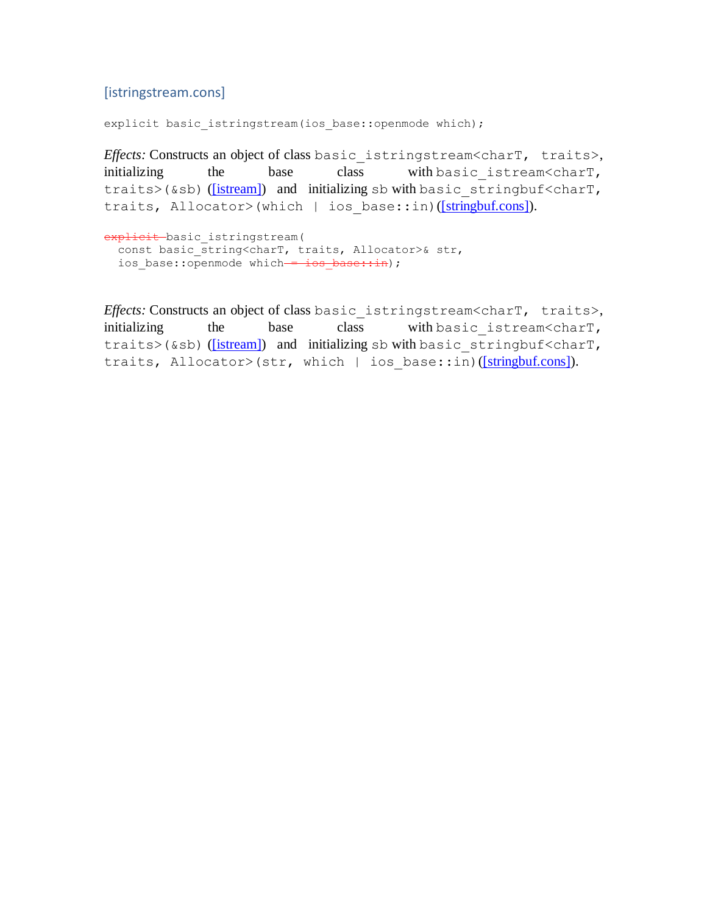### [istringstream.cons]

```
explicit basic_istringstream(ios_base::openmode which);
```

*Effects:* Constructs an object of class `basic_istringstream<charT, traits>`, initializing the base class with `basic_istream<charT, traits>(&sb)` ([istream]) and initializing `sb` with `basic_stringbuf<charT, traits, Allocator>(which | ios_base::in)`([stringbuf.cons]).

```
explicit basic_istringstream(
  const basic_string<charT, traits, Allocator>& str,
  ios_base::openmode which = ios_base::in);
```

*Effects:* Constructs an object of class `basic_istringstream<charT, traits>`, initializing the base class with `basic_istream<charT, traits>(&sb)` ([istream]) and initializing `sb` with `basic_stringbuf<charT, traits, Allocator>(str, which | ios_base::in)`([stringbuf.cons]).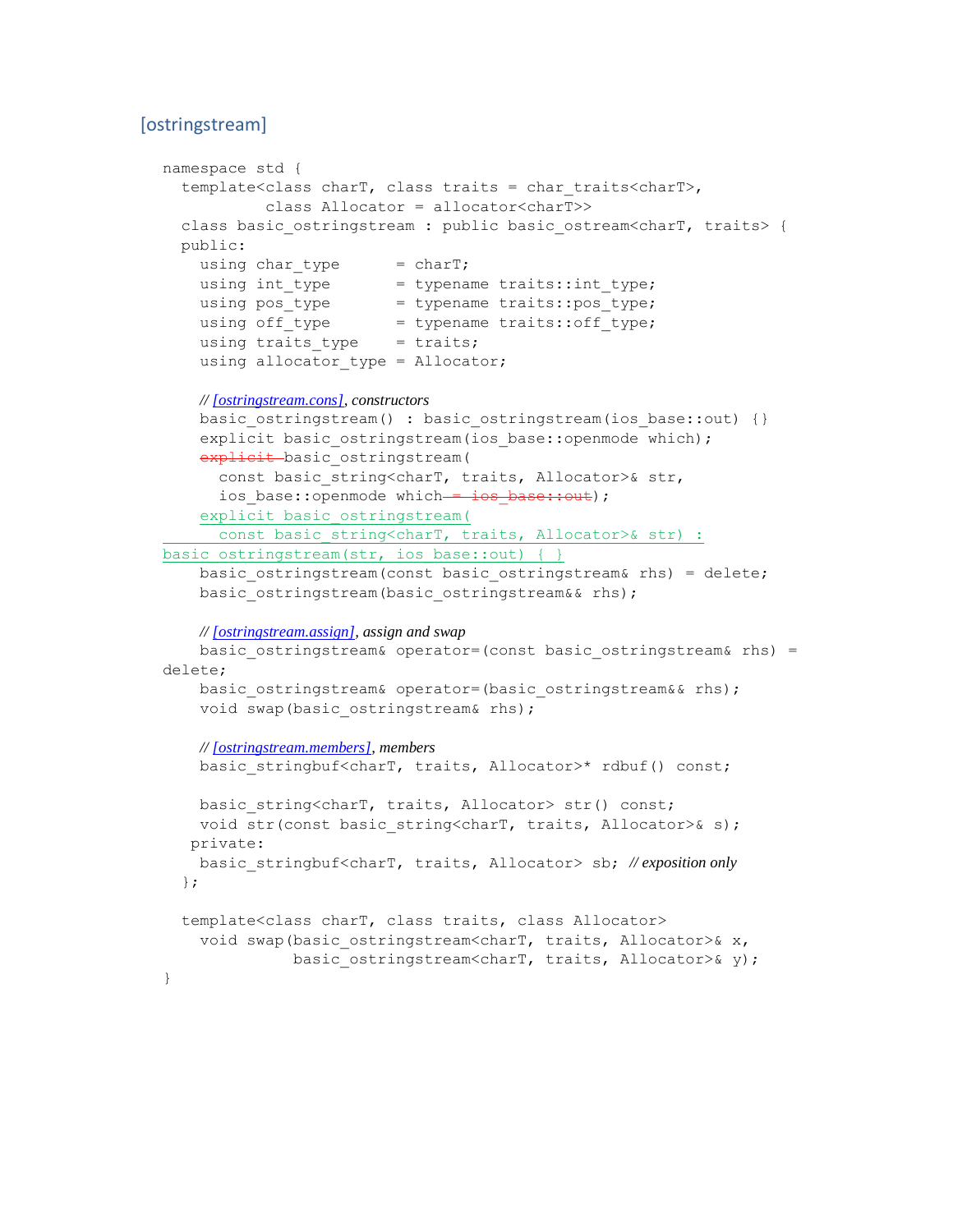## [ostringstream]

```
namespace std {
  template<class charT, class traits = char_traits<charT>,
           class Allocator = allocator<charT>>
  class basic_ostringstream : public basic_ostream<charT, traits> {
  public:
    using char_type      = charT;
    using int_type       = typename traits::int_type;
    using pos_type       = typename traits::pos_type;
    using off_type       = typename traits::off_type;
    using traits_type    = traits;
    using allocator_type = Allocator;

    // [ostringstream.cons], constructors
    basic_ostringstream() : basic_ostringstream(ios_base::out) {}
    explicit basic_ostringstream(ios_base::openmode which);
    explicit basic_ostringstream(
      const basic_string<charT, traits, Allocator>& str,
      ios_base::openmode which = ios_base::out);
    explicit basic_ostringstream(
      const basic_string<charT, traits, Allocator>& str) :
basic_ostringstream(str, ios_base::out) { }
    basic_ostringstream(const basic_ostringstream& rhs) = delete;
    basic_ostringstream(basic_ostringstream&& rhs);

    // [ostringstream.assign], assign and swap
    basic_ostringstream& operator=(const basic_ostringstream& rhs) =
delete;
    basic_ostringstream& operator=(basic_ostringstream&& rhs);
    void swap(basic_ostringstream& rhs);

    // [ostringstream.members], members
    basic_stringbuf<charT, traits, Allocator>* rdbuf() const;

    basic_string<charT, traits, Allocator> str() const;
    void str(const basic_string<charT, traits, Allocator>& s);
   private:
    basic_stringbuf<charT, traits, Allocator> sb;  // exposition only
  };

  template<class charT, class traits, class Allocator>
    void swap(basic_ostringstream<charT, traits, Allocator>& x,
              basic_ostringstream<charT, traits, Allocator>& y);
}
```

Note: In the source, the first `explicit` on the third constructor and the default argument `= ios_base::out` are shown as deleted (struck through in red), and the new constructor `explicit basic_ostringstream(const basic_string<charT, traits, Allocator>& str) : basic_ostringstream(str, ios_base::out) { }` is shown as inserted (underlined in green).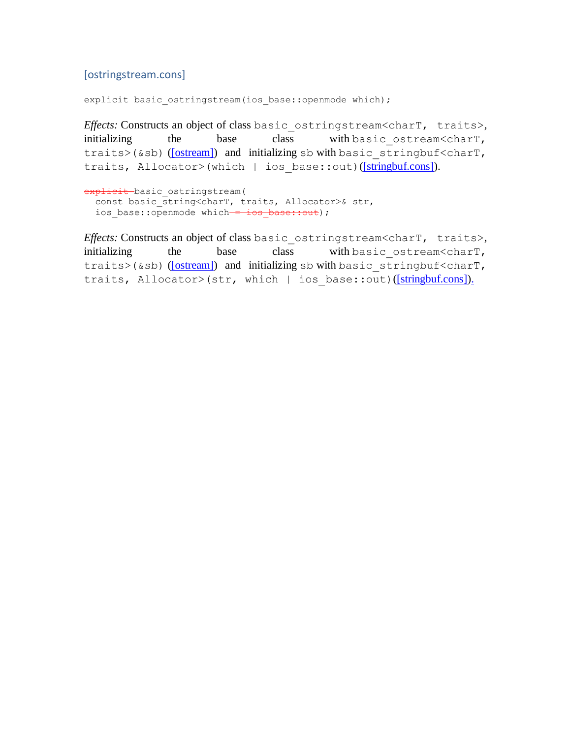### [ostringstream.cons]

```
explicit basic_ostringstream(ios_base::openmode which);
```

*Effects:* Constructs an object of class `basic_ostringstream<charT, traits>`, initializing the base class with `basic_ostream<charT, traits>(&sb)` ([ostream]) and initializing `sb` with `basic_stringbuf<charT, traits, Allocator>(which | ios_base::out)` ([stringbuf.cons]).

```
explicit basic_ostringstream(
  const basic_string<charT, traits, Allocator>& str,
  ios_base::openmode which = ios_base::out);
```

*Effects:* Constructs an object of class `basic_ostringstream<charT, traits>`, initializing the base class with `basic_ostream<charT, traits>(&sb)` ([ostream]) and initializing `sb` with `basic_stringbuf<charT, traits, Allocator>(str, which | ios_base::out)` ([stringbuf.cons]).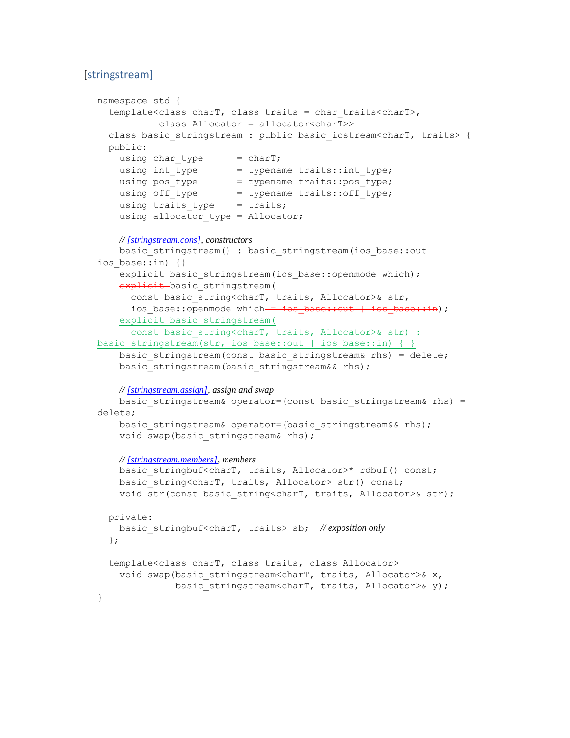## [stringstream]

```
namespace std {
  template<class charT, class traits = char_traits<charT>,
           class Allocator = allocator<charT>>
  class basic_stringstream : public basic_iostream<charT, traits> {
  public:
    using char_type      = charT;
    using int_type       = typename traits::int_type;
    using pos_type       = typename traits::pos_type;
    using off_type       = typename traits::off_type;
    using traits_type    = traits;
    using allocator_type = Allocator;

    // [stringstream.cons], constructors
    basic_stringstream() : basic_stringstream(ios_base::out |
ios_base::in) {}
    explicit basic_stringstream(ios_base::openmode which);
    explicit basic_stringstream(
      const basic_string<charT, traits, Allocator>& str,
      ios_base::openmode which = ios_base::out | ios_base::in);
    explicit basic_stringstream(
      const basic_string<charT, traits, Allocator>& str) :
basic_stringstream(str, ios_base::out | ios_base::in) { }
    basic_stringstream(const basic_stringstream& rhs) = delete;
    basic_stringstream(basic_stringstream&& rhs);

    // [stringstream.assign], assign and swap
    basic_stringstream& operator=(const basic_stringstream& rhs) =
delete;
    basic_stringstream& operator=(basic_stringstream&& rhs);
    void swap(basic_stringstream& rhs);

    // [stringstream.members], members
    basic_stringbuf<charT, traits, Allocator>* rdbuf() const;
    basic_string<charT, traits, Allocator> str() const;
    void str(const basic_string<charT, traits, Allocator>& str);

  private:
    basic_stringbuf<charT, traits> sb;   // exposition only
  };

  template<class charT, class traits, class Allocator>
    void swap(basic_stringstream<charT, traits, Allocator>& x,
              basic_stringstream<charT, traits, Allocator>& y);
}
```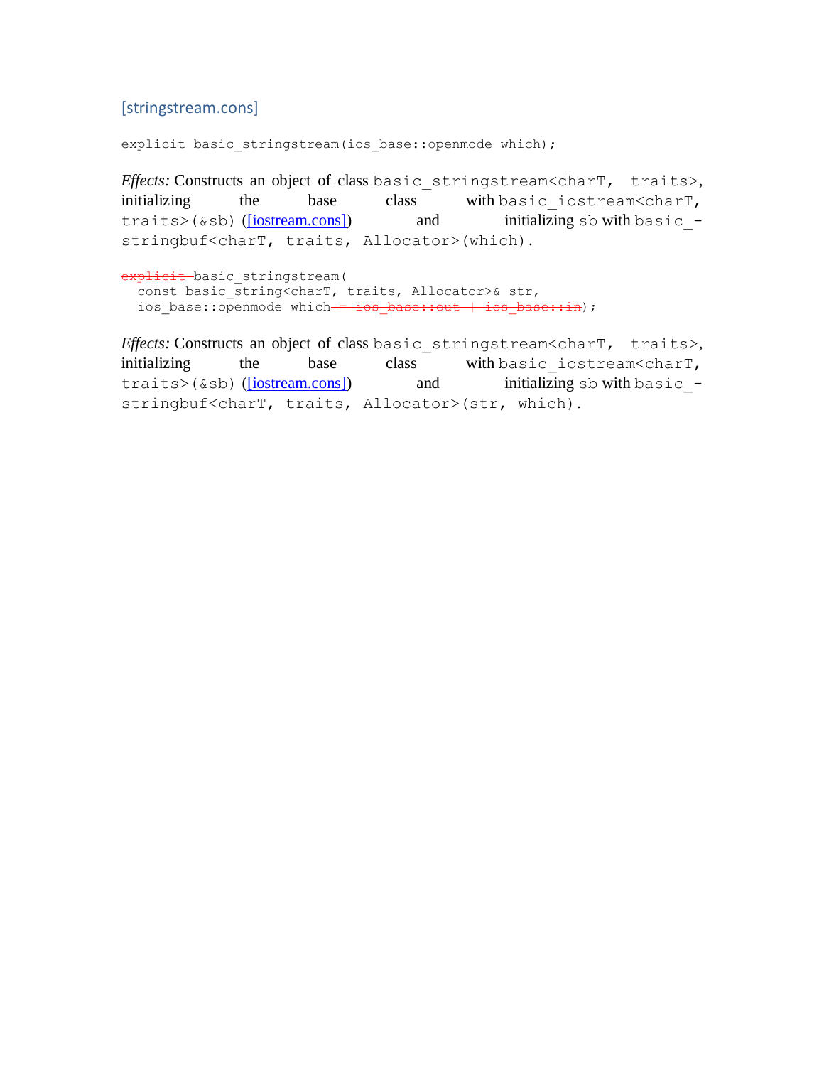### [stringstream.cons]

```
explicit basic_stringstream(ios_base::openmode which);
```

*Effects:* Constructs an object of class `basic_stringstream<charT, traits>`, initializing the base class with `basic_iostream<charT, traits>(&sb)` ([iostream.cons]) and initializing `sb` with `basic_stringbuf<charT, traits, Allocator>(which)`.

```
~~explicit~~ basic_stringstream(
  const basic_string<charT, traits, Allocator>& str,
  ios_base::openmode which~~ = ios_base::out | ios_base::in~~);
```

*Effects:* Constructs an object of class `basic_stringstream<charT, traits>`, initializing the base class with `basic_iostream<charT, traits>(&sb)` ([iostream.cons]) and initializing `sb` with `basic_stringbuf<charT, traits, Allocator>(str, which)`.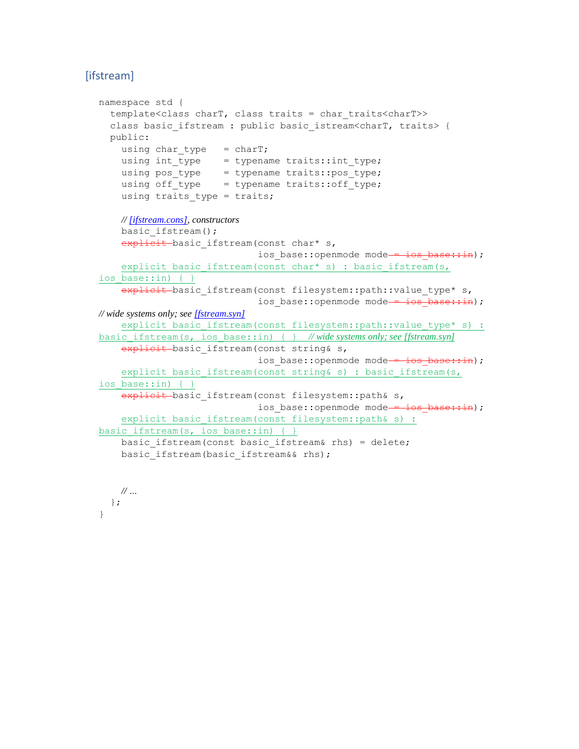[ifstream]

```
namespace std {
  template<class charT, class traits = char_traits<charT>>
  class basic_ifstream : public basic_istream<charT, traits> {
  public:
    using char_type   = charT;
    using int_type    = typename traits::int_type;
    using pos_type    = typename traits::pos_type;
    using off_type    = typename traits::off_type;
    using traits_type = traits;

    // [ifstream.cons], constructors
    basic_ifstream();
    explicit basic_ifstream(const char* s,
                            ios_base::openmode mode = ios_base::in);
    explicit basic_ifstream(const char* s) : basic_ifstream(s, ios_base::in) { }
    explicit basic_ifstream(const filesystem::path::value_type* s,
                            ios_base::openmode mode = ios_base::in);
// wide systems only; see [fstream.syn]
    explicit basic_ifstream(const filesystem::path::value_type* s) : basic_ifstream(s, ios_base::in) { }   // wide systems only; see [fstream.syn]
    explicit basic_ifstream(const string& s,
                            ios_base::openmode mode = ios_base::in);
    explicit basic_ifstream(const string& s) : basic_ifstream(s, ios_base::in) { }
    explicit basic_ifstream(const filesystem::path& s,
                            ios_base::openmode mode = ios_base::in);
    explicit basic_ifstream(const filesystem::path& s) : basic_ifstream(s, ios_base::in) { }
    basic_ifstream(const basic_ifstream& rhs) = delete;
    basic_ifstream(basic_ifstream&& rhs);


    // ...
  };
}
```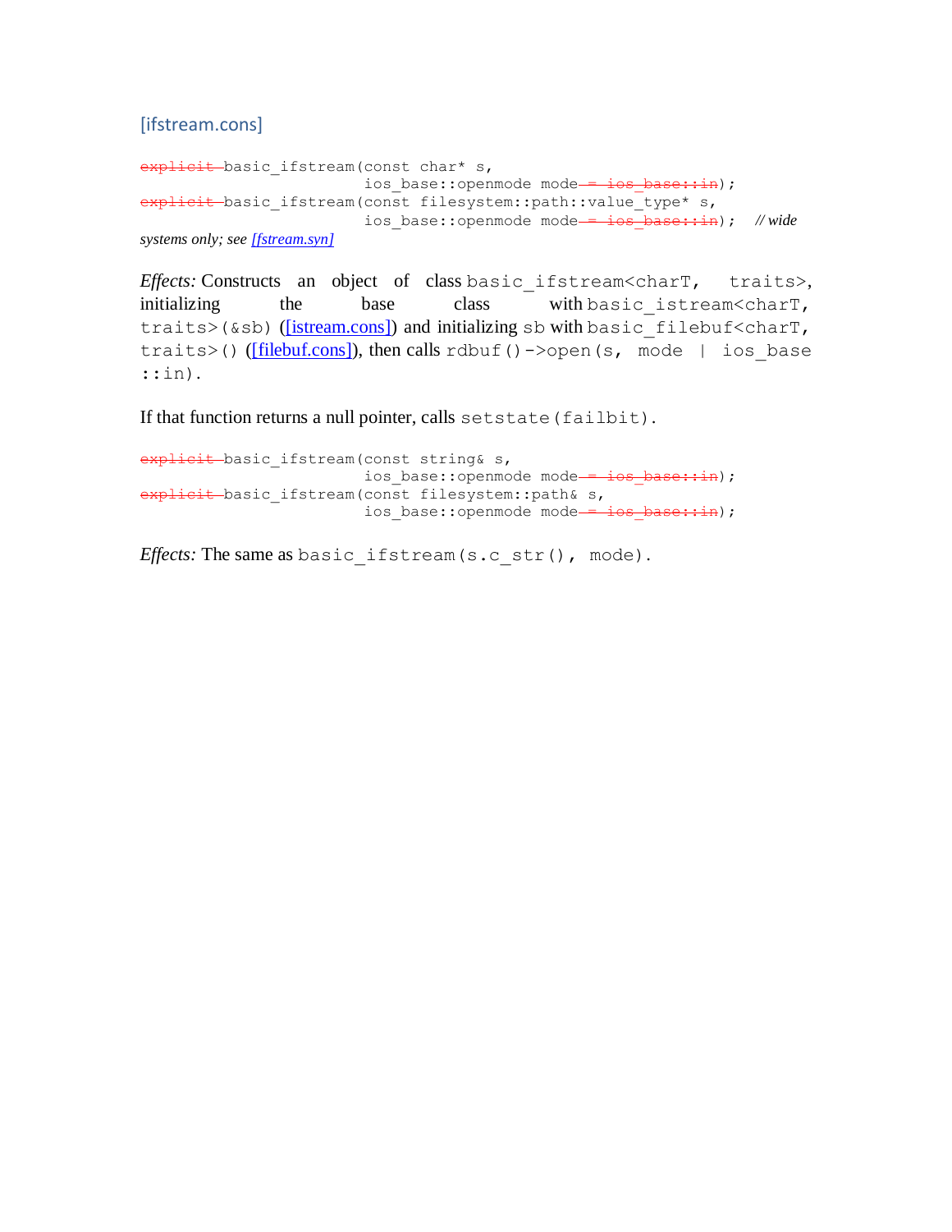## [ifstream.cons]

```
explicit basic_ifstream(const char* s,
                        ios_base::openmode mode = ios_base::in);
explicit basic_ifstream(const filesystem::path::value_type* s,
                        ios_base::openmode mode = ios_base::in);   // wide systems only; see [fstream.syn]
```

*Effects:* Constructs an object of class `basic_ifstream<charT, traits>`, initializing the base class with `basic_istream<charT, traits>(&sb)` ([istream.cons]) and initializing `sb` with `basic_filebuf<charT, traits>()` ([filebuf.cons]), then calls `rdbuf()->open(s, mode | ios_base ::in)`.

If that function returns a null pointer, calls `setstate(failbit)`.

```
explicit basic_ifstream(const string& s,
                        ios_base::openmode mode = ios_base::in);
explicit basic_ifstream(const filesystem::path& s,
                        ios_base::openmode mode = ios_base::in);
```

*Effects:* The same as `basic_ifstream(s.c_str(), mode)`.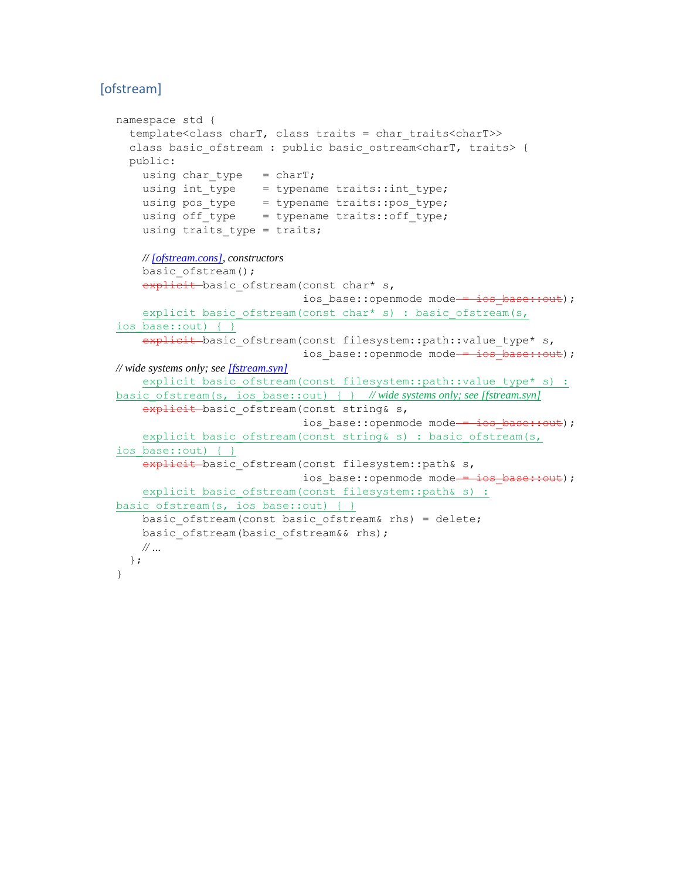## [ofstream]

```
namespace std {
  template<class charT, class traits = char_traits<charT>>
  class basic_ofstream : public basic_ostream<charT, traits> {
  public:
    using char_type   = charT;
    using int_type    = typename traits::int_type;
    using pos_type    = typename traits::pos_type;
    using off_type    = typename traits::off_type;
    using traits_type = traits;

    // [ofstream.cons], constructors
    basic_ofstream();
    explicit basic_ofstream(const char* s,
                            ios_base::openmode mode = ios_base::out);
    explicit basic_ofstream(const char* s) : basic_ofstream(s,
ios_base::out) { }
    explicit basic_ofstream(const filesystem::path::value_type* s,
                            ios_base::openmode mode = ios_base::out);
// wide systems only; see [fstream.syn]
    explicit basic_ofstream(const filesystem::path::value_type* s) :
basic_ofstream(s, ios_base::out) { }   // wide systems only; see [fstream.syn]
    explicit basic_ofstream(const string& s,
                            ios_base::openmode mode = ios_base::out);
    explicit basic_ofstream(const string& s) : basic_ofstream(s,
ios_base::out) { }
    explicit basic_ofstream(const filesystem::path& s,
                            ios_base::openmode mode = ios_base::out);
    explicit basic_ofstream(const filesystem::path& s) :
basic_ofstream(s, ios_base::out) { }
    basic_ofstream(const basic_ofstream& rhs) = delete;
    basic_ofstream(basic_ofstream&& rhs);
    // ...
  };
}
```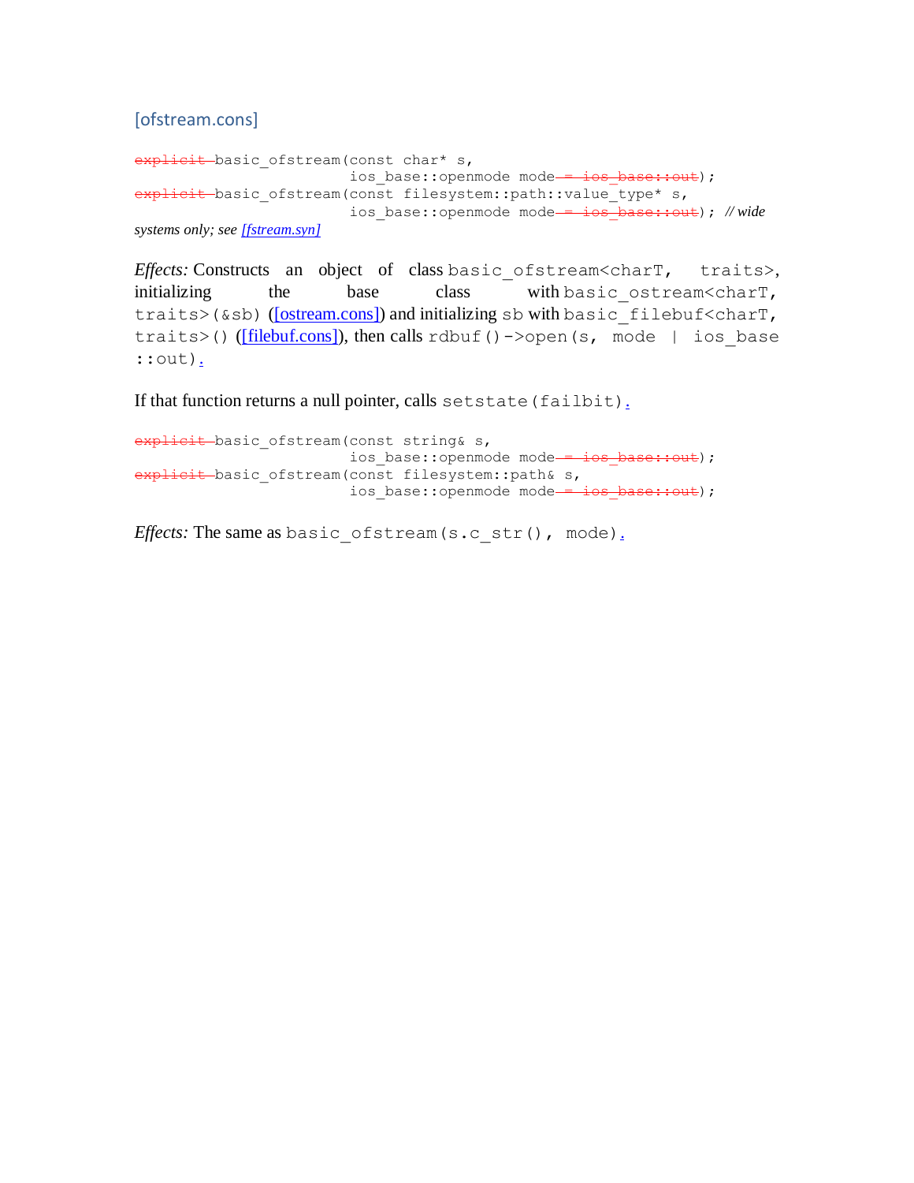## [ofstream.cons]

```
explicit basic_ofstream(const char* s,
                        ios_base::openmode mode = ios_base::out);
explicit basic_ofstream(const filesystem::path::value_type* s,
                        ios_base::openmode mode = ios_base::out);  // wide systems only; see [fstream.syn]
```

*Effects:* Constructs an object of class `basic_ofstream<charT, traits>`, initializing the base class with `basic_ostream<charT, traits>(&sb)` ([ostream.cons]) and initializing `sb` with `basic_filebuf<charT, traits>()` ([filebuf.cons]), then calls `rdbuf()->open(s, mode | ios_base::out)`.

If that function returns a null pointer, calls `setstate(failbit)`.

```
explicit basic_ofstream(const string& s,
                        ios_base::openmode mode = ios_base::out);
explicit basic_ofstream(const filesystem::path& s,
                        ios_base::openmode mode = ios_base::out);
```

*Effects:* The same as `basic_ofstream(s.c_str(), mode)`.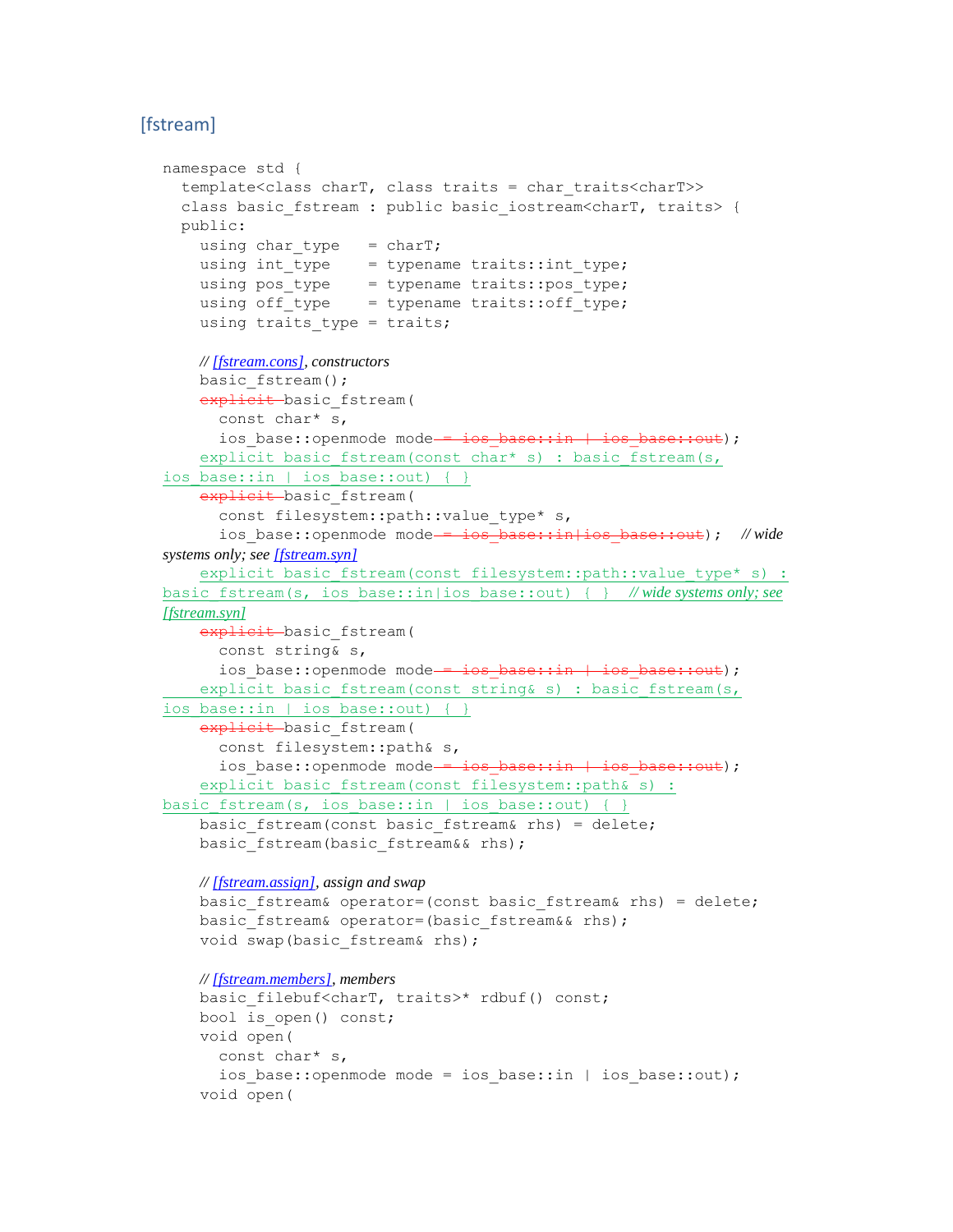## [fstream]

```
namespace std {
  template<class charT, class traits = char_traits<charT>>
  class basic_fstream : public basic_iostream<charT, traits> {
  public:
    using char_type   = charT;
    using int_type    = typename traits::int_type;
    using pos_type    = typename traits::pos_type;
    using off_type    = typename traits::off_type;
    using traits_type = traits;

    // [fstream.cons], constructors
    basic_fstream();
    explicit basic_fstream(
      const char* s,
      ios_base::openmode mode = ios_base::in | ios_base::out);
    explicit basic_fstream(const char* s) : basic_fstream(s, ios_base::in | ios_base::out) { }
    explicit basic_fstream(
      const filesystem::path::value_type* s,
      ios_base::openmode mode = ios_base::in|ios_base::out);   // wide systems only; see [fstream.syn]
    explicit basic_fstream(const filesystem::path::value_type* s) : basic_fstream(s, ios_base::in|ios_base::out) { }   // wide systems only; see [fstream.syn]
    explicit basic_fstream(
      const string& s,
      ios_base::openmode mode = ios_base::in | ios_base::out);
    explicit basic_fstream(const string& s) : basic_fstream(s, ios_base::in | ios_base::out) { }
    explicit basic_fstream(
      const filesystem::path& s,
      ios_base::openmode mode = ios_base::in | ios_base::out);
    explicit basic_fstream(const filesystem::path& s) : basic_fstream(s, ios_base::in | ios_base::out) { }
    basic_fstream(const basic_fstream& rhs) = delete;
    basic_fstream(basic_fstream&& rhs);

    // [fstream.assign], assign and swap
    basic_fstream& operator=(const basic_fstream& rhs) = delete;
    basic_fstream& operator=(basic_fstream&& rhs);
    void swap(basic_fstream& rhs);

    // [fstream.members], members
    basic_filebuf<charT, traits>* rdbuf() const;
    bool is_open() const;
    void open(
      const char* s,
      ios_base::openmode mode = ios_base::in | ios_base::out);
    void open(
```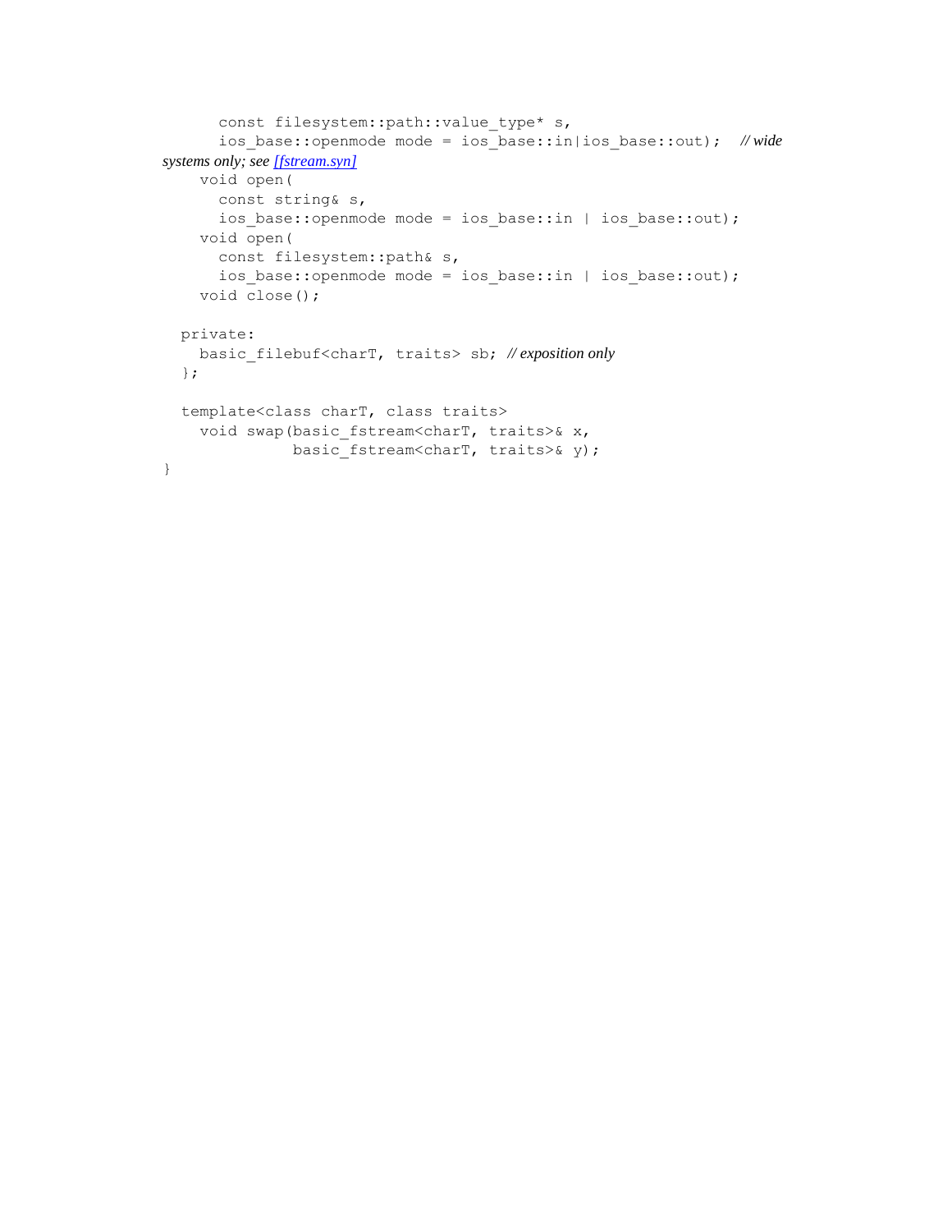```
      const filesystem::path::value_type* s,
      ios_base::openmode mode = ios_base::in|ios_base::out);  // wide systems only; see [fstream.syn]
    void open(
      const string& s,
      ios_base::openmode mode = ios_base::in | ios_base::out);
    void open(
      const filesystem::path& s,
      ios_base::openmode mode = ios_base::in | ios_base::out);
    void close();

  private:
    basic_filebuf<charT, traits> sb; // exposition only
  };

  template<class charT, class traits>
    void swap(basic_fstream<charT, traits>& x,
              basic_fstream<charT, traits>& y);
}
```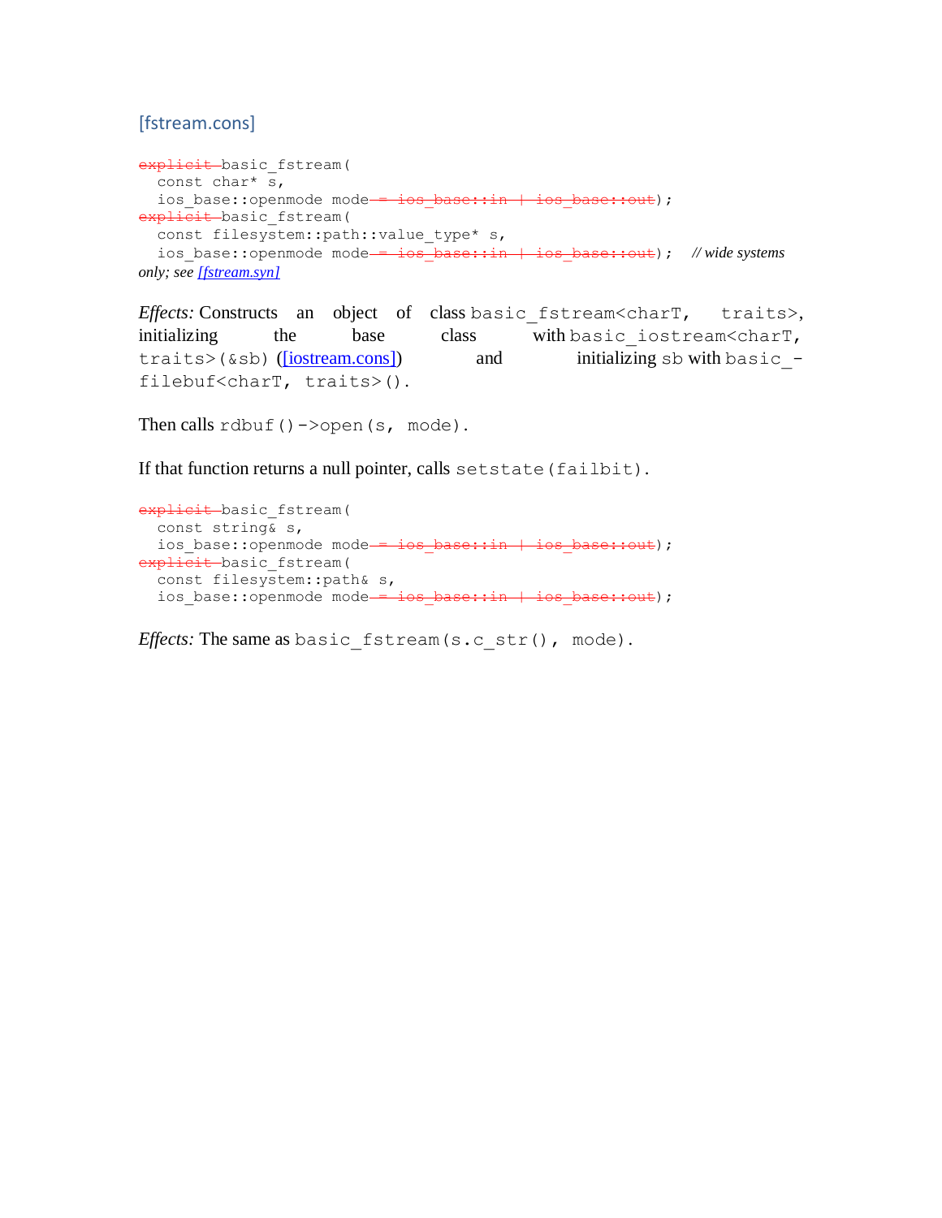## [fstream.cons]

```
explicit basic_fstream(
  const char* s,
  ios_base::openmode mode = ios_base::in | ios_base::out);
explicit basic_fstream(
  const filesystem::path::value_type* s,
  ios_base::openmode mode = ios_base::in | ios_base::out);   // wide systems only; see [fstream.syn]
```

*Effects:* Constructs an object of class `basic_fstream<charT, traits>`, initializing the base class with `basic_iostream<charT, traits>(&sb)` ([iostream.cons]) and initializing `sb` with `basic_filebuf<charT, traits>()`.

Then calls `rdbuf()->open(s, mode)`.

If that function returns a null pointer, calls `setstate(failbit)`.

```
explicit basic_fstream(
  const string& s,
  ios_base::openmode mode = ios_base::in | ios_base::out);
explicit basic_fstream(
  const filesystem::path& s,
  ios_base::openmode mode = ios_base::in | ios_base::out);
```

*Effects:* The same as `basic_fstream(s.c_str(), mode)`.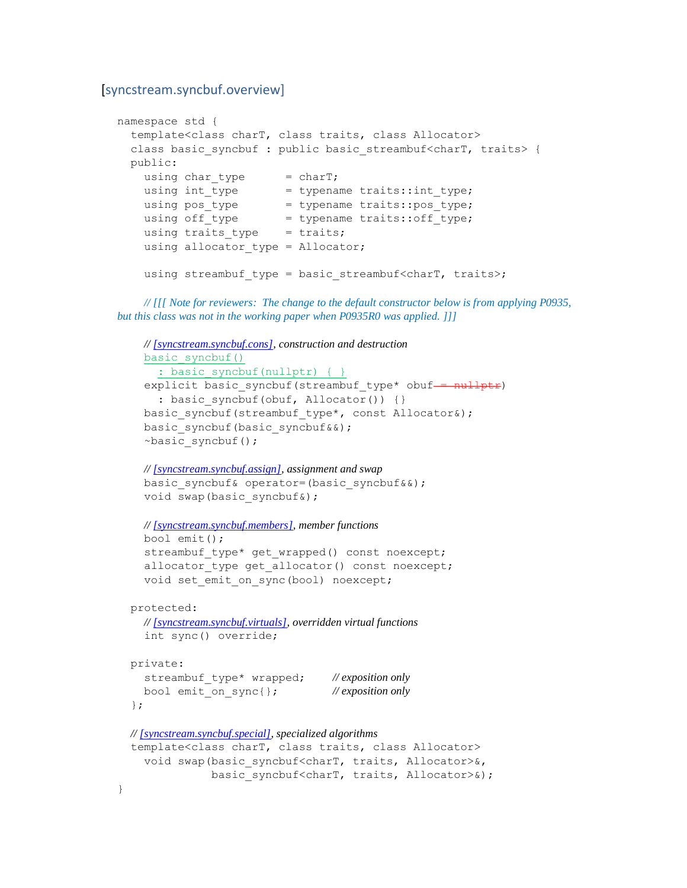## [syncstream.syncbuf.overview]

```
namespace std {
  template<class charT, class traits, class Allocator>
  class basic_syncbuf : public basic_streambuf<charT, traits> {
  public:
    using char_type      = charT;
    using int_type       = typename traits::int_type;
    using pos_type       = typename traits::pos_type;
    using off_type       = typename traits::off_type;
    using traits_type    = traits;
    using allocator_type = Allocator;

    using streambuf_type = basic_streambuf<charT, traits>;

    // [[[ Note for reviewers:  The change to the default constructor below is from applying P0935,
  but this class was not in the working paper when P0935R0 was applied. ]]]

    // [syncstream.syncbuf.cons], construction and destruction
    basic_syncbuf()
      : basic_syncbuf(nullptr) { }
    explicit basic_syncbuf(streambuf_type* obuf = nullptr)
      : basic_syncbuf(obuf, Allocator()) {}
    basic_syncbuf(streambuf_type*, const Allocator&);
    basic_syncbuf(basic_syncbuf&&);
    ~basic_syncbuf();

    // [syncstream.syncbuf.assign], assignment and swap
    basic_syncbuf& operator=(basic_syncbuf&&);
    void swap(basic_syncbuf&);

    // [syncstream.syncbuf.members], member functions
    bool emit();
    streambuf_type* get_wrapped() const noexcept;
    allocator_type get_allocator() const noexcept;
    void set_emit_on_sync(bool) noexcept;

  protected:
    // [syncstream.syncbuf.virtuals], overridden virtual functions
    int sync() override;

  private:
    streambuf_type* wrapped;     // exposition only
    bool emit_on_sync{};         // exposition only
  };

  // [syncstream.syncbuf.special], specialized algorithms
  template<class charT, class traits, class Allocator>
    void swap(basic_syncbuf<charT, traits, Allocator>&,
              basic_syncbuf<charT, traits, Allocator>&);
}
```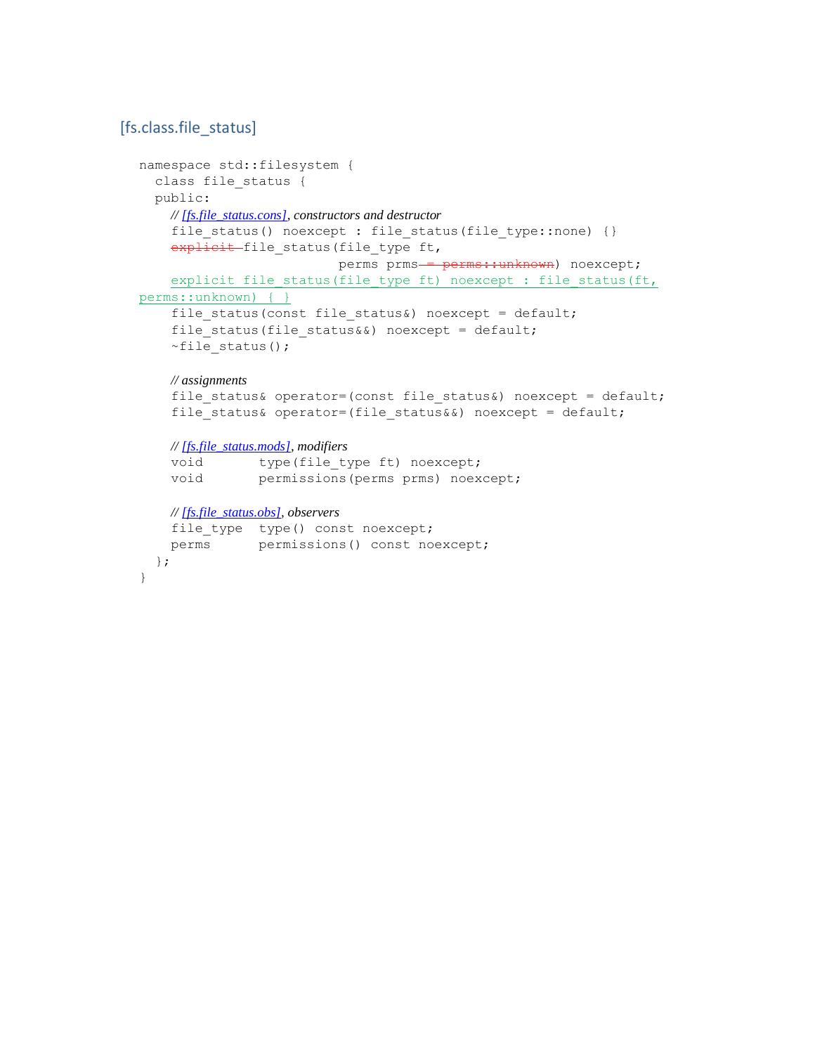## [fs.class.file_status]

```
namespace std::filesystem {
  class file_status {
  public:
    // [fs.file_status.cons], constructors and destructor
    file_status() noexcept : file_status(file_type::none) {}
    explicit file_status(file_type ft,
                         perms prms = perms::unknown) noexcept;
    explicit file_status(file_type ft) noexcept : file_status(ft, perms::unknown) { }
    file_status(const file_status&) noexcept = default;
    file_status(file_status&&) noexcept = default;
    ~file_status();

    // assignments
    file_status& operator=(const file_status&) noexcept = default;
    file_status& operator=(file_status&&) noexcept = default;

    // [fs.file_status.mods], modifiers
    void       type(file_type ft) noexcept;
    void       permissions(perms prms) noexcept;

    // [fs.file_status.obs], observers
    file_type  type() const noexcept;
    perms      permissions() const noexcept;
  };
}
```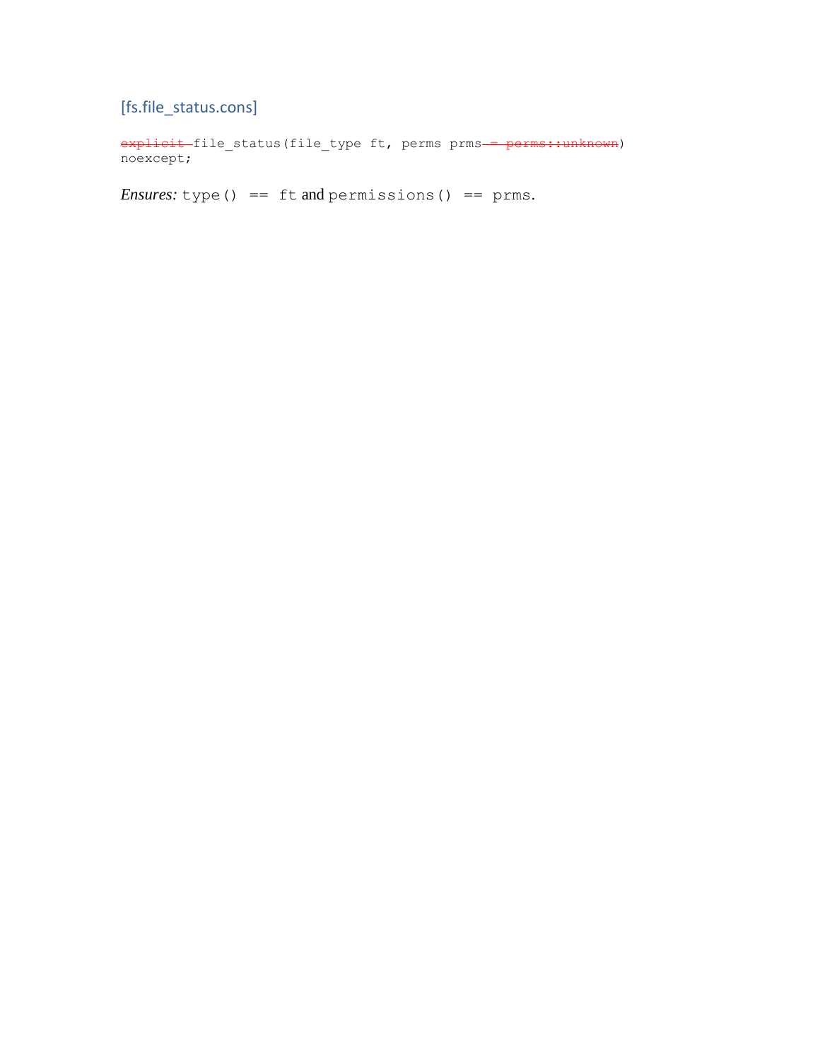### [fs.file_status.cons]

```
~~explicit ~~file_status(file_type ft, perms prms~~ = perms::unknown~~)
noexcept;
```

*Ensures:* `type() == ft` and `permissions() == prms`.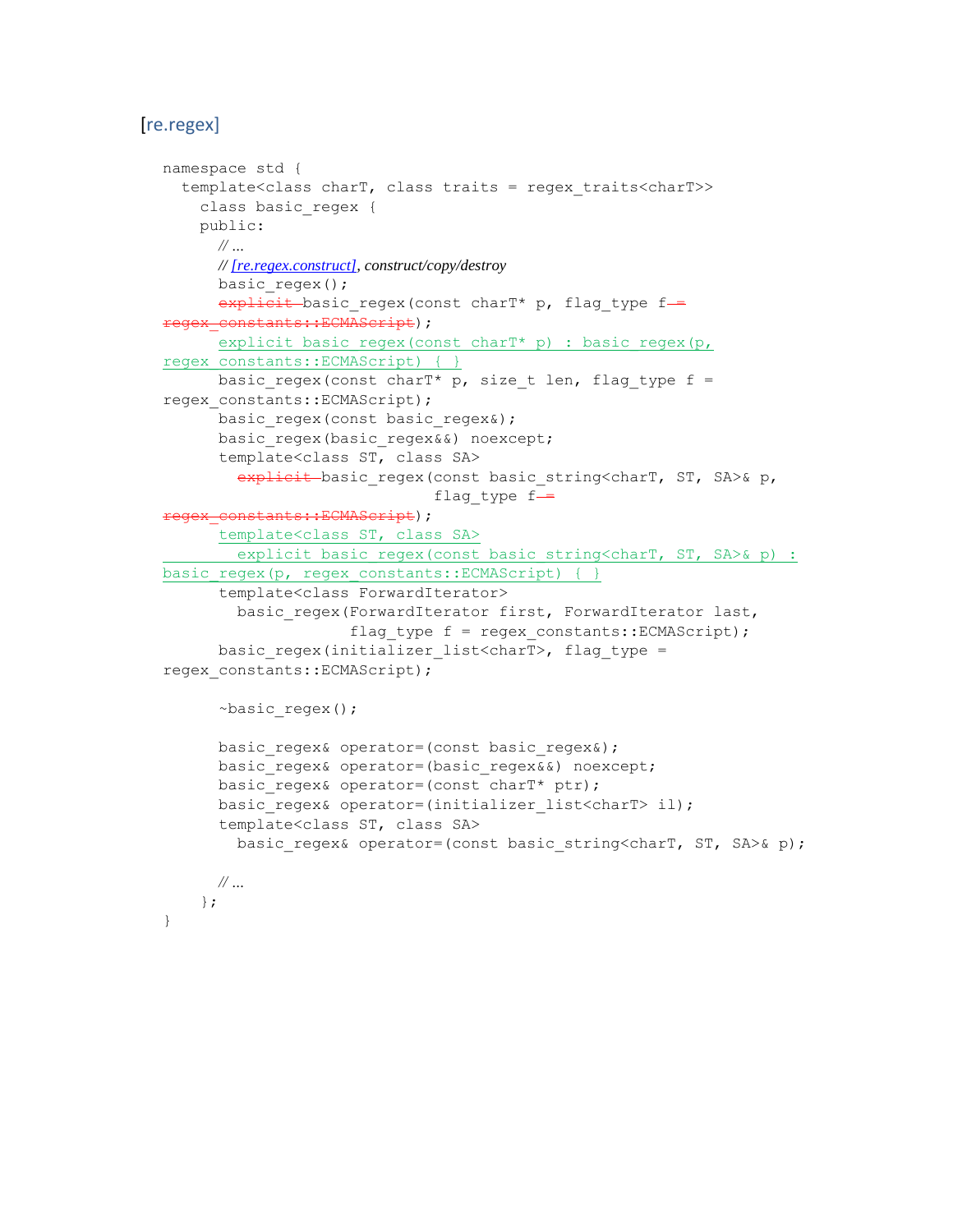## [re.regex]

```
namespace std {
  template<class charT, class traits = regex_traits<charT>>
    class basic_regex {
    public:
      // ...
      // [re.regex.construct], construct/copy/destroy
      basic_regex();
      explicit basic_regex(const charT* p, flag_type f = regex_constants::ECMAScript);
      explicit basic_regex(const charT* p) : basic_regex(p, regex_constants::ECMAScript) { }
      basic_regex(const charT* p, size_t len, flag_type f = regex_constants::ECMAScript);
      basic_regex(const basic_regex&);
      basic_regex(basic_regex&&) noexcept;
      template<class ST, class SA>
        explicit basic_regex(const basic_string<charT, ST, SA>& p,
                             flag_type f = regex_constants::ECMAScript);
      template<class ST, class SA>
        explicit basic_regex(const basic_string<charT, ST, SA>& p) : basic_regex(p, regex_constants::ECMAScript) { }
      template<class ForwardIterator>
        basic_regex(ForwardIterator first, ForwardIterator last,
                    flag_type f = regex_constants::ECMAScript);
      basic_regex(initializer_list<charT>, flag_type = regex_constants::ECMAScript);

      ~basic_regex();

      basic_regex& operator=(const basic_regex&);
      basic_regex& operator=(basic_regex&&) noexcept;
      basic_regex& operator=(const charT* ptr);
      basic_regex& operator=(initializer_list<charT> il);
      template<class ST, class SA>
        basic_regex& operator=(const basic_string<charT, ST, SA>& p);

      // ...
    };
}
```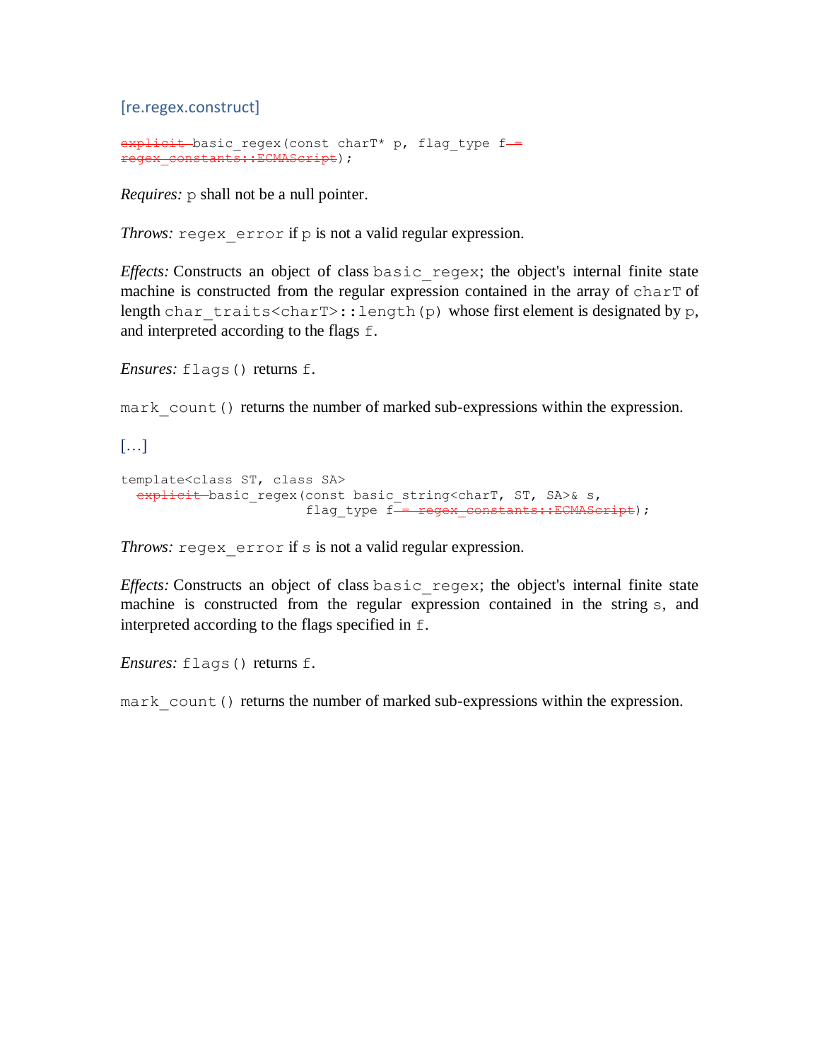[re.regex.construct]

```
explicit basic_regex(const charT* p, flag_type f =
regex_constants::ECMAScript);
```

*Requires:* `p` shall not be a null pointer.

*Throws:* `regex_error` if `p` is not a valid regular expression.

*Effects:* Constructs an object of class `basic_regex`; the object's internal finite state machine is constructed from the regular expression contained in the array of `charT` of length `char_traits<charT>::length(p)` whose first element is designated by `p`, and interpreted according to the flags `f`.

*Ensures:* `flags()` returns `f`.

`mark_count()` returns the number of marked sub-expressions within the expression.

[…]

```
template<class ST, class SA>
  explicit basic_regex(const basic_string<charT, ST, SA>& s,
                       flag_type f = regex_constants::ECMAScript);
```

*Throws:* `regex_error` if `s` is not a valid regular expression.

*Effects:* Constructs an object of class `basic_regex`; the object's internal finite state machine is constructed from the regular expression contained in the string `s`, and interpreted according to the flags specified in `f`.

*Ensures:* `flags()` returns `f`.

`mark_count()` returns the number of marked sub-expressions within the expression.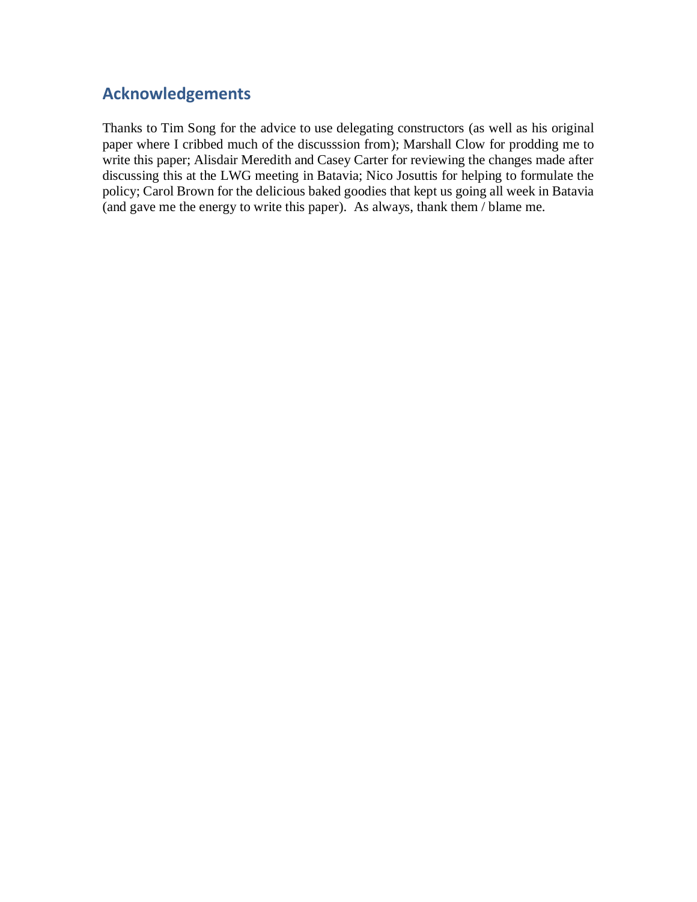## Acknowledgements

Thanks to Tim Song for the advice to use delegating constructors (as well as his original paper where I cribbed much of the discusssion from); Marshall Clow for prodding me to write this paper; Alisdair Meredith and Casey Carter for reviewing the changes made after discussing this at the LWG meeting in Batavia; Nico Josuttis for helping to formulate the policy; Carol Brown for the delicious baked goodies that kept us going all week in Batavia (and gave me the energy to write this paper). As always, thank them / blame me.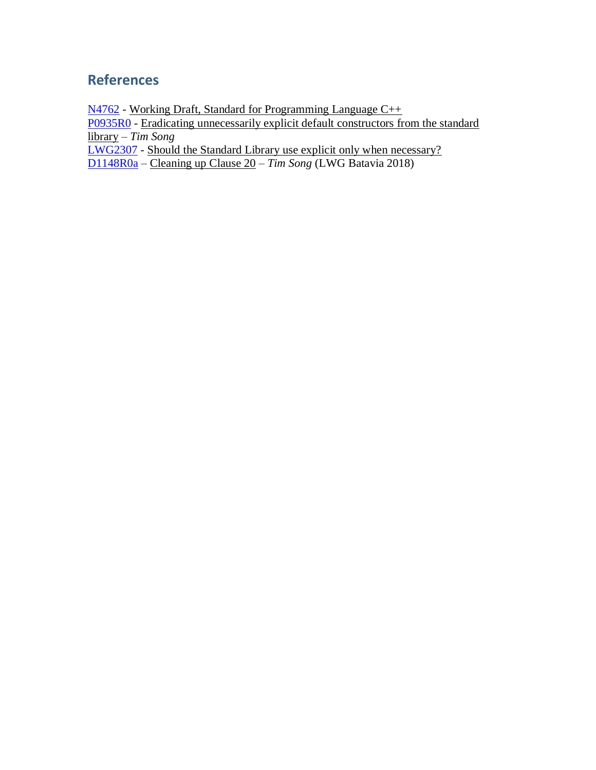## References

N4762 - Working Draft, Standard for Programming Language C++
P0935R0 - Eradicating unnecessarily explicit default constructors from the standard library – *Tim Song*
LWG2307 - Should the Standard Library use explicit only when necessary?
D1148R0a – Cleaning up Clause 20 – *Tim Song* (LWG Batavia 2018)